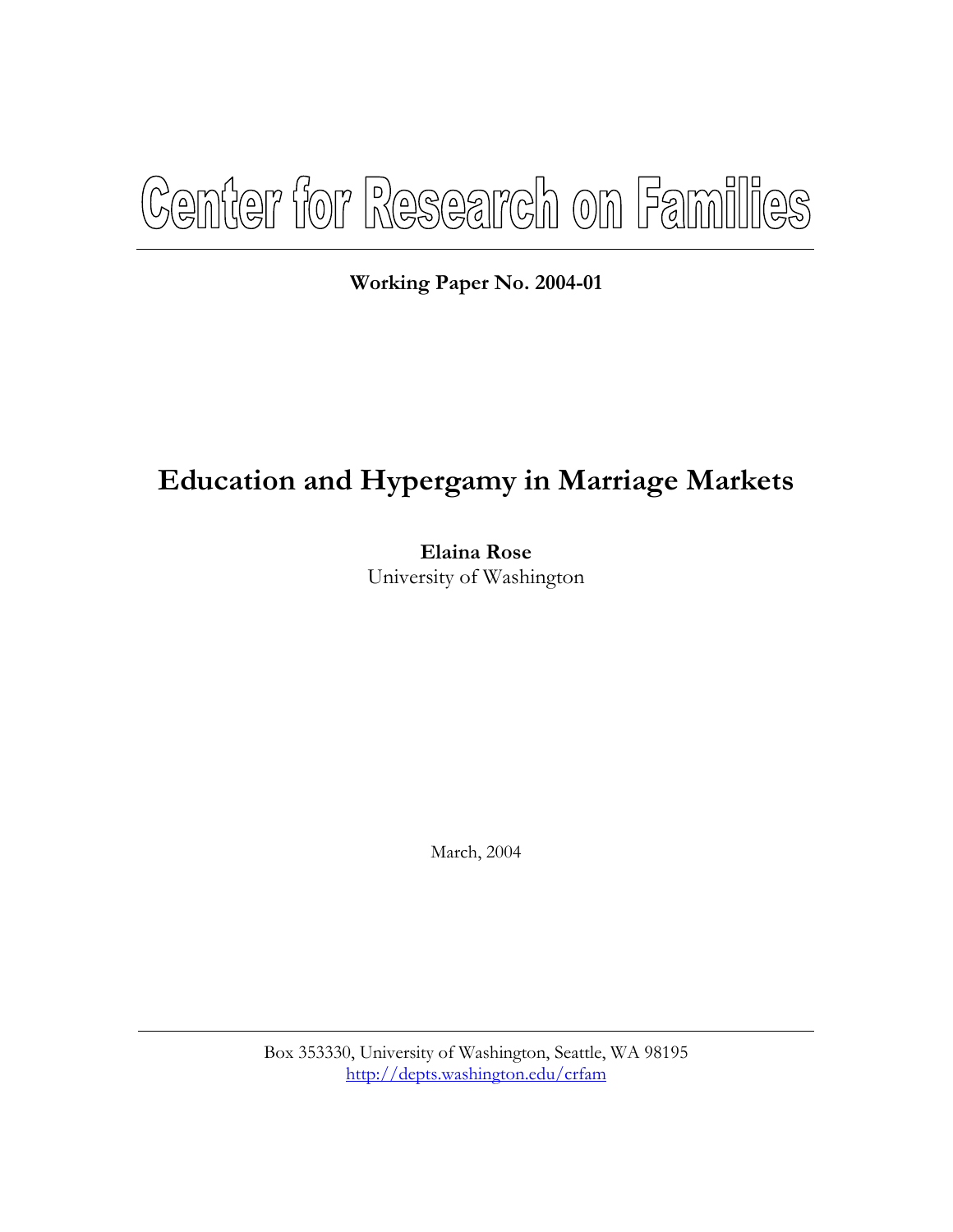# Center for Research on Families

**Working Paper No. 2004-01**

## Education and Hypergamy in Marriage Markets

**Elaina Rose**
University of Washington

March, 2004

Box 353330, University of Washington, Seattle, WA 98195
http://depts.washington.edu/crfam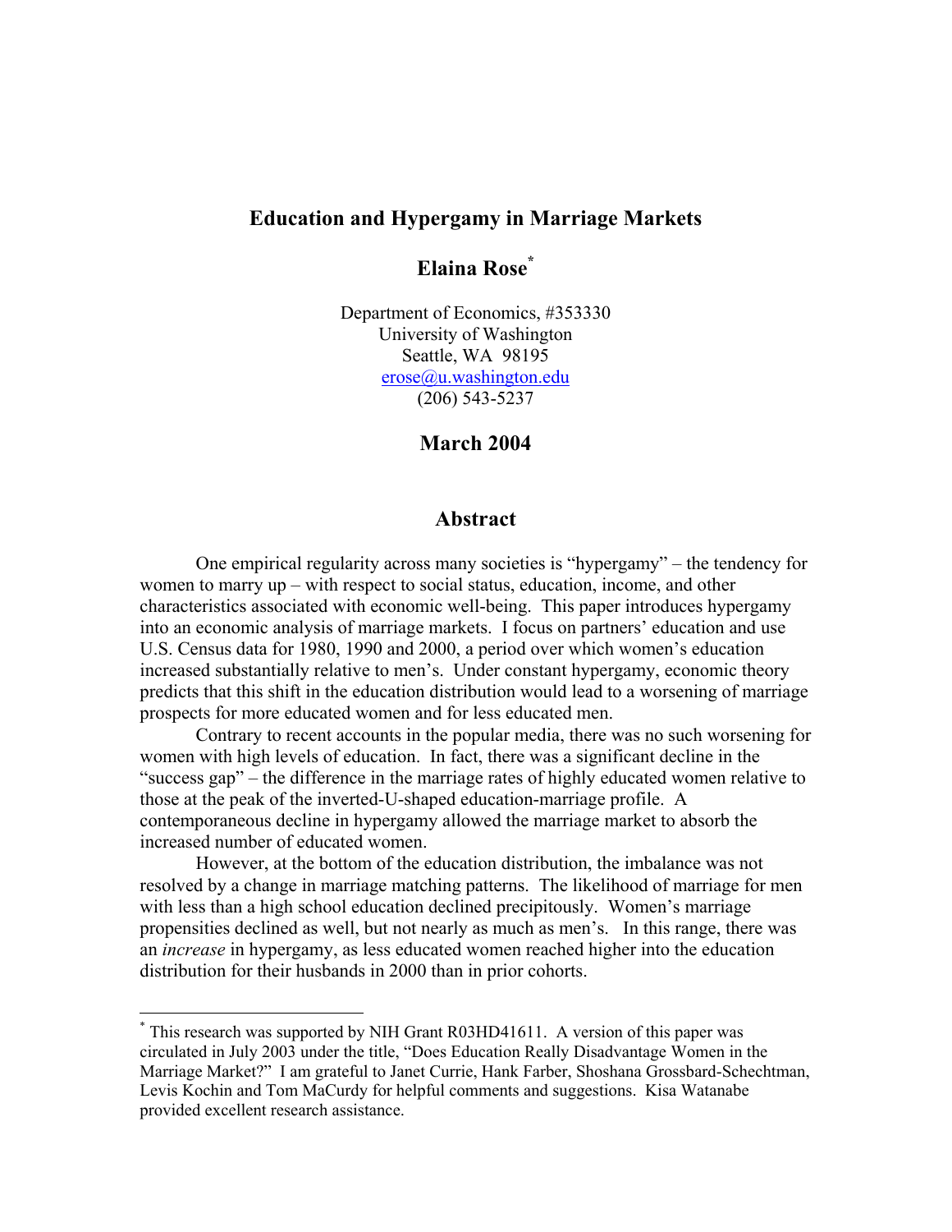# Education and Hypergamy in Marriage Markets

## Elaina Rose[*]

Department of Economics, #353330
University of Washington
Seattle, WA 98195
erose@u.washington.edu
(206) 543-5237

## March 2004

## Abstract

One empirical regularity across many societies is "hypergamy" – the tendency for women to marry up – with respect to social status, education, income, and other characteristics associated with economic well-being. This paper introduces hypergamy into an economic analysis of marriage markets. I focus on partners' education and use U.S. Census data for 1980, 1990 and 2000, a period over which women's education increased substantially relative to men's. Under constant hypergamy, economic theory predicts that this shift in the education distribution would lead to a worsening of marriage prospects for more educated women and for less educated men.

Contrary to recent accounts in the popular media, there was no such worsening for women with high levels of education. In fact, there was a significant decline in the "success gap" – the difference in the marriage rates of highly educated women relative to those at the peak of the inverted-U-shaped education-marriage profile. A contemporaneous decline in hypergamy allowed the marriage market to absorb the increased number of educated women.

However, at the bottom of the education distribution, the imbalance was not resolved by a change in marriage matching patterns. The likelihood of marriage for men with less than a high school education declined precipitously. Women's marriage propensities declined as well, but not nearly as much as men's. In this range, there was an *increase* in hypergamy, as less educated women reached higher into the education distribution for their husbands in 2000 than in prior cohorts.

[*] This research was supported by NIH Grant R03HD41611. A version of this paper was circulated in July 2003 under the title, "Does Education Really Disadvantage Women in the Marriage Market?" I am grateful to Janet Currie, Hank Farber, Shoshana Grossbard-Schechtman, Levis Kochin and Tom MaCurdy for helpful comments and suggestions. Kisa Watanabe provided excellent research assistance.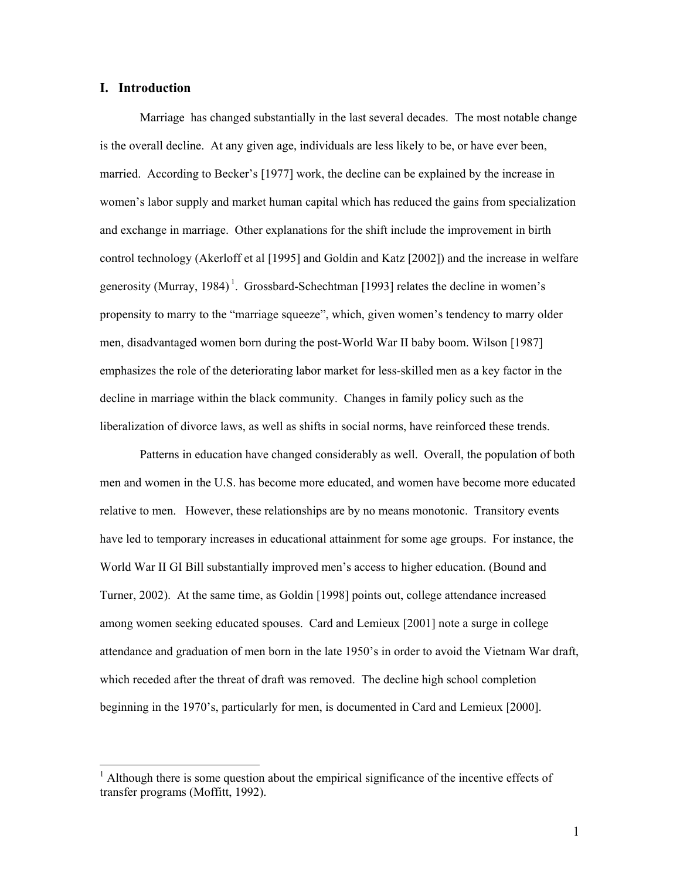## I. Introduction

Marriage has changed substantially in the last several decades. The most notable change is the overall decline. At any given age, individuals are less likely to be, or have ever been, married. According to Becker's [1977] work, the decline can be explained by the increase in women's labor supply and market human capital which has reduced the gains from specialization and exchange in marriage. Other explanations for the shift include the improvement in birth control technology (Akerloff et al [1995] and Goldin and Katz [2002]) and the increase in welfare generosity (Murray, 1984) [1]. Grossbard-Schechtman [1993] relates the decline in women's propensity to marry to the "marriage squeeze", which, given women's tendency to marry older men, disadvantaged women born during the post-World War II baby boom. Wilson [1987] emphasizes the role of the deteriorating labor market for less-skilled men as a key factor in the decline in marriage within the black community. Changes in family policy such as the liberalization of divorce laws, as well as shifts in social norms, have reinforced these trends.

Patterns in education have changed considerably as well. Overall, the population of both men and women in the U.S. has become more educated, and women have become more educated relative to men. However, these relationships are by no means monotonic. Transitory events have led to temporary increases in educational attainment for some age groups. For instance, the World War II GI Bill substantially improved men's access to higher education. (Bound and Turner, 2002). At the same time, as Goldin [1998] points out, college attendance increased among women seeking educated spouses. Card and Lemieux [2001] note a surge in college attendance and graduation of men born in the late 1950's in order to avoid the Vietnam War draft, which receded after the threat of draft was removed. The decline high school completion beginning in the 1970's, particularly for men, is documented in Card and Lemieux [2000].

[1] Although there is some question about the empirical significance of the incentive effects of transfer programs (Moffitt, 1992).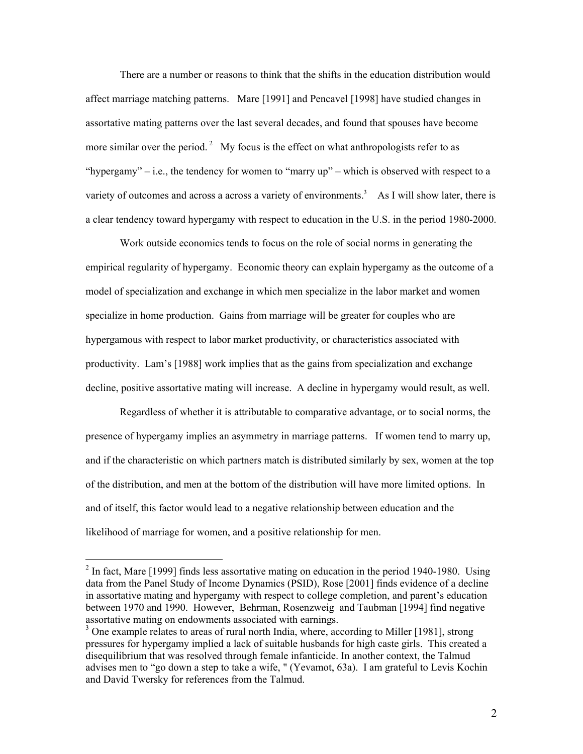There are a number or reasons to think that the shifts in the education distribution would affect marriage matching patterns. Mare [1991] and Pencavel [1998] have studied changes in assortative mating patterns over the last several decades, and found that spouses have become more similar over the period.[2] My focus is the effect on what anthropologists refer to as "hypergamy" – i.e., the tendency for women to "marry up" – which is observed with respect to a variety of outcomes and across a across a variety of environments.[3] As I will show later, there is a clear tendency toward hypergamy with respect to education in the U.S. in the period 1980-2000.

Work outside economics tends to focus on the role of social norms in generating the empirical regularity of hypergamy. Economic theory can explain hypergamy as the outcome of a model of specialization and exchange in which men specialize in the labor market and women specialize in home production. Gains from marriage will be greater for couples who are hypergamous with respect to labor market productivity, or characteristics associated with productivity. Lam's [1988] work implies that as the gains from specialization and exchange decline, positive assortative mating will increase. A decline in hypergamy would result, as well.

Regardless of whether it is attributable to comparative advantage, or to social norms, the presence of hypergamy implies an asymmetry in marriage patterns. If women tend to marry up, and if the characteristic on which partners match is distributed similarly by sex, women at the top of the distribution, and men at the bottom of the distribution will have more limited options. In and of itself, this factor would lead to a negative relationship between education and the likelihood of marriage for women, and a positive relationship for men.

---

[2] In fact, Mare [1999] finds less assortative mating on education in the period 1940-1980. Using data from the Panel Study of Income Dynamics (PSID), Rose [2001] finds evidence of a decline in assortative mating and hypergamy with respect to college completion, and parent's education between 1970 and 1990. However, Behrman, Rosenzweig and Taubman [1994] find negative assortative mating on endowments associated with earnings.

[3] One example relates to areas of rural north India, where, according to Miller [1981], strong pressures for hypergamy implied a lack of suitable husbands for high caste girls. This created a disequilibrium that was resolved through female infanticide. In another context, the Talmud advises men to "go down a step to take a wife, " (Yevamot, 63a). I am grateful to Levis Kochin and David Twersky for references from the Talmud.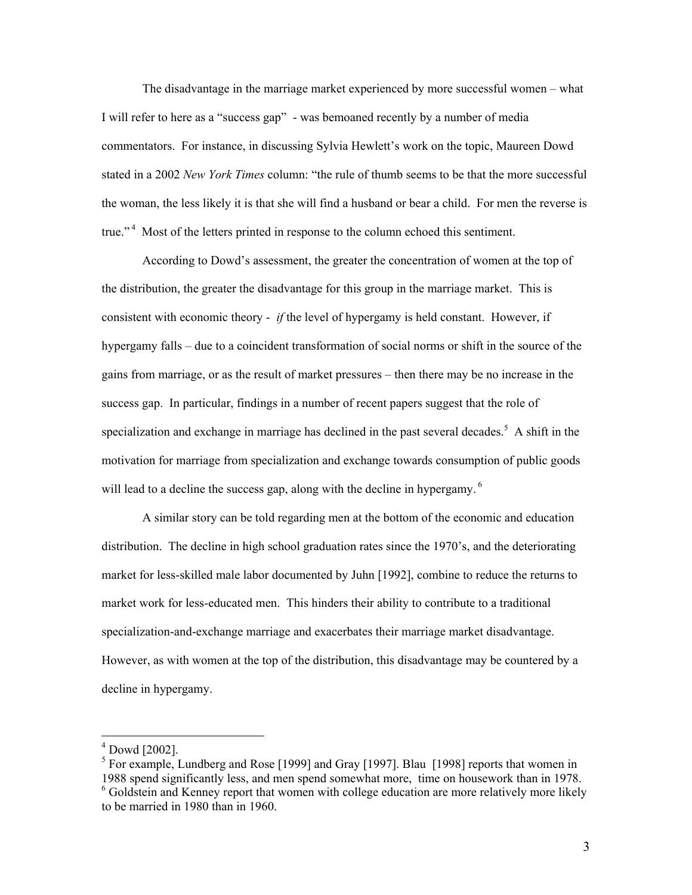The disadvantage in the marriage market experienced by more successful women – what I will refer to here as a "success gap" - was bemoaned recently by a number of media commentators. For instance, in discussing Sylvia Hewlett's work on the topic, Maureen Dowd stated in a 2002 *New York Times* column: "the rule of thumb seems to be that the more successful the woman, the less likely it is that she will find a husband or bear a child. For men the reverse is true."[4] Most of the letters printed in response to the column echoed this sentiment.

According to Dowd's assessment, the greater the concentration of women at the top of the distribution, the greater the disadvantage for this group in the marriage market. This is consistent with economic theory - *if* the level of hypergamy is held constant. However, if hypergamy falls – due to a coincident transformation of social norms or shift in the source of the gains from marriage, or as the result of market pressures – then there may be no increase in the success gap. In particular, findings in a number of recent papers suggest that the role of specialization and exchange in marriage has declined in the past several decades.[5] A shift in the motivation for marriage from specialization and exchange towards consumption of public goods will lead to a decline the success gap, along with the decline in hypergamy.[6]

A similar story can be told regarding men at the bottom of the economic and education distribution. The decline in high school graduation rates since the 1970's, and the deteriorating market for less-skilled male labor documented by Juhn [1992], combine to reduce the returns to market work for less-educated men. This hinders their ability to contribute to a traditional specialization-and-exchange marriage and exacerbates their marriage market disadvantage. However, as with women at the top of the distribution, this disadvantage may be countered by a decline in hypergamy.

---

[4] Dowd [2002].

[5] For example, Lundberg and Rose [1999] and Gray [1997]. Blau [1998] reports that women in 1988 spend significantly less, and men spend somewhat more, time on housework than in 1978.

[6] Goldstein and Kenney report that women with college education are more relatively more likely to be married in 1980 than in 1960.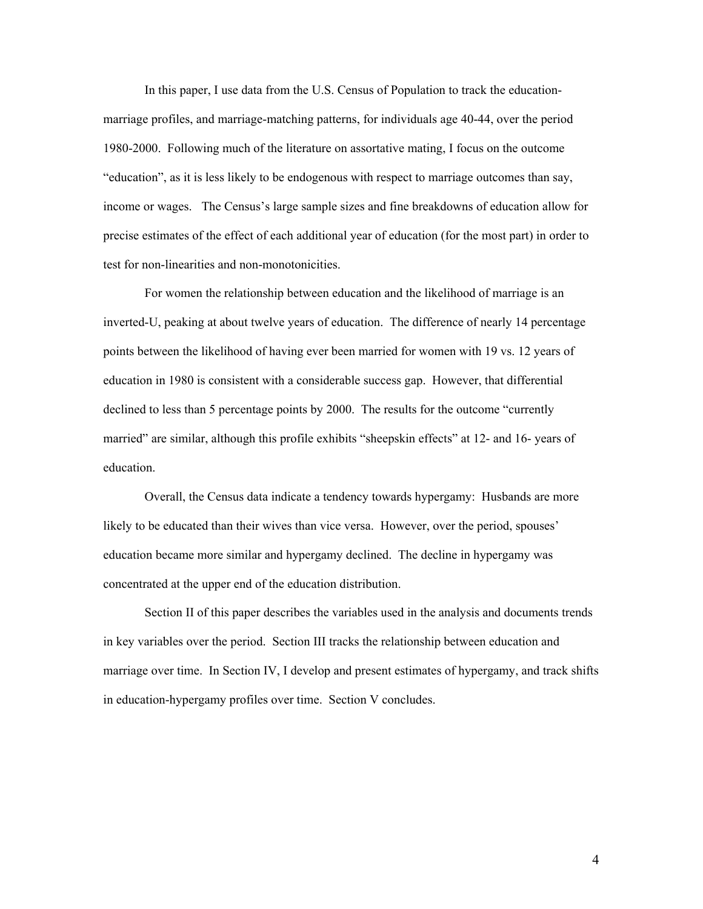In this paper, I use data from the U.S. Census of Population to track the education-marriage profiles, and marriage-matching patterns, for individuals age 40-44, over the period 1980-2000. Following much of the literature on assortative mating, I focus on the outcome "education", as it is less likely to be endogenous with respect to marriage outcomes than say, income or wages. The Census's large sample sizes and fine breakdowns of education allow for precise estimates of the effect of each additional year of education (for the most part) in order to test for non-linearities and non-monotonicities.

For women the relationship between education and the likelihood of marriage is an inverted-U, peaking at about twelve years of education. The difference of nearly 14 percentage points between the likelihood of having ever been married for women with 19 vs. 12 years of education in 1980 is consistent with a considerable success gap. However, that differential declined to less than 5 percentage points by 2000. The results for the outcome "currently married" are similar, although this profile exhibits "sheepskin effects" at 12- and 16- years of education.

Overall, the Census data indicate a tendency towards hypergamy: Husbands are more likely to be educated than their wives than vice versa. However, over the period, spouses' education became more similar and hypergamy declined. The decline in hypergamy was concentrated at the upper end of the education distribution.

Section II of this paper describes the variables used in the analysis and documents trends in key variables over the period. Section III tracks the relationship between education and marriage over time. In Section IV, I develop and present estimates of hypergamy, and track shifts in education-hypergamy profiles over time. Section V concludes.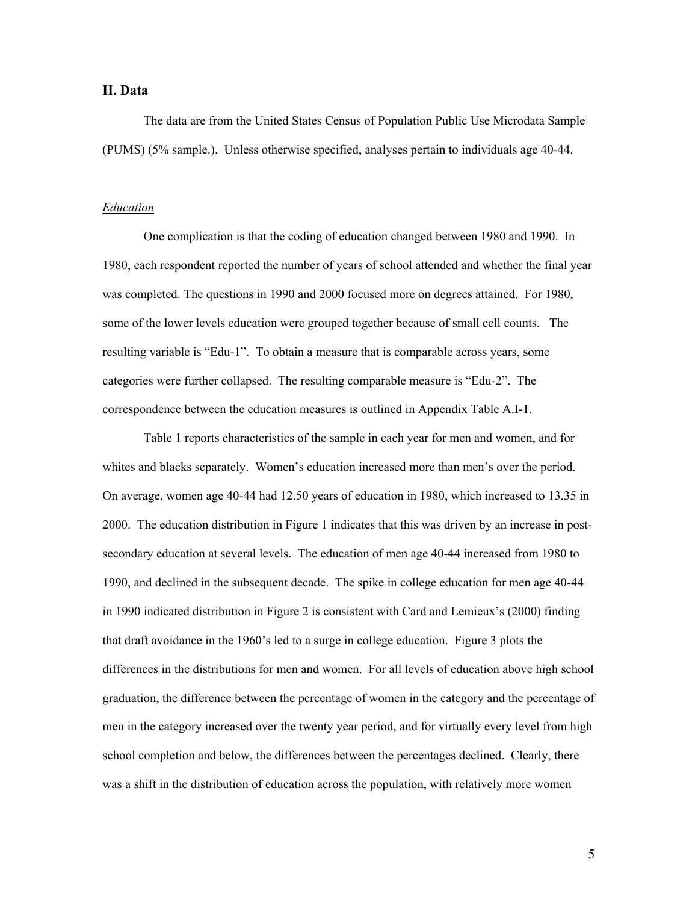## II. Data

The data are from the United States Census of Population Public Use Microdata Sample (PUMS) (5% sample.). Unless otherwise specified, analyses pertain to individuals age 40-44.

### *Education*

One complication is that the coding of education changed between 1980 and 1990. In 1980, each respondent reported the number of years of school attended and whether the final year was completed. The questions in 1990 and 2000 focused more on degrees attained. For 1980, some of the lower levels education were grouped together because of small cell counts. The resulting variable is "Edu-1". To obtain a measure that is comparable across years, some categories were further collapsed. The resulting comparable measure is "Edu-2". The correspondence between the education measures is outlined in Appendix Table A.I-1.

Table 1 reports characteristics of the sample in each year for men and women, and for whites and blacks separately. Women's education increased more than men's over the period. On average, women age 40-44 had 12.50 years of education in 1980, which increased to 13.35 in 2000. The education distribution in Figure 1 indicates that this was driven by an increase in post-secondary education at several levels. The education of men age 40-44 increased from 1980 to 1990, and declined in the subsequent decade. The spike in college education for men age 40-44 in 1990 indicated distribution in Figure 2 is consistent with Card and Lemieux's (2000) finding that draft avoidance in the 1960's led to a surge in college education. Figure 3 plots the differences in the distributions for men and women. For all levels of education above high school graduation, the difference between the percentage of women in the category and the percentage of men in the category increased over the twenty year period, and for virtually every level from high school completion and below, the differences between the percentages declined. Clearly, there was a shift in the distribution of education across the population, with relatively more women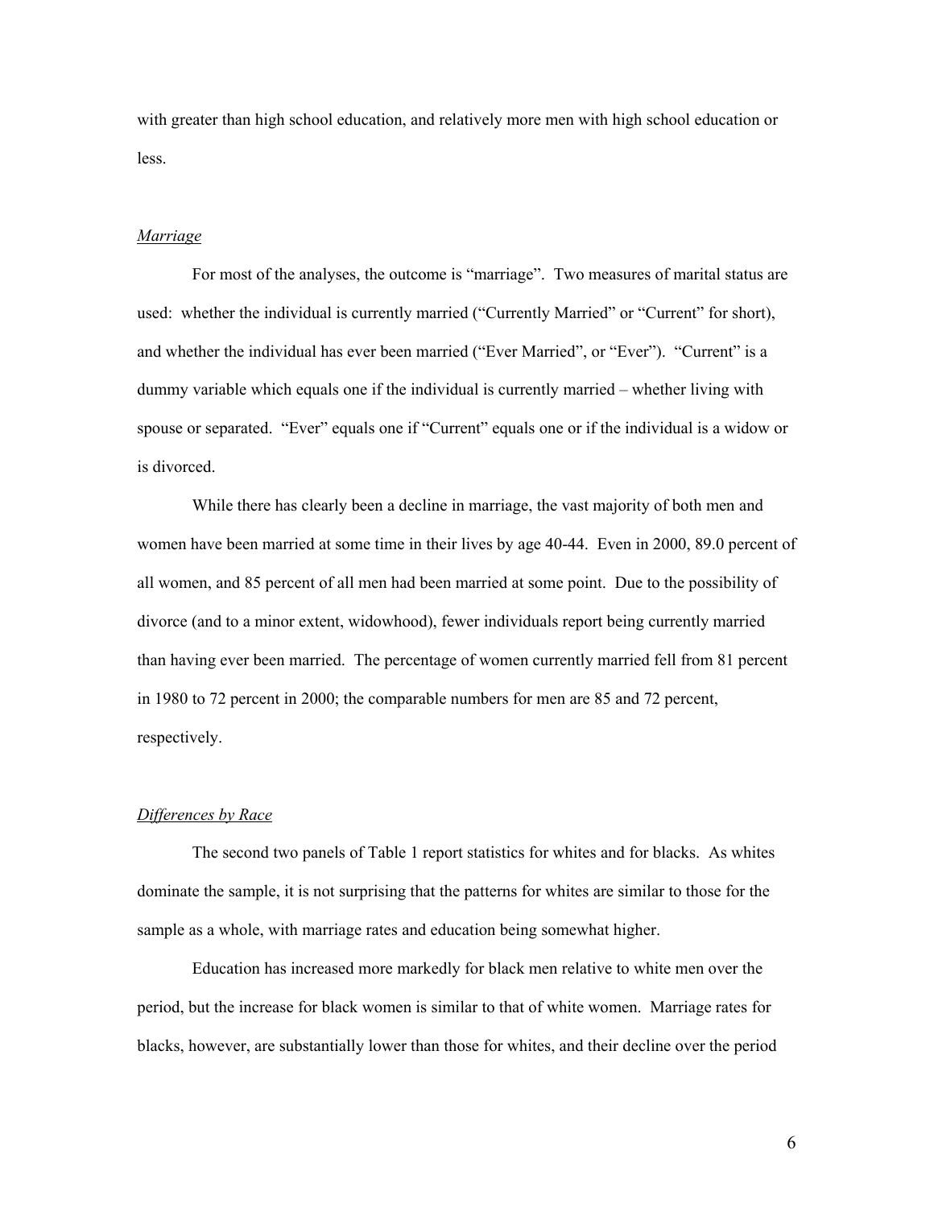with greater than high school education, and relatively more men with high school education or less.

*Marriage*

For most of the analyses, the outcome is "marriage". Two measures of marital status are used: whether the individual is currently married ("Currently Married" or "Current" for short), and whether the individual has ever been married ("Ever Married", or "Ever"). "Current" is a dummy variable which equals one if the individual is currently married – whether living with spouse or separated. "Ever" equals one if "Current" equals one or if the individual is a widow or is divorced.

While there has clearly been a decline in marriage, the vast majority of both men and women have been married at some time in their lives by age 40-44. Even in 2000, 89.0 percent of all women, and 85 percent of all men had been married at some point. Due to the possibility of divorce (and to a minor extent, widowhood), fewer individuals report being currently married than having ever been married. The percentage of women currently married fell from 81 percent in 1980 to 72 percent in 2000; the comparable numbers for men are 85 and 72 percent, respectively.

*Differences by Race*

The second two panels of Table 1 report statistics for whites and for blacks. As whites dominate the sample, it is not surprising that the patterns for whites are similar to those for the sample as a whole, with marriage rates and education being somewhat higher.

Education has increased more markedly for black men relative to white men over the period, but the increase for black women is similar to that of white women. Marriage rates for blacks, however, are substantially lower than those for whites, and their decline over the period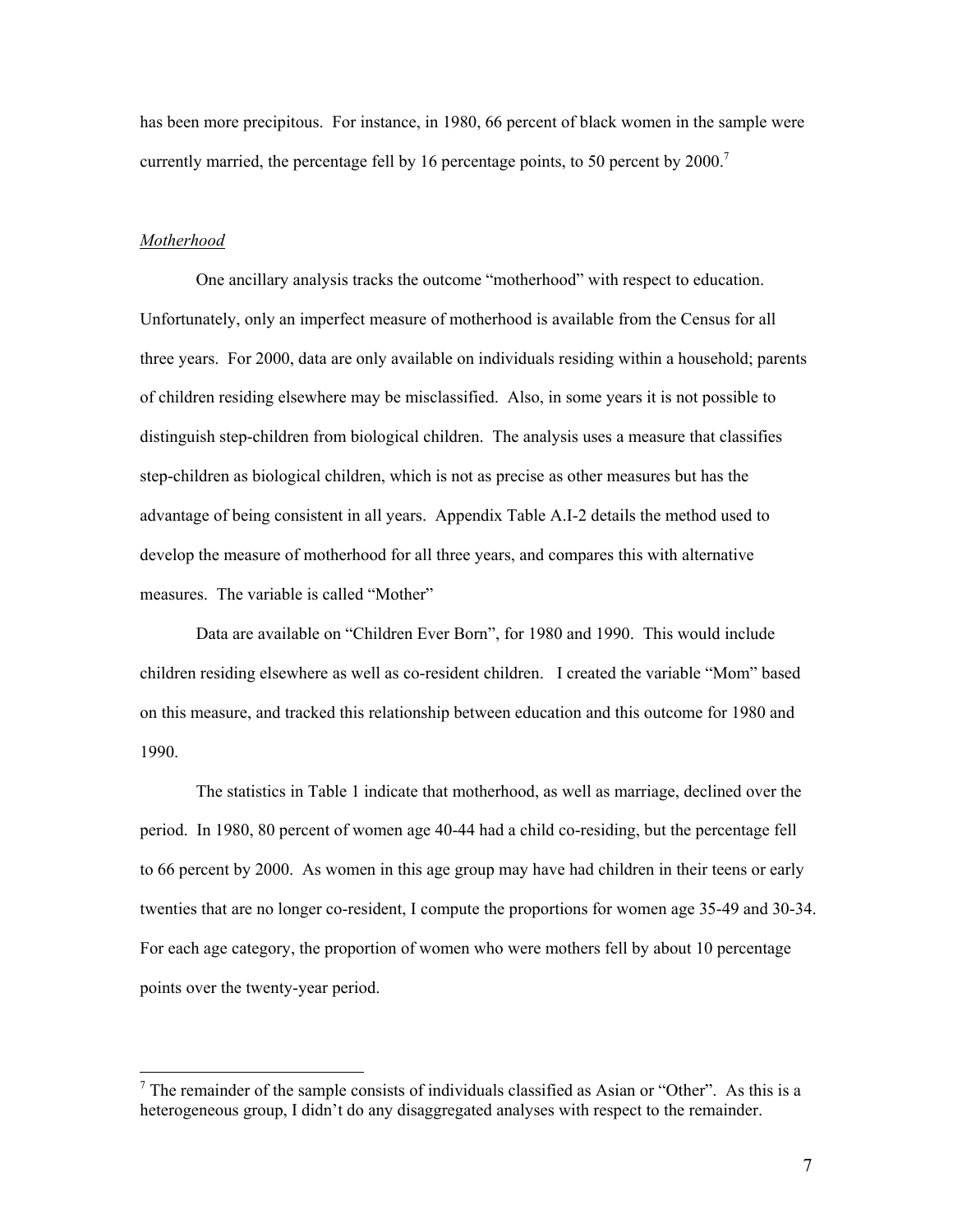has been more precipitous. For instance, in 1980, 66 percent of black women in the sample were currently married, the percentage fell by 16 percentage points, to 50 percent by 2000.[7]

*Motherhood*

One ancillary analysis tracks the outcome "motherhood" with respect to education. Unfortunately, only an imperfect measure of motherhood is available from the Census for all three years. For 2000, data are only available on individuals residing within a household; parents of children residing elsewhere may be misclassified. Also, in some years it is not possible to distinguish step-children from biological children. The analysis uses a measure that classifies step-children as biological children, which is not as precise as other measures but has the advantage of being consistent in all years. Appendix Table A.I-2 details the method used to develop the measure of motherhood for all three years, and compares this with alternative measures. The variable is called "Mother"

Data are available on "Children Ever Born", for 1980 and 1990. This would include children residing elsewhere as well as co-resident children. I created the variable "Mom" based on this measure, and tracked this relationship between education and this outcome for 1980 and 1990.

The statistics in Table 1 indicate that motherhood, as well as marriage, declined over the period. In 1980, 80 percent of women age 40-44 had a child co-residing, but the percentage fell to 66 percent by 2000. As women in this age group may have had children in their teens or early twenties that are no longer co-resident, I compute the proportions for women age 35-49 and 30-34. For each age category, the proportion of women who were mothers fell by about 10 percentage points over the twenty-year period.

[7] The remainder of the sample consists of individuals classified as Asian or "Other". As this is a heterogeneous group, I didn't do any disaggregated analyses with respect to the remainder.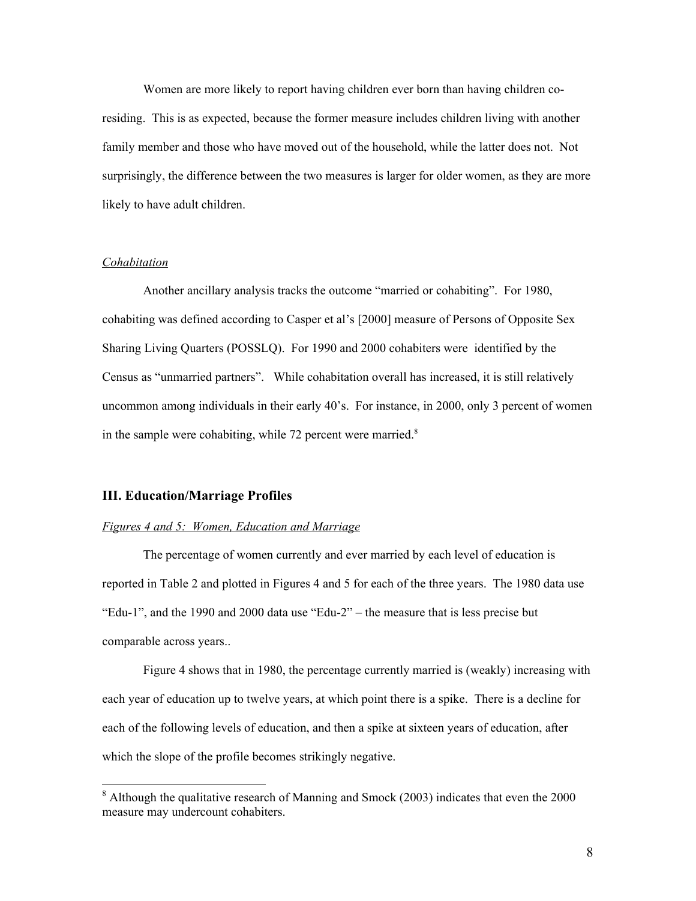Women are more likely to report having children ever born than having children co-residing. This is as expected, because the former measure includes children living with another family member and those who have moved out of the household, while the latter does not. Not surprisingly, the difference between the two measures is larger for older women, as they are more likely to have adult children.

*Cohabitation*

Another ancillary analysis tracks the outcome "married or cohabiting". For 1980, cohabiting was defined according to Casper et al's [2000] measure of Persons of Opposite Sex Sharing Living Quarters (POSSLQ). For 1990 and 2000 cohabiters were identified by the Census as "unmarried partners". While cohabitation overall has increased, it is still relatively uncommon among individuals in their early 40's. For instance, in 2000, only 3 percent of women in the sample were cohabiting, while 72 percent were married.[8]

## III. Education/Marriage Profiles

*Figures 4 and 5: Women, Education and Marriage*

The percentage of women currently and ever married by each level of education is reported in Table 2 and plotted in Figures 4 and 5 for each of the three years. The 1980 data use "Edu-1", and the 1990 and 2000 data use "Edu-2" – the measure that is less precise but comparable across years..

Figure 4 shows that in 1980, the percentage currently married is (weakly) increasing with each year of education up to twelve years, at which point there is a spike. There is a decline for each of the following levels of education, and then a spike at sixteen years of education, after which the slope of the profile becomes strikingly negative.

[8] Although the qualitative research of Manning and Smock (2003) indicates that even the 2000 measure may undercount cohabiters.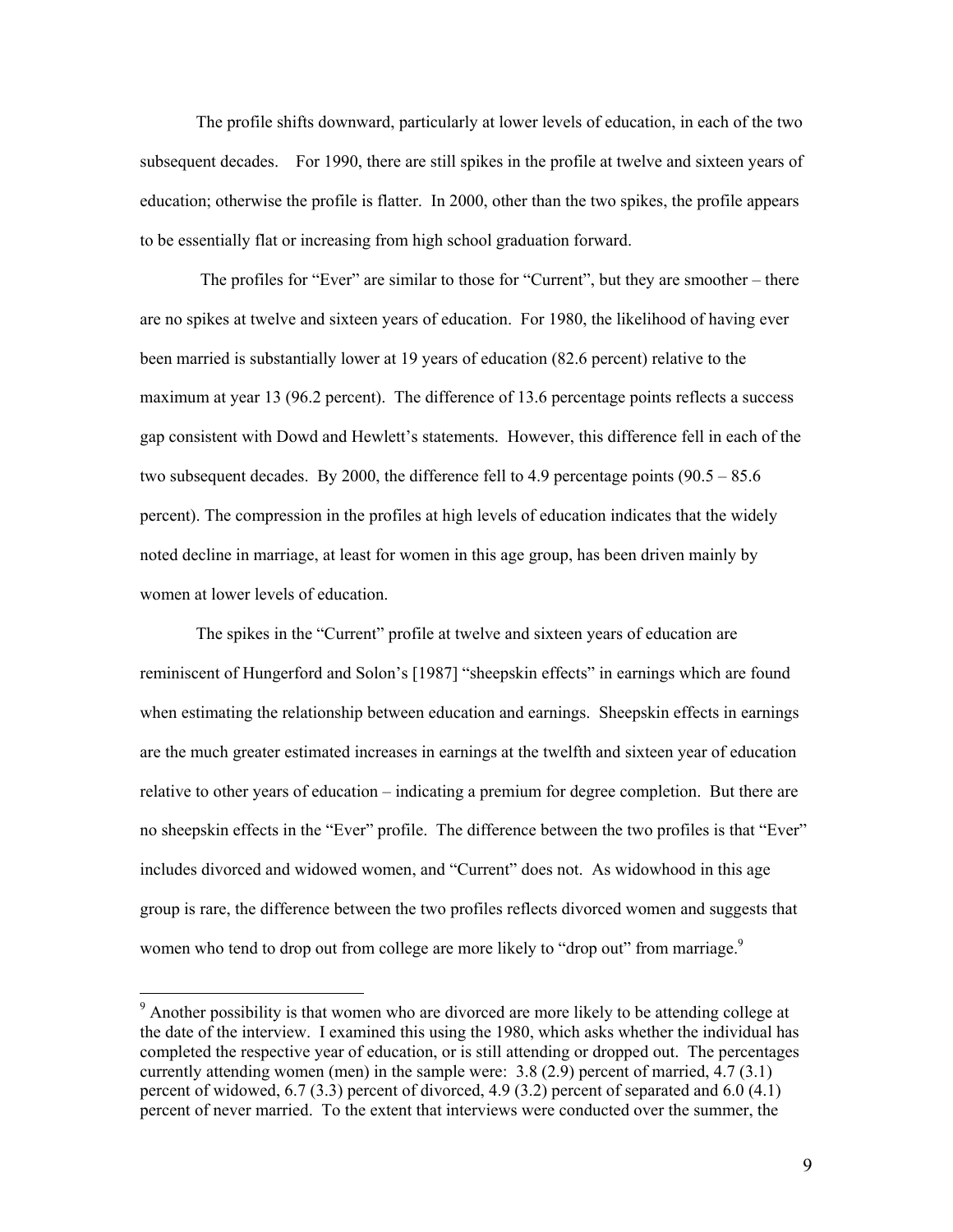The profile shifts downward, particularly at lower levels of education, in each of the two subsequent decades. For 1990, there are still spikes in the profile at twelve and sixteen years of education; otherwise the profile is flatter. In 2000, other than the two spikes, the profile appears to be essentially flat or increasing from high school graduation forward.

The profiles for "Ever" are similar to those for "Current", but they are smoother – there are no spikes at twelve and sixteen years of education. For 1980, the likelihood of having ever been married is substantially lower at 19 years of education (82.6 percent) relative to the maximum at year 13 (96.2 percent). The difference of 13.6 percentage points reflects a success gap consistent with Dowd and Hewlett's statements. However, this difference fell in each of the two subsequent decades. By 2000, the difference fell to 4.9 percentage points (90.5 – 85.6 percent). The compression in the profiles at high levels of education indicates that the widely noted decline in marriage, at least for women in this age group, has been driven mainly by women at lower levels of education.

The spikes in the "Current" profile at twelve and sixteen years of education are reminiscent of Hungerford and Solon's [1987] "sheepskin effects" in earnings which are found when estimating the relationship between education and earnings. Sheepskin effects in earnings are the much greater estimated increases in earnings at the twelfth and sixteen year of education relative to other years of education – indicating a premium for degree completion. But there are no sheepskin effects in the "Ever" profile. The difference between the two profiles is that "Ever" includes divorced and widowed women, and "Current" does not. As widowhood in this age group is rare, the difference between the two profiles reflects divorced women and suggests that women who tend to drop out from college are more likely to "drop out" from marriage.[9]

---

[9] Another possibility is that women who are divorced are more likely to be attending college at the date of the interview. I examined this using the 1980, which asks whether the individual has completed the respective year of education, or is still attending or dropped out. The percentages currently attending women (men) in the sample were: 3.8 (2.9) percent of married, 4.7 (3.1) percent of widowed, 6.7 (3.3) percent of divorced, 4.9 (3.2) percent of separated and 6.0 (4.1) percent of never married. To the extent that interviews were conducted over the summer, the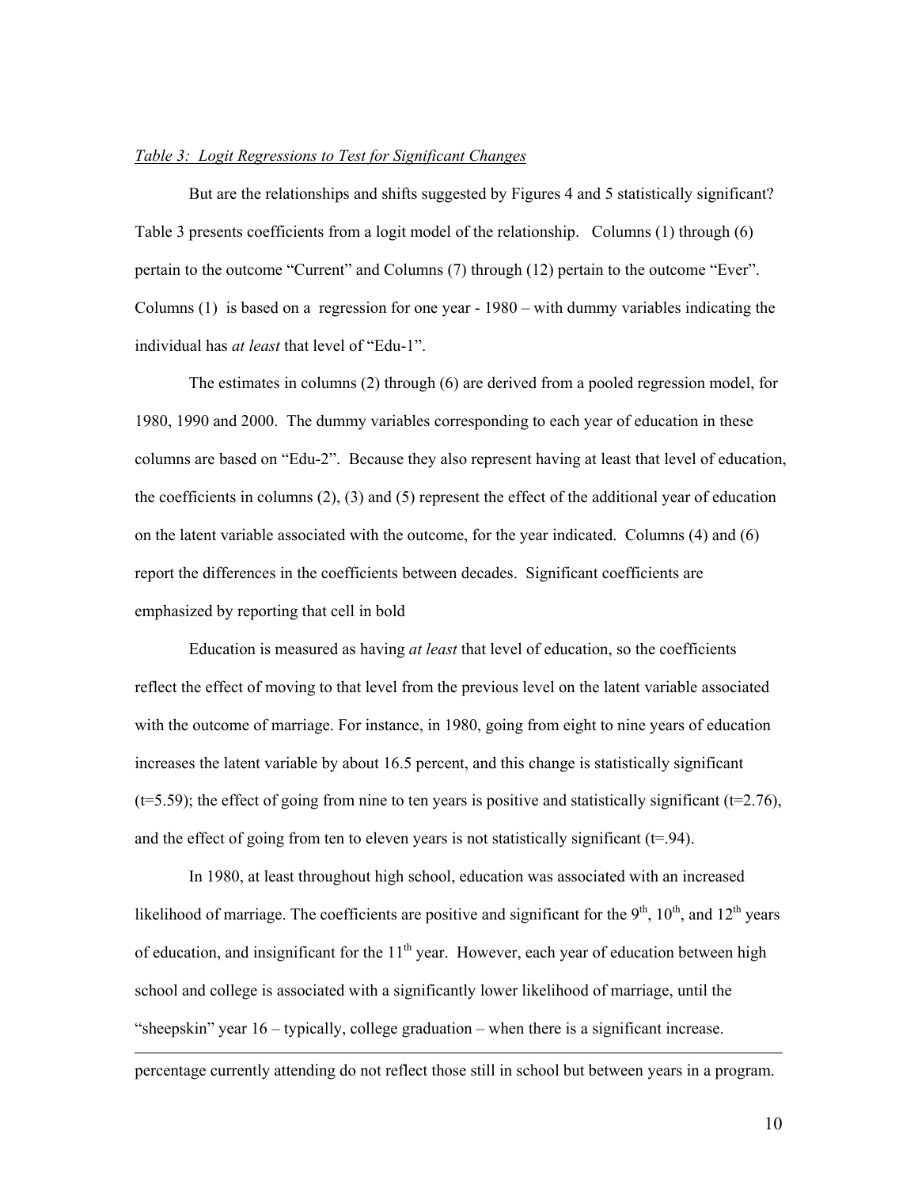*Table 3: Logit Regressions to Test for Significant Changes*

But are the relationships and shifts suggested by Figures 4 and 5 statistically significant? Table 3 presents coefficients from a logit model of the relationship. Columns (1) through (6) pertain to the outcome "Current" and Columns (7) through (12) pertain to the outcome "Ever". Columns (1) is based on a regression for one year - 1980 – with dummy variables indicating the individual has *at least* that level of "Edu-1".

The estimates in columns (2) through (6) are derived from a pooled regression model, for 1980, 1990 and 2000. The dummy variables corresponding to each year of education in these columns are based on "Edu-2". Because they also represent having at least that level of education, the coefficients in columns (2), (3) and (5) represent the effect of the additional year of education on the latent variable associated with the outcome, for the year indicated. Columns (4) and (6) report the differences in the coefficients between decades. Significant coefficients are emphasized by reporting that cell in bold

Education is measured as having *at least* that level of education, so the coefficients reflect the effect of moving to that level from the previous level on the latent variable associated with the outcome of marriage. For instance, in 1980, going from eight to nine years of education increases the latent variable by about 16.5 percent, and this change is statistically significant (t=5.59); the effect of going from nine to ten years is positive and statistically significant (t=2.76), and the effect of going from ten to eleven years is not statistically significant (t=.94).

In 1980, at least throughout high school, education was associated with an increased likelihood of marriage. The coefficients are positive and significant for the 9th, 10th, and 12th years of education, and insignificant for the 11th year. However, each year of education between high school and college is associated with a significantly lower likelihood of marriage, until the "sheepskin" year 16 – typically, college graduation – when there is a significant increase.

---

percentage currently attending do not reflect those still in school but between years in a program.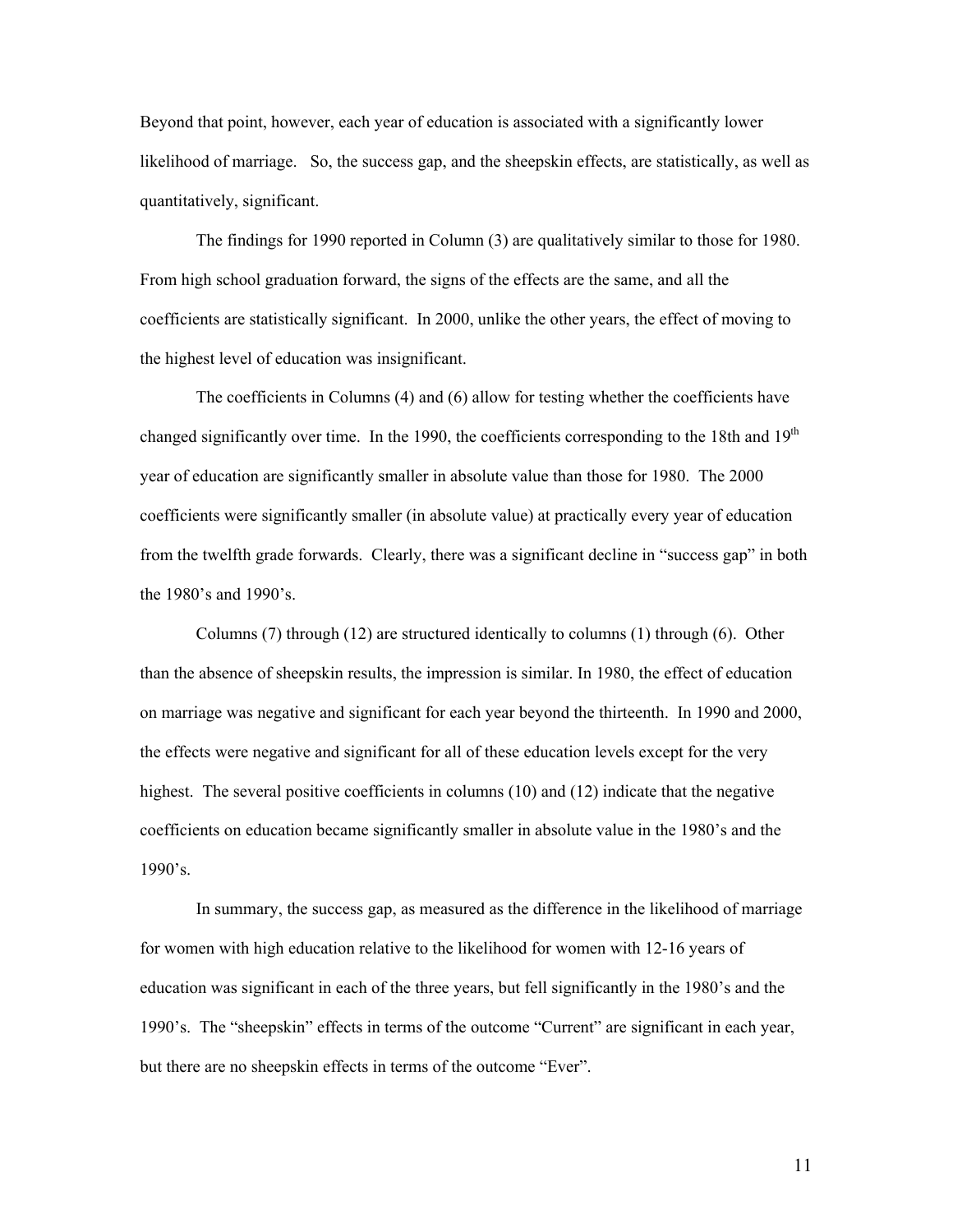Beyond that point, however, each year of education is associated with a significantly lower likelihood of marriage. So, the success gap, and the sheepskin effects, are statistically, as well as quantitatively, significant.

The findings for 1990 reported in Column (3) are qualitatively similar to those for 1980. From high school graduation forward, the signs of the effects are the same, and all the coefficients are statistically significant. In 2000, unlike the other years, the effect of moving to the highest level of education was insignificant.

The coefficients in Columns (4) and (6) allow for testing whether the coefficients have changed significantly over time. In the 1990, the coefficients corresponding to the 18th and 19th year of education are significantly smaller in absolute value than those for 1980. The 2000 coefficients were significantly smaller (in absolute value) at practically every year of education from the twelfth grade forwards. Clearly, there was a significant decline in "success gap" in both the 1980's and 1990's.

Columns (7) through (12) are structured identically to columns (1) through (6). Other than the absence of sheepskin results, the impression is similar. In 1980, the effect of education on marriage was negative and significant for each year beyond the thirteenth. In 1990 and 2000, the effects were negative and significant for all of these education levels except for the very highest. The several positive coefficients in columns (10) and (12) indicate that the negative coefficients on education became significantly smaller in absolute value in the 1980's and the 1990's.

In summary, the success gap, as measured as the difference in the likelihood of marriage for women with high education relative to the likelihood for women with 12-16 years of education was significant in each of the three years, but fell significantly in the 1980's and the 1990's. The "sheepskin" effects in terms of the outcome "Current" are significant in each year, but there are no sheepskin effects in terms of the outcome "Ever".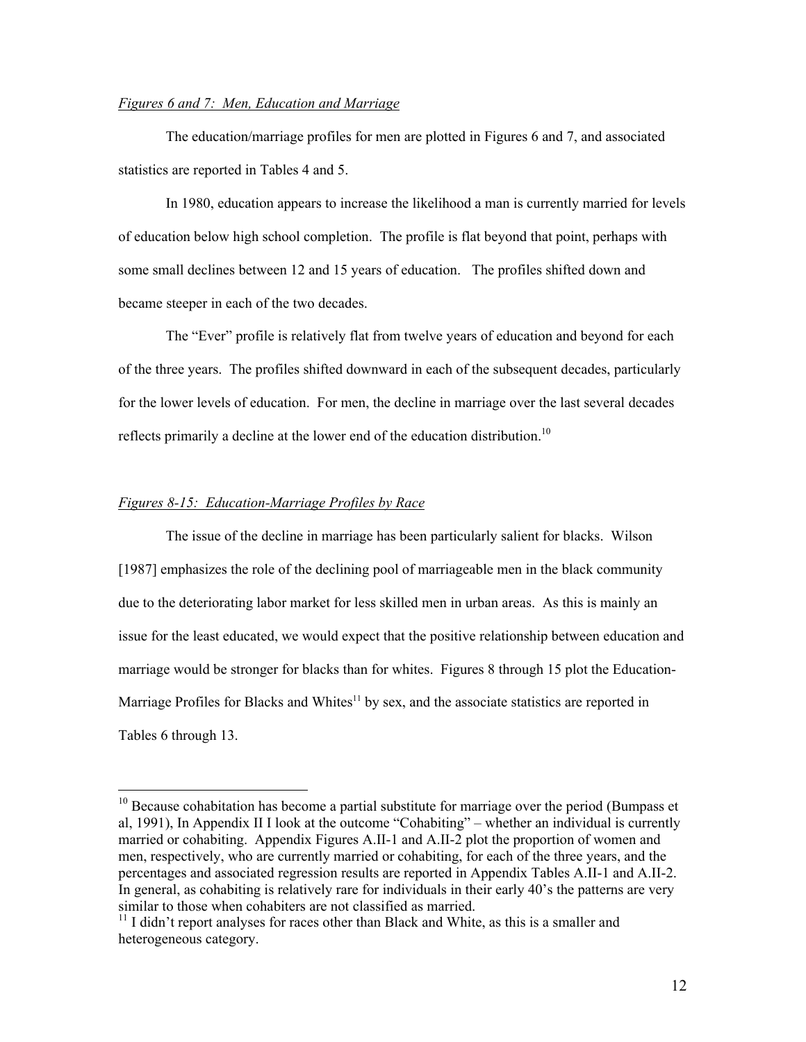*Figures 6 and 7: Men, Education and Marriage*

The education/marriage profiles for men are plotted in Figures 6 and 7, and associated statistics are reported in Tables 4 and 5.

In 1980, education appears to increase the likelihood a man is currently married for levels of education below high school completion. The profile is flat beyond that point, perhaps with some small declines between 12 and 15 years of education. The profiles shifted down and became steeper in each of the two decades.

The "Ever" profile is relatively flat from twelve years of education and beyond for each of the three years. The profiles shifted downward in each of the subsequent decades, particularly for the lower levels of education. For men, the decline in marriage over the last several decades reflects primarily a decline at the lower end of the education distribution.[10]

*Figures 8-15: Education-Marriage Profiles by Race*

The issue of the decline in marriage has been particularly salient for blacks. Wilson [1987] emphasizes the role of the declining pool of marriageable men in the black community due to the deteriorating labor market for less skilled men in urban areas. As this is mainly an issue for the least educated, we would expect that the positive relationship between education and marriage would be stronger for blacks than for whites. Figures 8 through 15 plot the Education-Marriage Profiles for Blacks and Whites[11] by sex, and the associate statistics are reported in Tables 6 through 13.

---

[10] Because cohabitation has become a partial substitute for marriage over the period (Bumpass et al, 1991), In Appendix II I look at the outcome "Cohabiting" – whether an individual is currently married or cohabiting. Appendix Figures A.II-1 and A.II-2 plot the proportion of women and men, respectively, who are currently married or cohabiting, for each of the three years, and the percentages and associated regression results are reported in Appendix Tables A.II-1 and A.II-2. In general, as cohabiting is relatively rare for individuals in their early 40's the patterns are very similar to those when cohabiters are not classified as married.

[11] I didn't report analyses for races other than Black and White, as this is a smaller and heterogeneous category.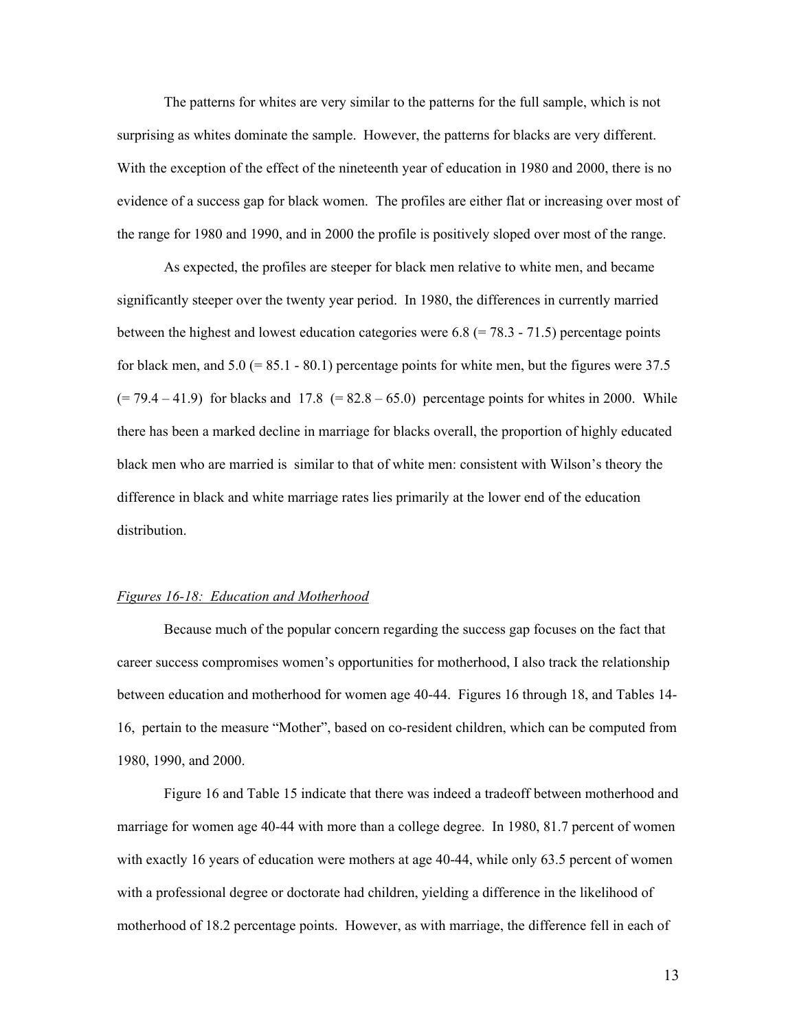The patterns for whites are very similar to the patterns for the full sample, which is not surprising as whites dominate the sample. However, the patterns for blacks are very different. With the exception of the effect of the nineteenth year of education in 1980 and 2000, there is no evidence of a success gap for black women. The profiles are either flat or increasing over most of the range for 1980 and 1990, and in 2000 the profile is positively sloped over most of the range.

As expected, the profiles are steeper for black men relative to white men, and became significantly steeper over the twenty year period. In 1980, the differences in currently married between the highest and lowest education categories were 6.8 (= 78.3 - 71.5) percentage points for black men, and 5.0 (= 85.1 - 80.1) percentage points for white men, but the figures were 37.5 (= 79.4 – 41.9) for blacks and 17.8 (= 82.8 – 65.0) percentage points for whites in 2000. While there has been a marked decline in marriage for blacks overall, the proportion of highly educated black men who are married is similar to that of white men: consistent with Wilson's theory the difference in black and white marriage rates lies primarily at the lower end of the education distribution.

*Figures 16-18: Education and Motherhood*

Because much of the popular concern regarding the success gap focuses on the fact that career success compromises women's opportunities for motherhood, I also track the relationship between education and motherhood for women age 40-44. Figures 16 through 18, and Tables 14-16, pertain to the measure "Mother", based on co-resident children, which can be computed from 1980, 1990, and 2000.

Figure 16 and Table 15 indicate that there was indeed a tradeoff between motherhood and marriage for women age 40-44 with more than a college degree. In 1980, 81.7 percent of women with exactly 16 years of education were mothers at age 40-44, while only 63.5 percent of women with a professional degree or doctorate had children, yielding a difference in the likelihood of motherhood of 18.2 percentage points. However, as with marriage, the difference fell in each of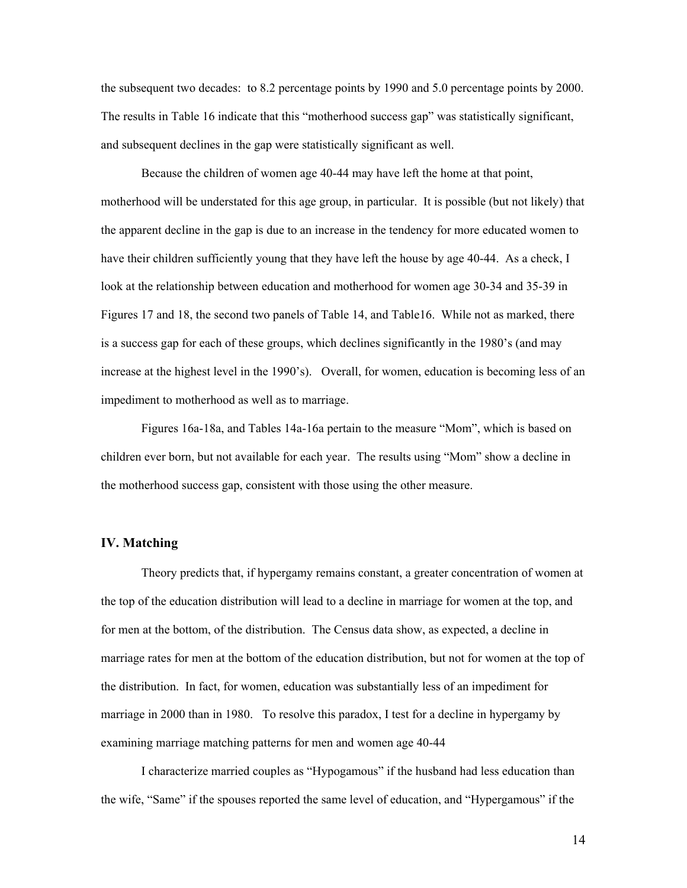the subsequent two decades: to 8.2 percentage points by 1990 and 5.0 percentage points by 2000. The results in Table 16 indicate that this "motherhood success gap" was statistically significant, and subsequent declines in the gap were statistically significant as well.

Because the children of women age 40-44 may have left the home at that point, motherhood will be understated for this age group, in particular. It is possible (but not likely) that the apparent decline in the gap is due to an increase in the tendency for more educated women to have their children sufficiently young that they have left the house by age 40-44. As a check, I look at the relationship between education and motherhood for women age 30-34 and 35-39 in Figures 17 and 18, the second two panels of Table 14, and Table16. While not as marked, there is a success gap for each of these groups, which declines significantly in the 1980's (and may increase at the highest level in the 1990's). Overall, for women, education is becoming less of an impediment to motherhood as well as to marriage.

Figures 16a-18a, and Tables 14a-16a pertain to the measure "Mom", which is based on children ever born, but not available for each year. The results using "Mom" show a decline in the motherhood success gap, consistent with those using the other measure.

## IV. Matching

Theory predicts that, if hypergamy remains constant, a greater concentration of women at the top of the education distribution will lead to a decline in marriage for women at the top, and for men at the bottom, of the distribution. The Census data show, as expected, a decline in marriage rates for men at the bottom of the education distribution, but not for women at the top of the distribution. In fact, for women, education was substantially less of an impediment for marriage in 2000 than in 1980. To resolve this paradox, I test for a decline in hypergamy by examining marriage matching patterns for men and women age 40-44

I characterize married couples as "Hypogamous" if the husband had less education than the wife, "Same" if the spouses reported the same level of education, and "Hypergamous" if the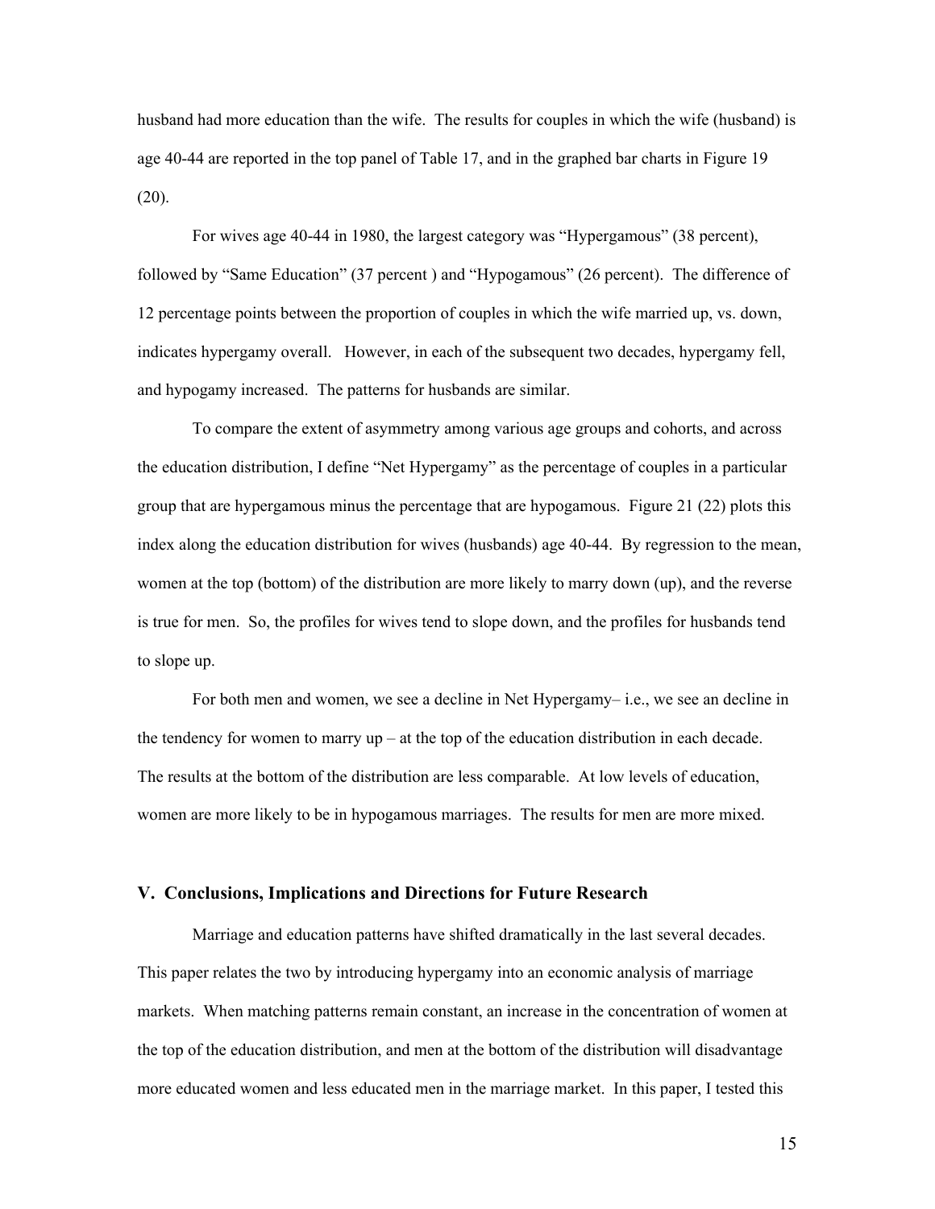husband had more education than the wife. The results for couples in which the wife (husband) is age 40-44 are reported in the top panel of Table 17, and in the graphed bar charts in Figure 19 (20).

For wives age 40-44 in 1980, the largest category was "Hypergamous" (38 percent), followed by "Same Education" (37 percent ) and "Hypogamous" (26 percent). The difference of 12 percentage points between the proportion of couples in which the wife married up, vs. down, indicates hypergamy overall. However, in each of the subsequent two decades, hypergamy fell, and hypogamy increased. The patterns for husbands are similar.

To compare the extent of asymmetry among various age groups and cohorts, and across the education distribution, I define "Net Hypergamy" as the percentage of couples in a particular group that are hypergamous minus the percentage that are hypogamous. Figure 21 (22) plots this index along the education distribution for wives (husbands) age 40-44. By regression to the mean, women at the top (bottom) of the distribution are more likely to marry down (up), and the reverse is true for men. So, the profiles for wives tend to slope down, and the profiles for husbands tend to slope up.

For both men and women, we see a decline in Net Hypergamy– i.e., we see an decline in the tendency for women to marry up – at the top of the education distribution in each decade. The results at the bottom of the distribution are less comparable. At low levels of education, women are more likely to be in hypogamous marriages. The results for men are more mixed.

## V. Conclusions, Implications and Directions for Future Research

Marriage and education patterns have shifted dramatically in the last several decades. This paper relates the two by introducing hypergamy into an economic analysis of marriage markets. When matching patterns remain constant, an increase in the concentration of women at the top of the education distribution, and men at the bottom of the distribution will disadvantage more educated women and less educated men in the marriage market. In this paper, I tested this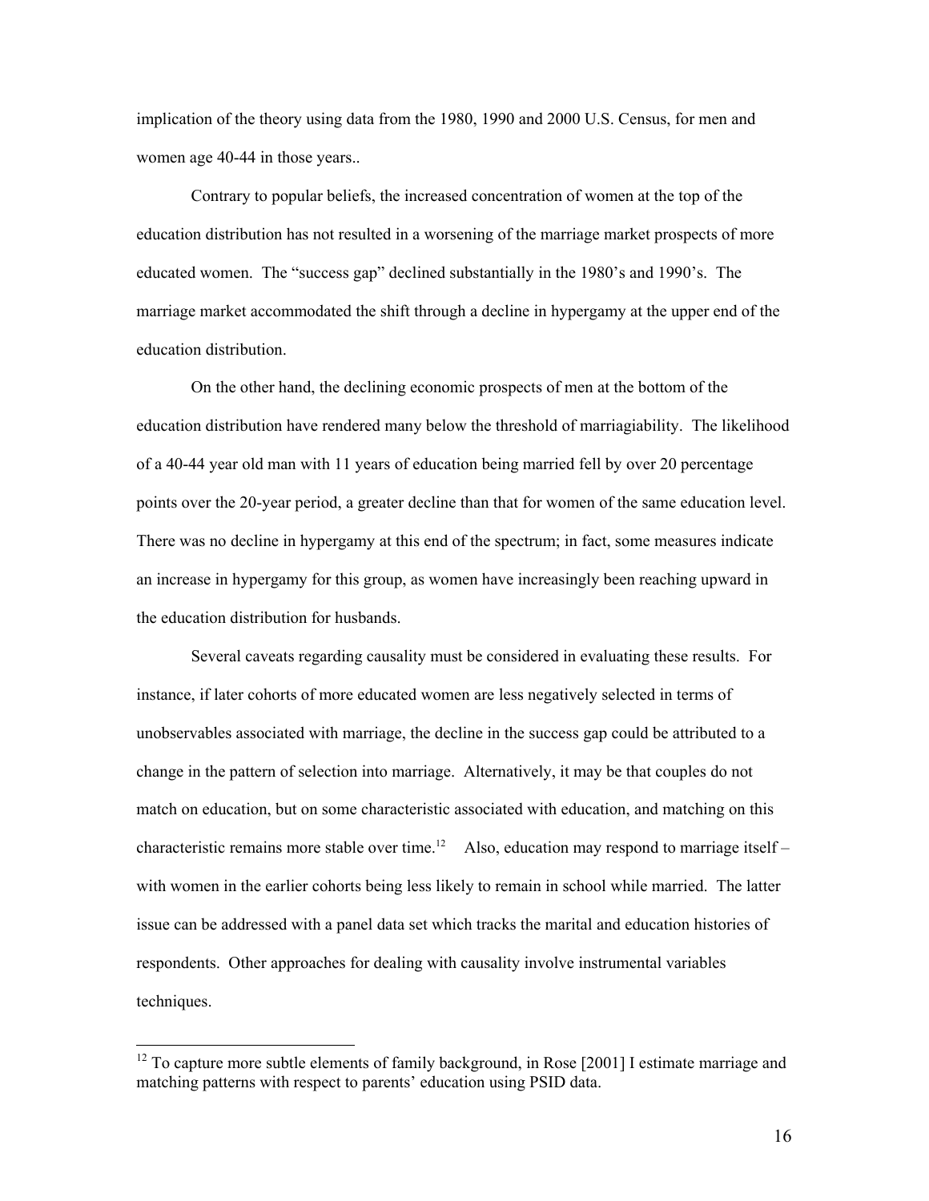implication of the theory using data from the 1980, 1990 and 2000 U.S. Census, for men and women age 40-44 in those years..

Contrary to popular beliefs, the increased concentration of women at the top of the education distribution has not resulted in a worsening of the marriage market prospects of more educated women. The "success gap" declined substantially in the 1980's and 1990's. The marriage market accommodated the shift through a decline in hypergamy at the upper end of the education distribution.

On the other hand, the declining economic prospects of men at the bottom of the education distribution have rendered many below the threshold of marriagiability. The likelihood of a 40-44 year old man with 11 years of education being married fell by over 20 percentage points over the 20-year period, a greater decline than that for women of the same education level. There was no decline in hypergamy at this end of the spectrum; in fact, some measures indicate an increase in hypergamy for this group, as women have increasingly been reaching upward in the education distribution for husbands.

Several caveats regarding causality must be considered in evaluating these results. For instance, if later cohorts of more educated women are less negatively selected in terms of unobservables associated with marriage, the decline in the success gap could be attributed to a change in the pattern of selection into marriage. Alternatively, it may be that couples do not match on education, but on some characteristic associated with education, and matching on this characteristic remains more stable over time.[12] Also, education may respond to marriage itself – with women in the earlier cohorts being less likely to remain in school while married. The latter issue can be addressed with a panel data set which tracks the marital and education histories of respondents. Other approaches for dealing with causality involve instrumental variables techniques.

---

[12] To capture more subtle elements of family background, in Rose [2001] I estimate marriage and matching patterns with respect to parents' education using PSID data.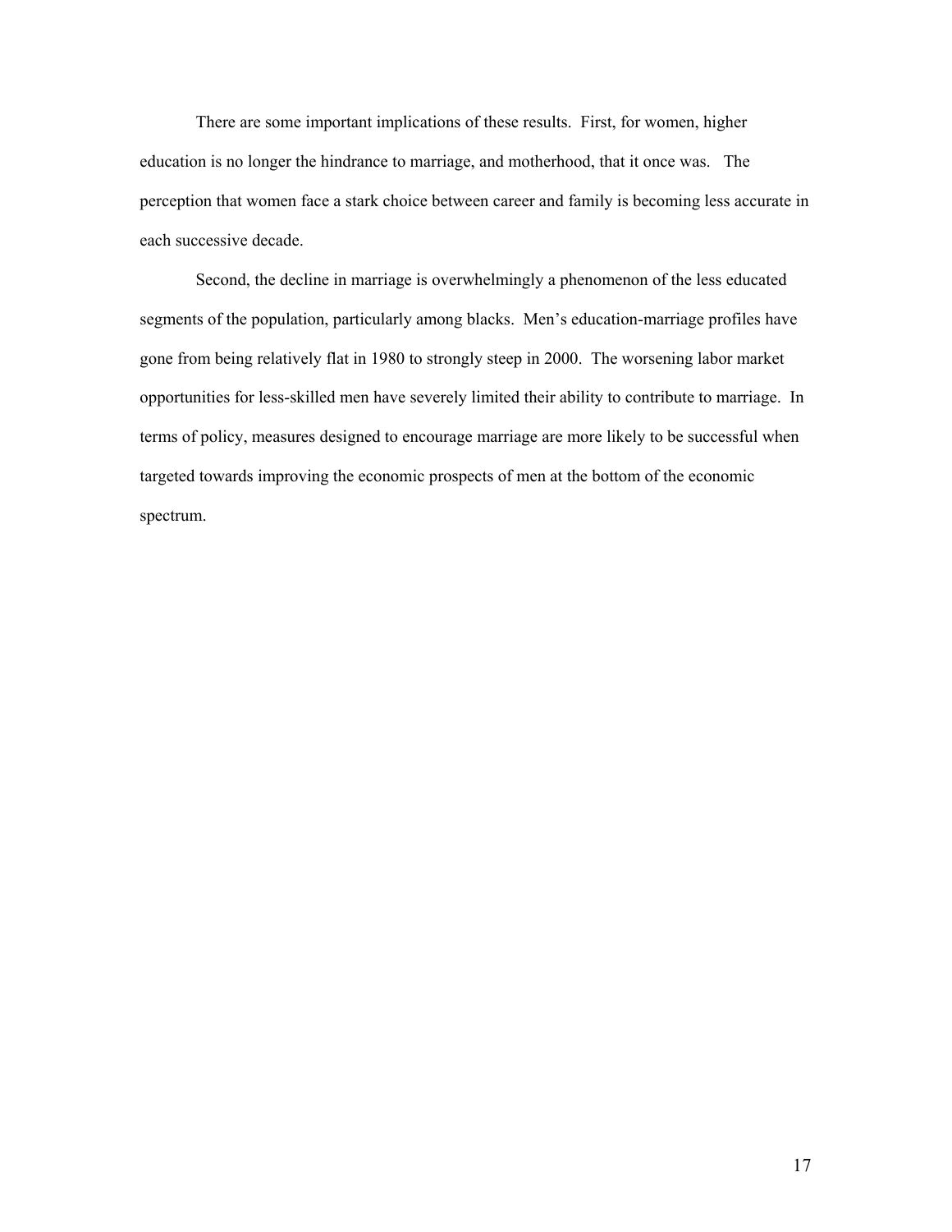There are some important implications of these results. First, for women, higher education is no longer the hindrance to marriage, and motherhood, that it once was. The perception that women face a stark choice between career and family is becoming less accurate in each successive decade.

Second, the decline in marriage is overwhelmingly a phenomenon of the less educated segments of the population, particularly among blacks. Men's education-marriage profiles have gone from being relatively flat in 1980 to strongly steep in 2000. The worsening labor market opportunities for less-skilled men have severely limited their ability to contribute to marriage. In terms of policy, measures designed to encourage marriage are more likely to be successful when targeted towards improving the economic prospects of men at the bottom of the economic spectrum.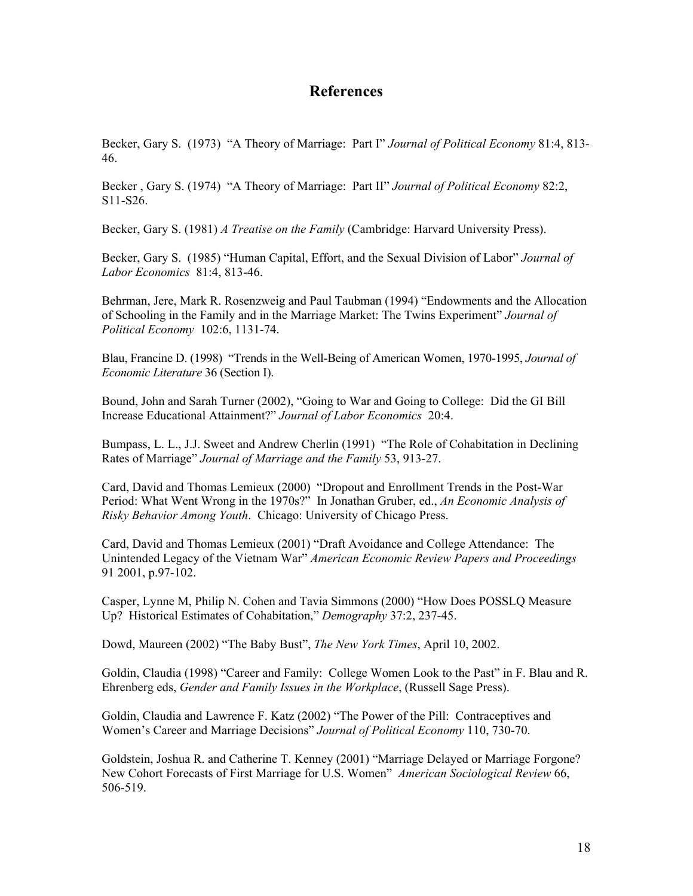## References

Becker, Gary S. (1973) "A Theory of Marriage: Part I" *Journal of Political Economy* 81:4, 813-46.

Becker , Gary S. (1974) "A Theory of Marriage: Part II" *Journal of Political Economy* 82:2, S11-S26.

Becker, Gary S. (1981) *A Treatise on the Family* (Cambridge: Harvard University Press).

Becker, Gary S. (1985) "Human Capital, Effort, and the Sexual Division of Labor" *Journal of Labor Economics* 81:4, 813-46.

Behrman, Jere, Mark R. Rosenzweig and Paul Taubman (1994) "Endowments and the Allocation of Schooling in the Family and in the Marriage Market: The Twins Experiment" *Journal of Political Economy* 102:6, 1131-74.

Blau, Francine D. (1998) "Trends in the Well-Being of American Women, 1970-1995, *Journal of Economic Literature* 36 (Section I).

Bound, John and Sarah Turner (2002), "Going to War and Going to College: Did the GI Bill Increase Educational Attainment?" *Journal of Labor Economics* 20:4.

Bumpass, L. L., J.J. Sweet and Andrew Cherlin (1991) "The Role of Cohabitation in Declining Rates of Marriage" *Journal of Marriage and the Family* 53, 913-27.

Card, David and Thomas Lemieux (2000) "Dropout and Enrollment Trends in the Post-War Period: What Went Wrong in the 1970s?" In Jonathan Gruber, ed., *An Economic Analysis of Risky Behavior Among Youth*. Chicago: University of Chicago Press.

Card, David and Thomas Lemieux (2001) "Draft Avoidance and College Attendance: The Unintended Legacy of the Vietnam War" *American Economic Review Papers and Proceedings* 91 2001, p.97-102.

Casper, Lynne M, Philip N. Cohen and Tavia Simmons (2000) "How Does POSSLQ Measure Up? Historical Estimates of Cohabitation," *Demography* 37:2, 237-45.

Dowd, Maureen (2002) "The Baby Bust", *The New York Times*, April 10, 2002.

Goldin, Claudia (1998) "Career and Family: College Women Look to the Past" in F. Blau and R. Ehrenberg eds, *Gender and Family Issues in the Workplace*, (Russell Sage Press).

Goldin, Claudia and Lawrence F. Katz (2002) "The Power of the Pill: Contraceptives and Women's Career and Marriage Decisions" *Journal of Political Economy* 110, 730-70.

Goldstein, Joshua R. and Catherine T. Kenney (2001) "Marriage Delayed or Marriage Forgone? New Cohort Forecasts of First Marriage for U.S. Women" *American Sociological Review* 66, 506-519.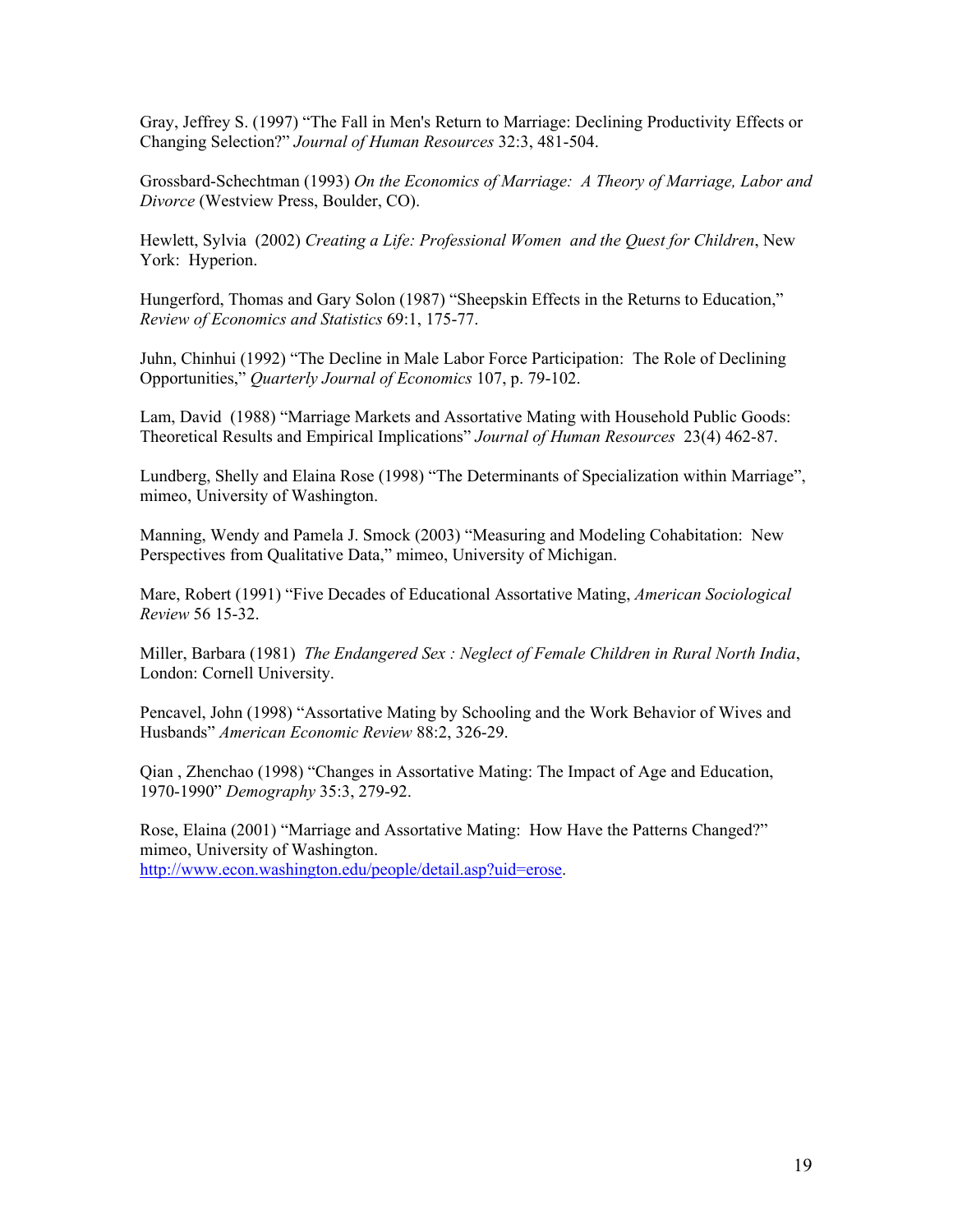Gray, Jeffrey S. (1997) "The Fall in Men's Return to Marriage: Declining Productivity Effects or Changing Selection?" *Journal of Human Resources* 32:3, 481-504.

Grossbard-Schechtman (1993) *On the Economics of Marriage: A Theory of Marriage, Labor and Divorce* (Westview Press, Boulder, CO).

Hewlett, Sylvia (2002) *Creating a Life: Professional Women and the Quest for Children*, New York: Hyperion.

Hungerford, Thomas and Gary Solon (1987) "Sheepskin Effects in the Returns to Education," *Review of Economics and Statistics* 69:1, 175-77.

Juhn, Chinhui (1992) "The Decline in Male Labor Force Participation: The Role of Declining Opportunities," *Quarterly Journal of Economics* 107, p. 79-102.

Lam, David (1988) "Marriage Markets and Assortative Mating with Household Public Goods: Theoretical Results and Empirical Implications" *Journal of Human Resources* 23(4) 462-87.

Lundberg, Shelly and Elaina Rose (1998) "The Determinants of Specialization within Marriage", mimeo, University of Washington.

Manning, Wendy and Pamela J. Smock (2003) "Measuring and Modeling Cohabitation: New Perspectives from Qualitative Data," mimeo, University of Michigan.

Mare, Robert (1991) "Five Decades of Educational Assortative Mating, *American Sociological Review* 56 15-32.

Miller, Barbara (1981) *The Endangered Sex : Neglect of Female Children in Rural North India*, London: Cornell University.

Pencavel, John (1998) "Assortative Mating by Schooling and the Work Behavior of Wives and Husbands" *American Economic Review* 88:2, 326-29.

Qian , Zhenchao (1998) "Changes in Assortative Mating: The Impact of Age and Education, 1970-1990" *Demography* 35:3, 279-92.

Rose, Elaina (2001) "Marriage and Assortative Mating: How Have the Patterns Changed?" mimeo, University of Washington. http://www.econ.washington.edu/people/detail.asp?uid=erose.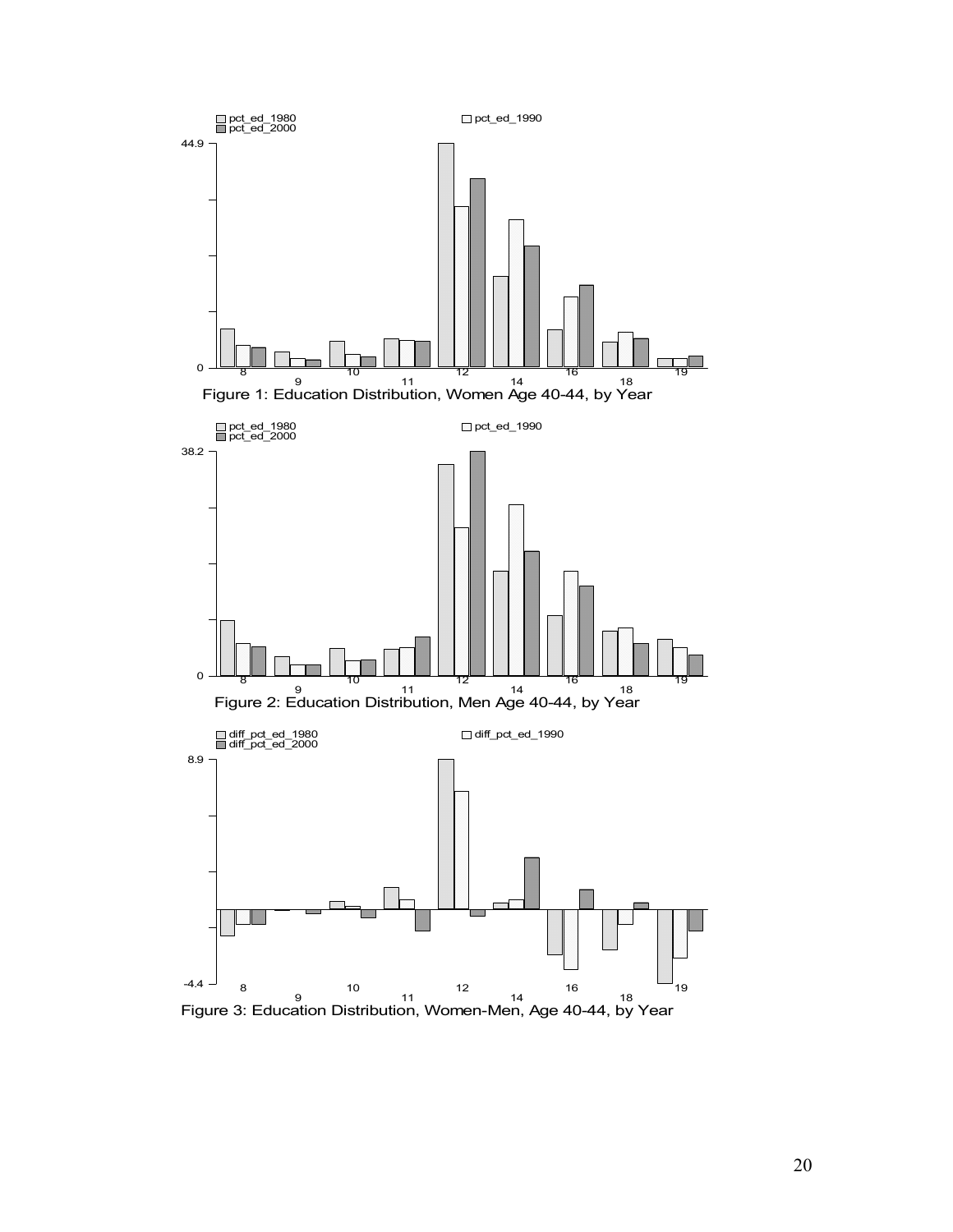Figure 1: Education Distribution, Women Age 40-44, by Year

Figure 2: Education Distribution, Men Age 40-44, by Year

Figure 3: Education Distribution, Women-Men, Age 40-44, by Year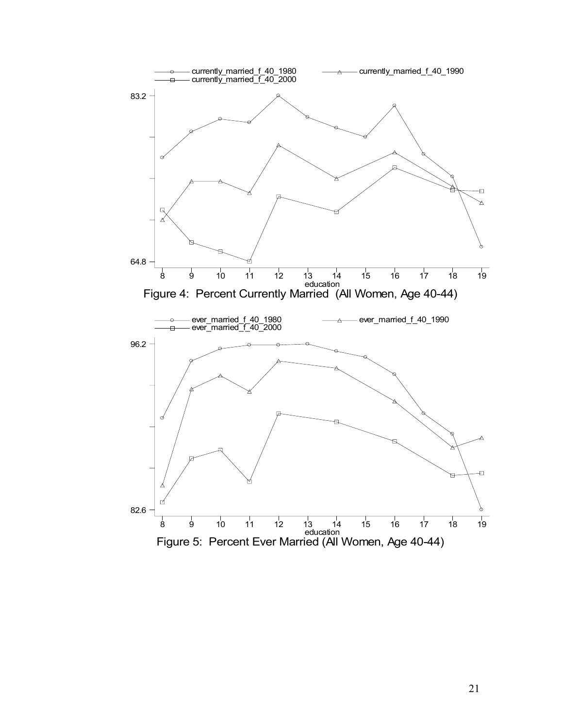Figure 4: Percent Currently Married (All Women, Age 40-44)

Figure 5: Percent Ever Married (All Women, Age 40-44)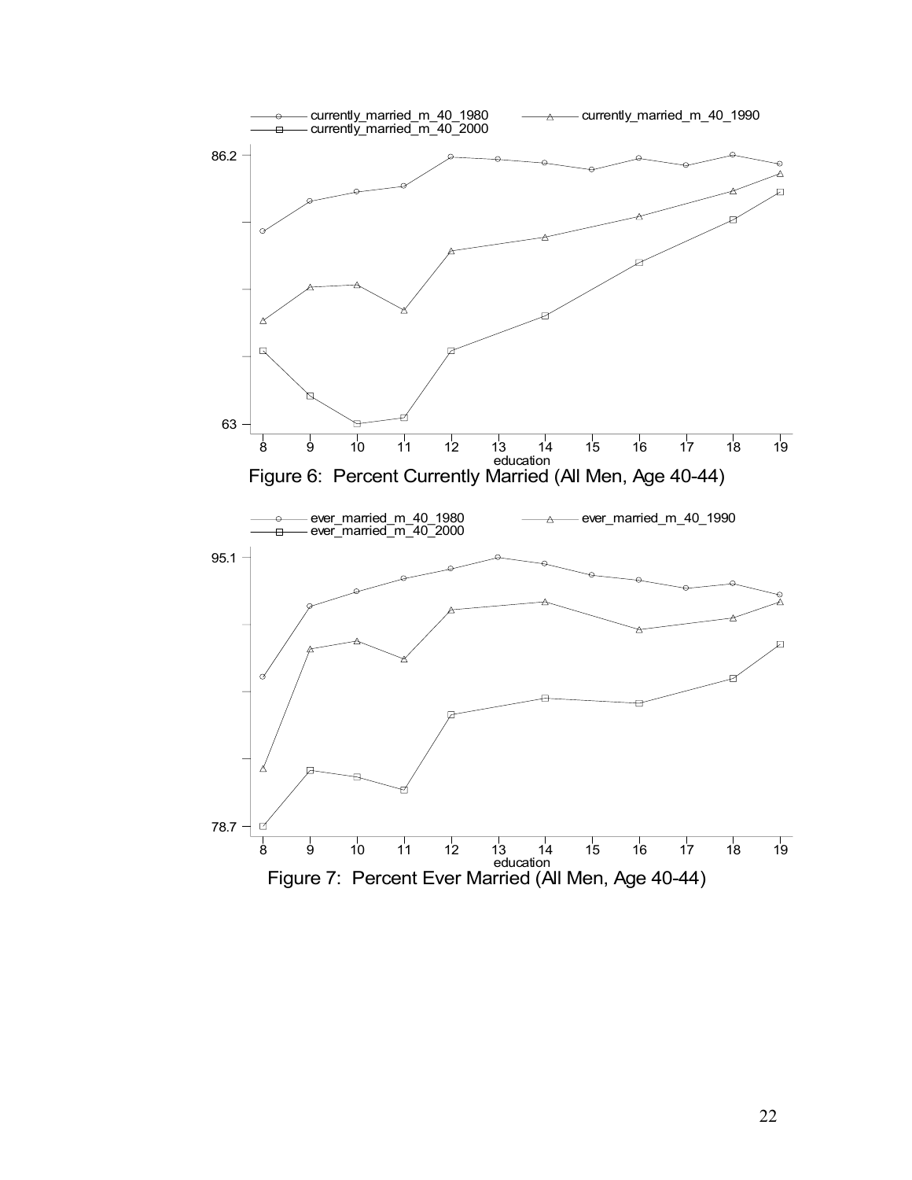Figure 6: Percent Currently Married (All Men, Age 40-44)

Figure 7: Percent Ever Married (All Men, Age 40-44)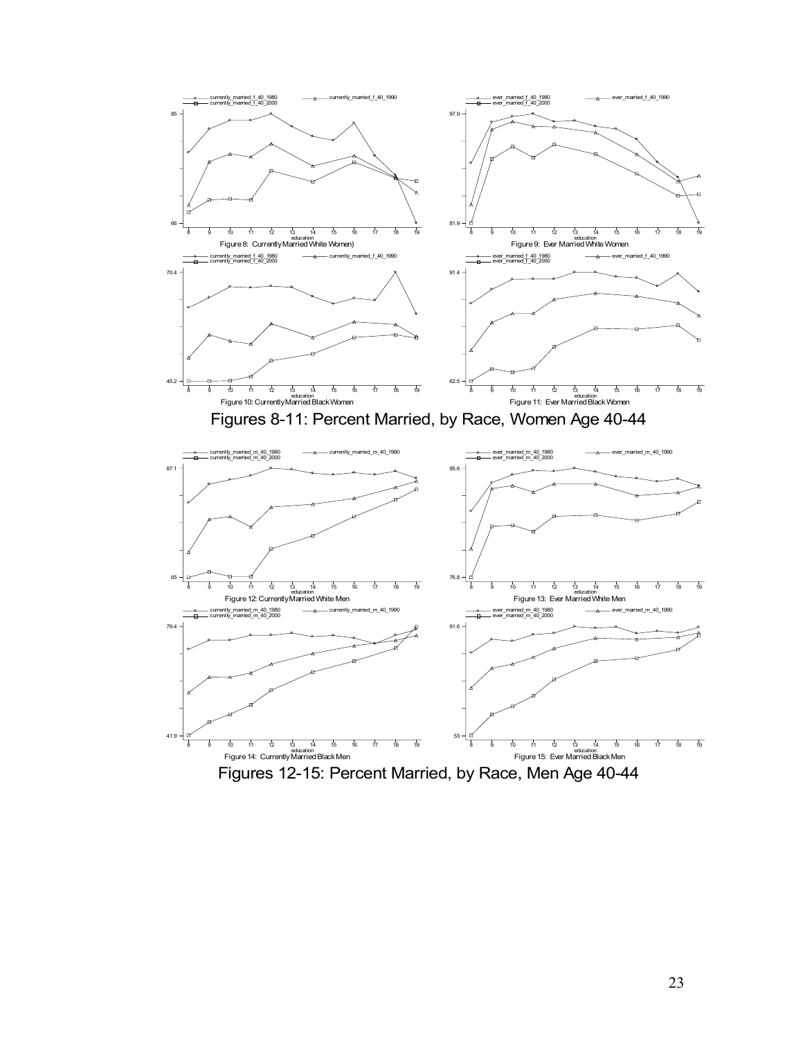Figure 8: Currently Married White Women)

Figure 9: Ever Married White Women

Figure 10: Currently Married Black Women

Figure 11: Ever Married Black Women

Figures 8-11: Percent Married, by Race, Women Age 40-44

Figure 12: Currently Married White Men

Figure 13: Ever Married White Men

Figure 14: Currently Married Black Men

Figure 15: Ever Married Black Men

Figures 12-15: Percent Married, by Race, Men Age 40-44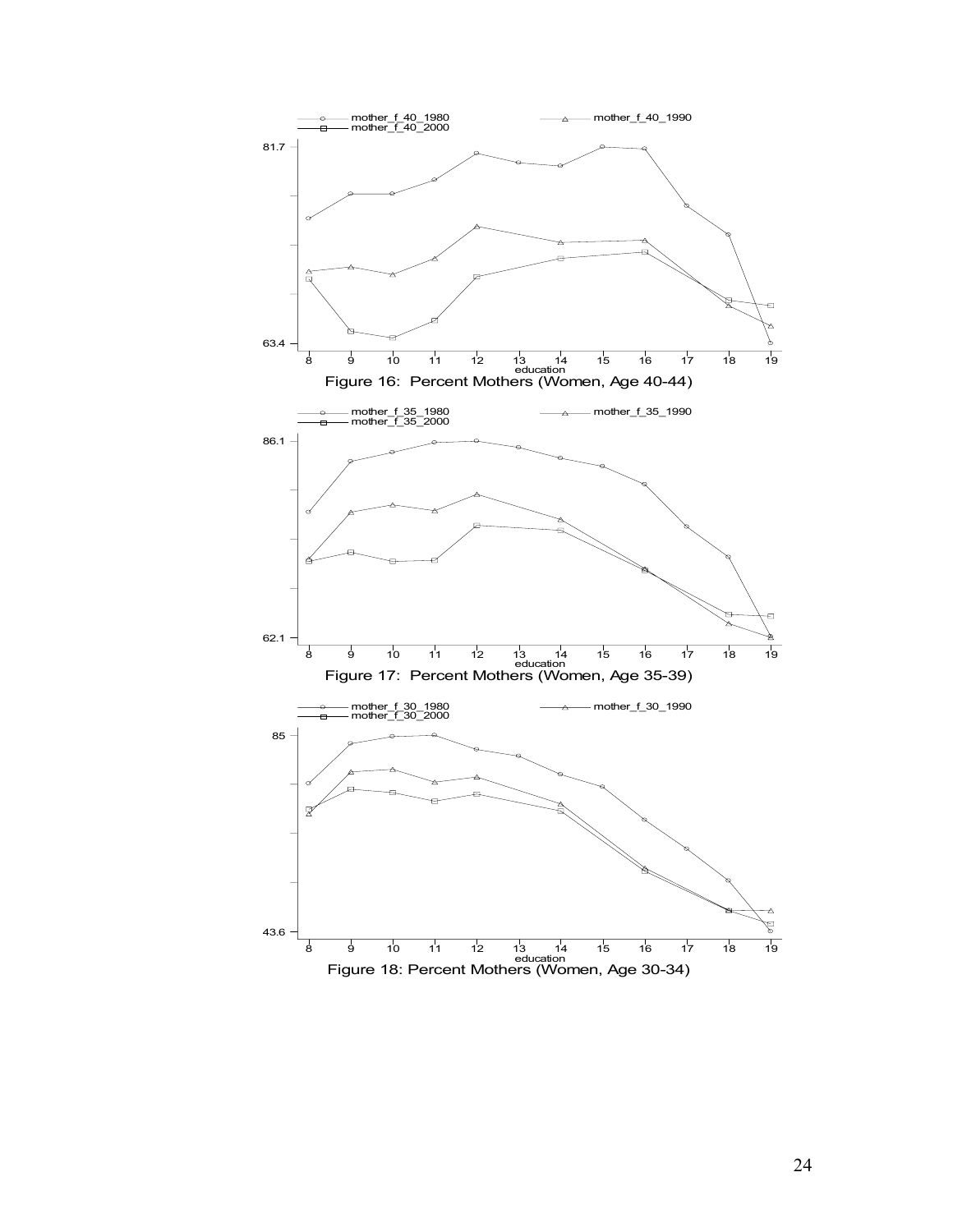Figure 16: Percent Mothers (Women, Age 40-44)

Figure 17: Percent Mothers (Women, Age 35-39)

Figure 18: Percent Mothers (Women, Age 30-34)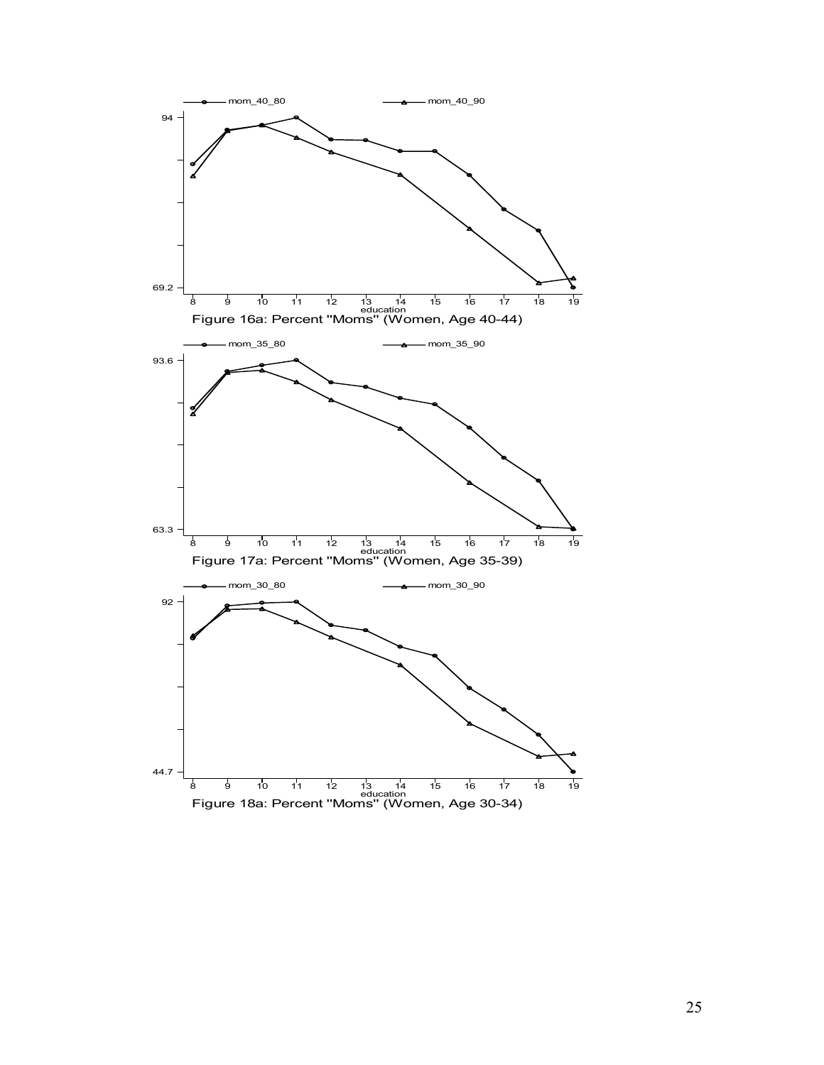mom_40_80 mom_40_90

94

69.2

8 9 10 11 12 13 14 15 16 17 18 19
education

Figure 16a: Percent "Moms" (Women, Age 40-44)

mom_35_80 mom_35_90

93.6

63.3

8 9 10 11 12 13 14 15 16 17 18 19
education

Figure 17a: Percent "Moms" (Women, Age 35-39)

mom_30_80 mom_30_90

92

44.7

8 9 10 11 12 13 14 15 16 17 18 19
education

Figure 18a: Percent "Moms" (Women, Age 30-34)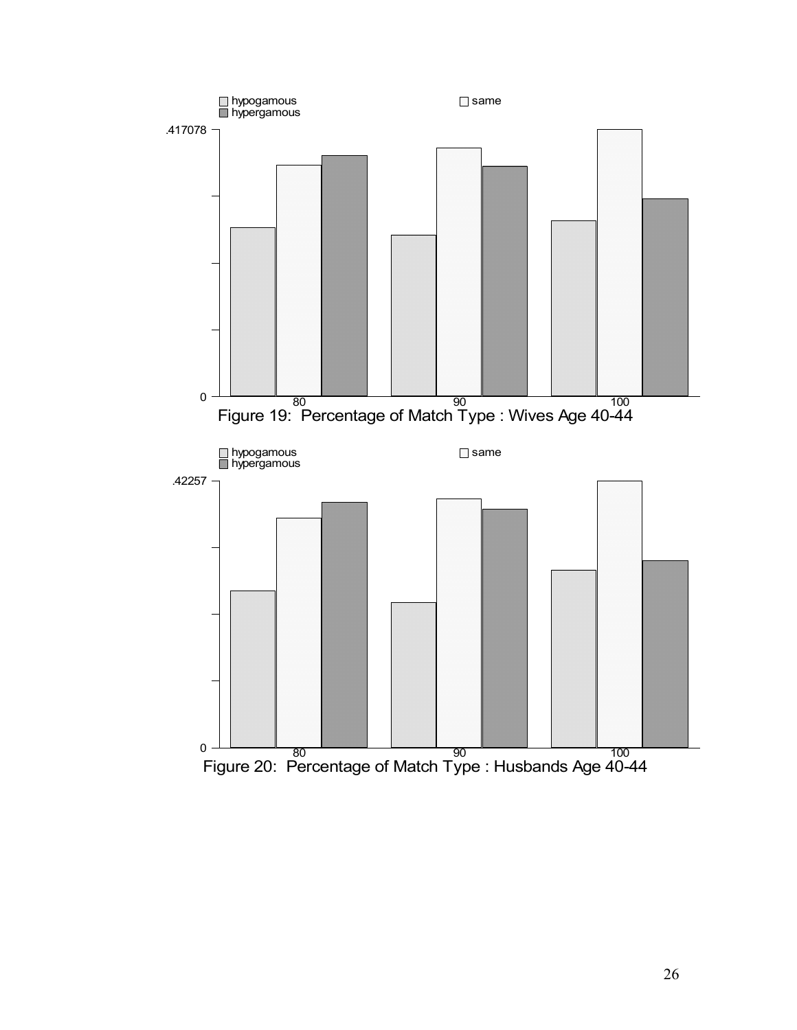hypogamous | same | hypergamous

.417078

0

80 90 100

Figure 19: Percentage of Match Type : Wives Age 40-44

hypogamous | same | hypergamous

.42257

0

80 90 100

Figure 20: Percentage of Match Type : Husbands Age 40-44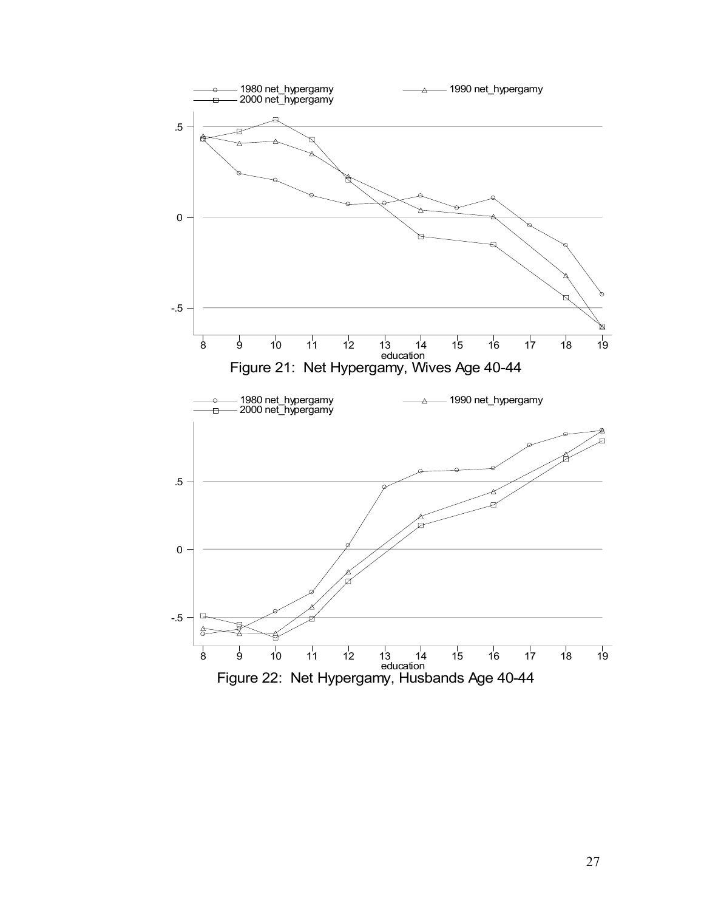Figure 21: Net Hypergamy, Wives Age 40-44

Figure 22: Net Hypergamy, Husbands Age 40-44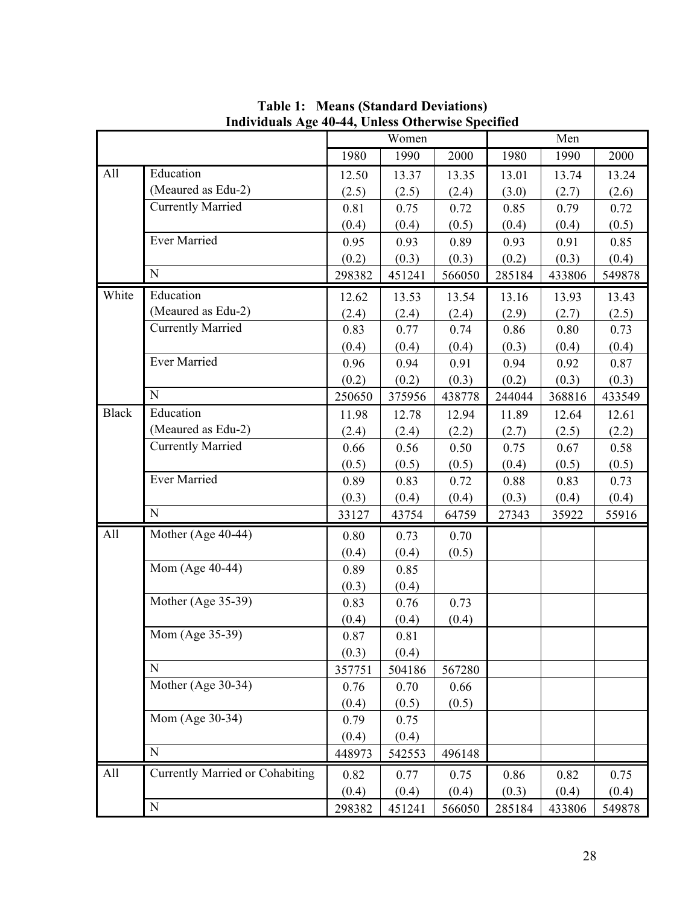**Table 1: Means (Standard Deviations)**
**Individuals Age 40-44, Unless Otherwise Specified**

| | | Women | | | Men | | |
|---|---|---|---|---|---|---|---|
| | | 1980 | 1990 | 2000 | 1980 | 1990 | 2000 |
| All | Education (Meaured as Edu-2) | 12.50 | 13.37 | 13.35 | 13.01 | 13.74 | 13.24 |
| | | (2.5) | (2.5) | (2.4) | (3.0) | (2.7) | (2.6) |
| | Currently Married | 0.81 | 0.75 | 0.72 | 0.85 | 0.79 | 0.72 |
| | | (0.4) | (0.4) | (0.5) | (0.4) | (0.4) | (0.5) |
| | Ever Married | 0.95 | 0.93 | 0.89 | 0.93 | 0.91 | 0.85 |
| | | (0.2) | (0.3) | (0.3) | (0.2) | (0.3) | (0.4) |
| | N | 298382 | 451241 | 566050 | 285184 | 433806 | 549878 |
| White | Education (Meaured as Edu-2) | 12.62 | 13.53 | 13.54 | 13.16 | 13.93 | 13.43 |
| | | (2.4) | (2.4) | (2.4) | (2.9) | (2.7) | (2.5) |
| | Currently Married | 0.83 | 0.77 | 0.74 | 0.86 | 0.80 | 0.73 |
| | | (0.4) | (0.4) | (0.4) | (0.3) | (0.4) | (0.4) |
| | Ever Married | 0.96 | 0.94 | 0.91 | 0.94 | 0.92 | 0.87 |
| | | (0.2) | (0.2) | (0.3) | (0.2) | (0.3) | (0.3) |
| | N | 250650 | 375956 | 438778 | 244044 | 368816 | 433549 |
| Black | Education (Meaured as Edu-2) | 11.98 | 12.78 | 12.94 | 11.89 | 12.64 | 12.61 |
| | | (2.4) | (2.4) | (2.2) | (2.7) | (2.5) | (2.2) |
| | Currently Married | 0.66 | 0.56 | 0.50 | 0.75 | 0.67 | 0.58 |
| | | (0.5) | (0.5) | (0.5) | (0.4) | (0.5) | (0.5) |
| | Ever Married | 0.89 | 0.83 | 0.72 | 0.88 | 0.83 | 0.73 |
| | | (0.3) | (0.4) | (0.4) | (0.3) | (0.4) | (0.4) |
| | N | 33127 | 43754 | 64759 | 27343 | 35922 | 55916 |
| All | Mother (Age 40-44) | 0.80 | 0.73 | 0.70 | | | |
| | | (0.4) | (0.4) | (0.5) | | | |
| | Mom (Age 40-44) | 0.89 | 0.85 | | | | |
| | | (0.3) | (0.4) | | | | |
| | Mother (Age 35-39) | 0.83 | 0.76 | 0.73 | | | |
| | | (0.4) | (0.4) | (0.4) | | | |
| | Mom (Age 35-39) | 0.87 | 0.81 | | | | |
| | | (0.3) | (0.4) | | | | |
| | N | 357751 | 504186 | 567280 | | | |
| | Mother (Age 30-34) | 0.76 | 0.70 | 0.66 | | | |
| | | (0.4) | (0.5) | (0.5) | | | |
| | Mom (Age 30-34) | 0.79 | 0.75 | | | | |
| | | (0.4) | (0.4) | | | | |
| | N | 448973 | 542553 | 496148 | | | |
| All | Currently Married or Cohabiting | 0.82 | 0.77 | 0.75 | 0.86 | 0.82 | 0.75 |
| | | (0.4) | (0.4) | (0.4) | (0.3) | (0.4) | (0.4) |
| | N | 298382 | 451241 | 566050 | 285184 | 433806 | 549878 |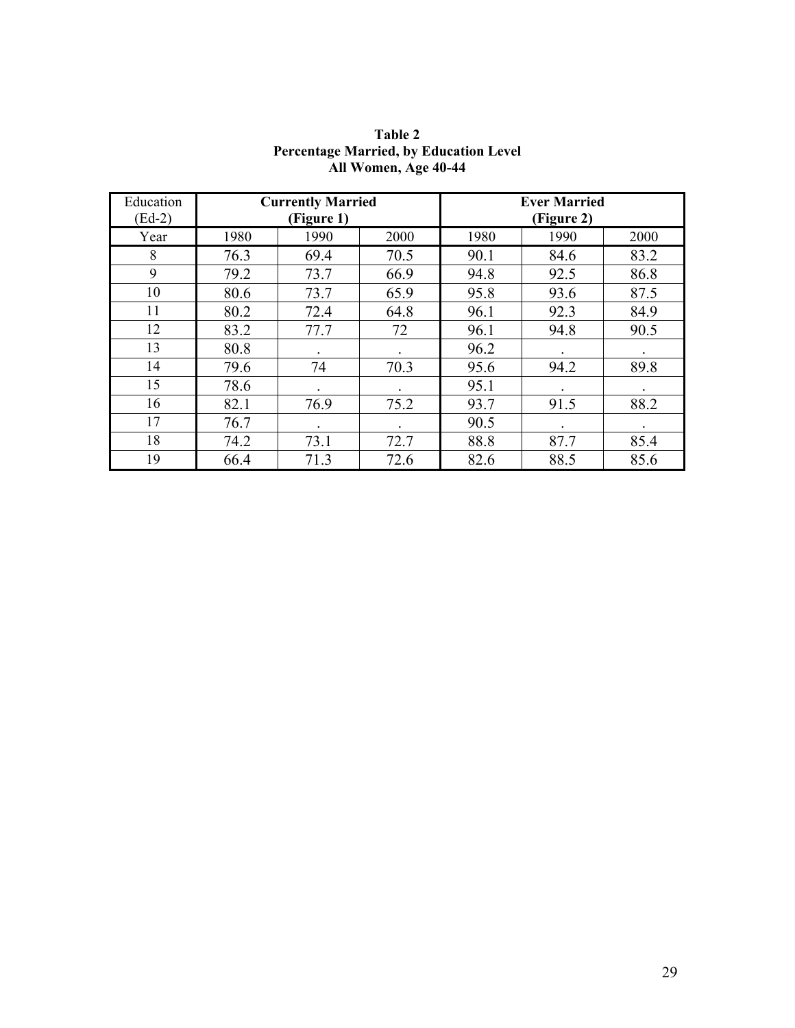**Table 2**
**Percentage Married, by Education Level**
**All Women, Age 40-44**

| Education (Ed-2) | **Currently Married (Figure 1)** | | | **Ever Married (Figure 2)** | | |
|---|---|---|---|---|---|---|
| Year | 1980 | 1990 | 2000 | 1980 | 1990 | 2000 |
| 8 | 76.3 | 69.4 | 70.5 | 90.1 | 84.6 | 83.2 |
| 9 | 79.2 | 73.7 | 66.9 | 94.8 | 92.5 | 86.8 |
| 10 | 80.6 | 73.7 | 65.9 | 95.8 | 93.6 | 87.5 |
| 11 | 80.2 | 72.4 | 64.8 | 96.1 | 92.3 | 84.9 |
| 12 | 83.2 | 77.7 | 72 | 96.1 | 94.8 | 90.5 |
| 13 | 80.8 | . | . | 96.2 | . | . |
| 14 | 79.6 | 74 | 70.3 | 95.6 | 94.2 | 89.8 |
| 15 | 78.6 | . | . | 95.1 | . | . |
| 16 | 82.1 | 76.9 | 75.2 | 93.7 | 91.5 | 88.2 |
| 17 | 76.7 | . | . | 90.5 | . | . |
| 18 | 74.2 | 73.1 | 72.7 | 88.8 | 87.7 | 85.4 |
| 19 | 66.4 | 71.3 | 72.6 | 82.6 | 88.5 | 85.6 |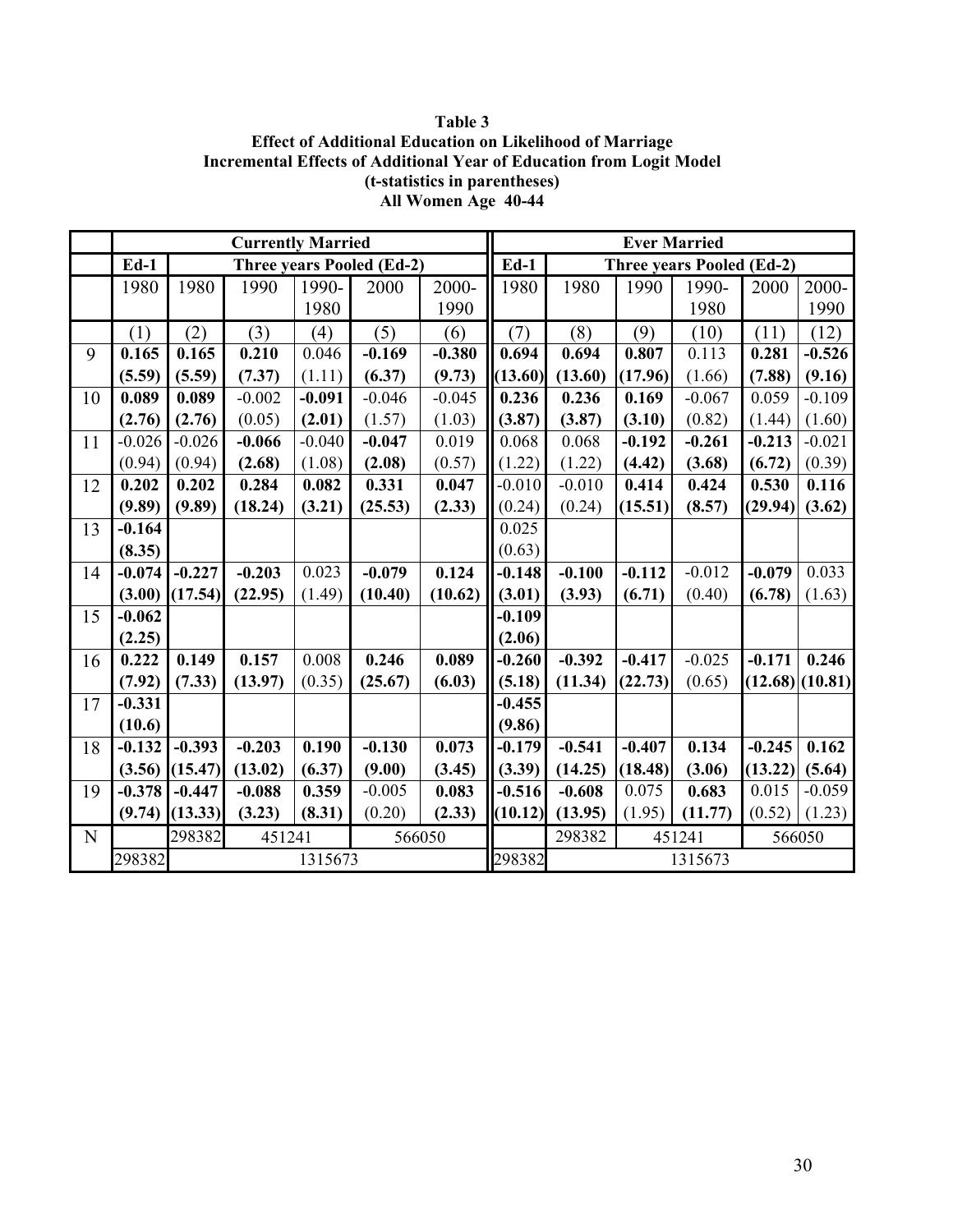**Table 3**
**Effect of Additional Education on Likelihood of Marriage**
**Incremental Effects of Additional Year of Education from Logit Model**
**(t-statistics in parentheses)**
**All Women Age 40-44**

| | Currently Married | | | | | | Ever Married | | | | | |
|---|---|---|---|---|---|---|---|---|---|---|---|---|
| | Ed-1 | Three years Pooled (Ed-2) | | | | | Ed-1 | Three years Pooled (Ed-2) | | | | |
| | 1980 | 1980 | 1990 | 1990-1980 | 2000 | 2000-1990 | 1980 | 1980 | 1990 | 1990-1980 | 2000 | 2000-1990 |
| | (1) | (2) | (3) | (4) | (5) | (6) | (7) | (8) | (9) | (10) | (11) | (12) |
| 9 | **0.165** | **0.165** | **0.210** | 0.046 | **-0.169** | **-0.380** | **0.694** | **0.694** | **0.807** | 0.113 | **0.281** | **-0.526** |
| | **(5.59)** | **(5.59)** | **(7.37)** | (1.11) | **(6.37)** | **(9.73)** | **(13.60)** | **(13.60)** | **(17.96)** | (1.66) | **(7.88)** | **(9.16)** |
| 10 | **0.089** | **0.089** | -0.002 | **-0.091** | -0.046 | -0.045 | **0.236** | **0.236** | **0.169** | -0.067 | 0.059 | -0.109 |
| | **(2.76)** | **(2.76)** | (0.05) | **(2.01)** | (1.57) | (1.03) | **(3.87)** | **(3.87)** | **(3.10)** | (0.82) | (1.44) | (1.60) |
| 11 | -0.026 | -0.026 | **-0.066** | -0.040 | **-0.047** | 0.019 | 0.068 | 0.068 | **-0.192** | **-0.261** | **-0.213** | -0.021 |
| | (0.94) | (0.94) | **(2.68)** | (1.08) | **(2.08)** | (0.57) | (1.22) | (1.22) | **(4.42)** | **(3.68)** | **(6.72)** | (0.39) |
| 12 | **0.202** | **0.202** | **0.284** | **0.082** | **0.331** | **0.047** | -0.010 | -0.010 | **0.414** | **0.424** | **0.530** | **0.116** |
| | **(9.89)** | **(9.89)** | **(18.24)** | **(3.21)** | **(25.53)** | **(2.33)** | (0.24) | (0.24) | **(15.51)** | **(8.57)** | **(29.94)** | **(3.62)** |
| 13 | **-0.164** | | | | | | 0.025 | | | | | |
| | **(8.35)** | | | | | | (0.63) | | | | | |
| 14 | **-0.074** | **-0.227** | **-0.203** | 0.023 | **-0.079** | **0.124** | **-0.148** | **-0.100** | **-0.112** | -0.012 | **-0.079** | 0.033 |
| | **(3.00)** | **(17.54)** | **(22.95)** | (1.49) | **(10.40)** | **(10.62)** | **(3.01)** | **(3.93)** | **(6.71)** | (0.40) | **(6.78)** | (1.63) |
| 15 | **-0.062** | | | | | | **-0.109** | | | | | |
| | **(2.25)** | | | | | | **(2.06)** | | | | | |
| 16 | **0.222** | **0.149** | **0.157** | 0.008 | **0.246** | **0.089** | **-0.260** | **-0.392** | **-0.417** | -0.025 | **-0.171** | **0.246** |
| | **(7.92)** | **(7.33)** | **(13.97)** | (0.35) | **(25.67)** | **(6.03)** | **(5.18)** | **(11.34)** | **(22.73)** | (0.65) | **(12.68)** | **(10.81)** |
| 17 | **-0.331** | | | | | | **-0.455** | | | | | |
| | **(10.6)** | | | | | | **(9.86)** | | | | | |
| 18 | **-0.132** | **-0.393** | **-0.203** | **0.190** | **-0.130** | **0.073** | **-0.179** | **-0.541** | **-0.407** | **0.134** | **-0.245** | **0.162** |
| | **(3.56)** | **(15.47)** | **(13.02)** | **(6.37)** | **(9.00)** | **(3.45)** | **(3.39)** | **(14.25)** | **(18.48)** | **(3.06)** | **(13.22)** | **(5.64)** |
| 19 | **-0.378** | **-0.447** | **-0.088** | **0.359** | -0.005 | **0.083** | **-0.516** | **-0.608** | 0.075 | **0.683** | 0.015 | -0.059 |
| | **(9.74)** | **(13.33)** | **(3.23)** | **(8.31)** | (0.20) | **(2.33)** | **(10.12)** | **(13.95)** | (1.95) | **(11.77)** | (0.52) | (1.23) |
| N | | 298382 | 451241 | | 566050 | | | 298382 | 451241 | | 566050 | |
| | 298382 | 1315673 | | | | | 298382 | 1315673 | | | | |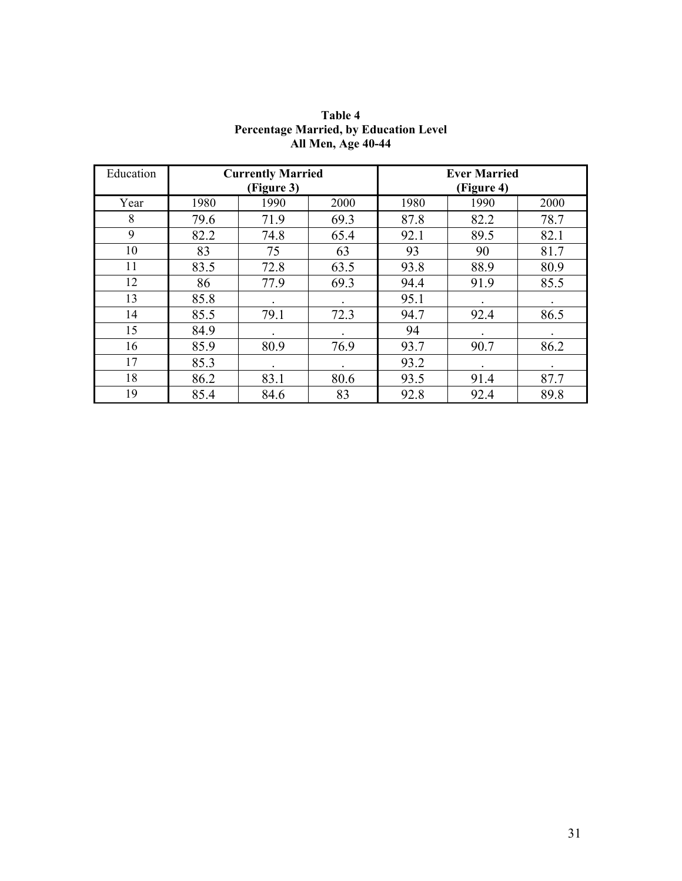**Table 4**
**Percentage Married, by Education Level**
**All Men, Age 40-44**

| Education | **Currently Married (Figure 3)** | | | **Ever Married (Figure 4)** | | |
|---|---|---|---|---|---|---|
| Year | 1980 | 1990 | 2000 | 1980 | 1990 | 2000 |
| 8 | 79.6 | 71.9 | 69.3 | 87.8 | 82.2 | 78.7 |
| 9 | 82.2 | 74.8 | 65.4 | 92.1 | 89.5 | 82.1 |
| 10 | 83 | 75 | 63 | 93 | 90 | 81.7 |
| 11 | 83.5 | 72.8 | 63.5 | 93.8 | 88.9 | 80.9 |
| 12 | 86 | 77.9 | 69.3 | 94.4 | 91.9 | 85.5 |
| 13 | 85.8 | . | . | 95.1 | . | . |
| 14 | 85.5 | 79.1 | 72.3 | 94.7 | 92.4 | 86.5 |
| 15 | 84.9 | . | . | 94 | . | . |
| 16 | 85.9 | 80.9 | 76.9 | 93.7 | 90.7 | 86.2 |
| 17 | 85.3 | . | . | 93.2 | . | . |
| 18 | 86.2 | 83.1 | 80.6 | 93.5 | 91.4 | 87.7 |
| 19 | 85.4 | 84.6 | 83 | 92.8 | 92.4 | 89.8 |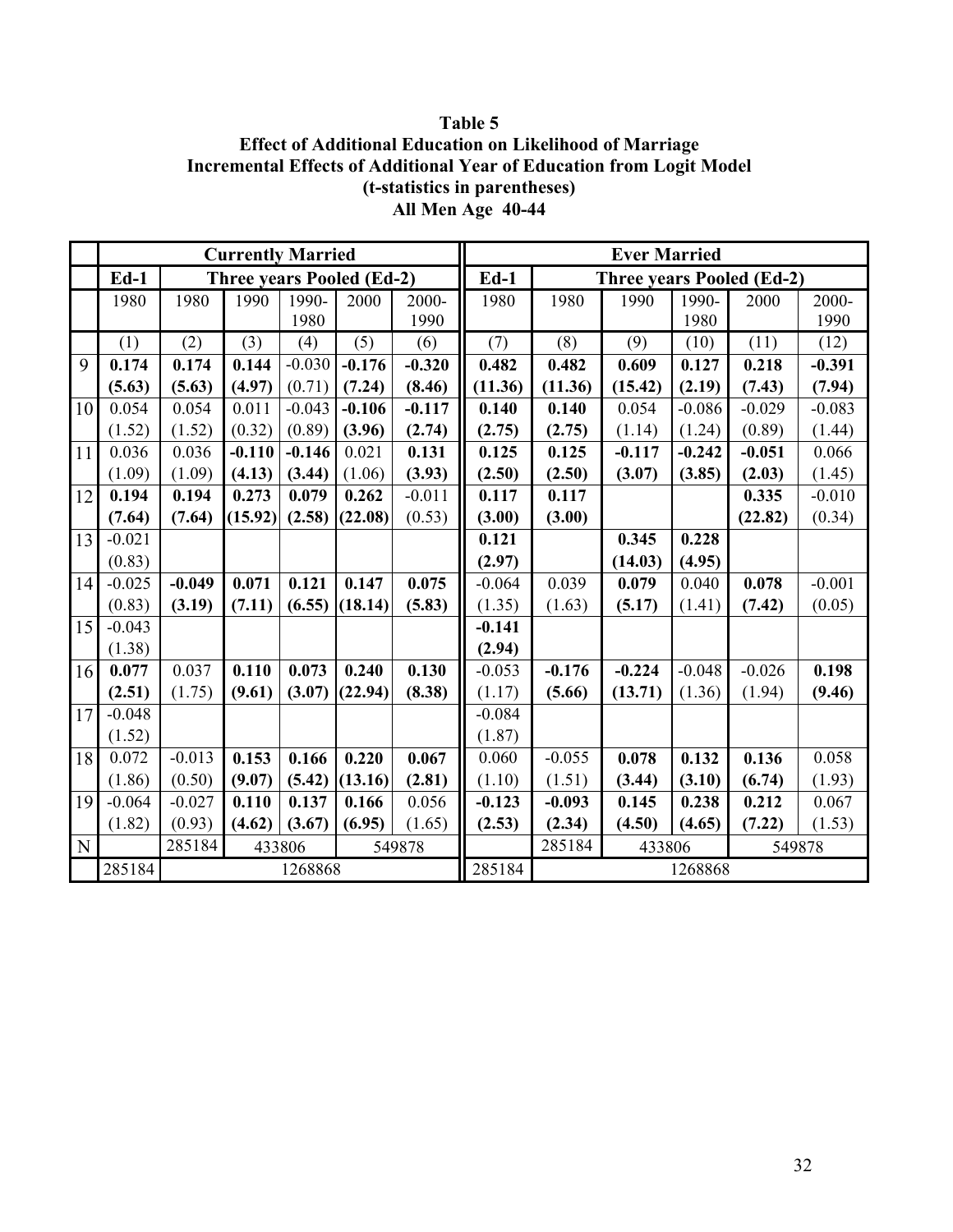**Table 5**
**Effect of Additional Education on Likelihood of Marriage**
**Incremental Effects of Additional Year of Education from Logit Model**
**(t-statistics in parentheses)**
**All Men Age 40-44**

| | Currently Married | | | | | | Ever Married | | | | | |
|---|---|---|---|---|---|---|---|---|---|---|---|---|
| | **Ed-1** | **Three years Pooled (Ed-2)** | | | | | **Ed-1** | **Three years Pooled (Ed-2)** | | | | |
| | 1980 | 1980 | 1990 | 1990-1980 | 2000 | 2000-1990 | 1980 | 1980 | 1990 | 1990-1980 | 2000 | 2000-1990 |
| | (1) | (2) | (3) | (4) | (5) | (6) | (7) | (8) | (9) | (10) | (11) | (12) |
| 9 | **0.174** | **0.174** | **0.144** | -0.030 | **-0.176** | **-0.320** | **0.482** | **0.482** | **0.609** | **0.127** | **0.218** | **-0.391** |
| | **(5.63)** | **(5.63)** | **(4.97)** | (0.71) | **(7.24)** | **(8.46)** | **(11.36)** | **(11.36)** | **(15.42)** | **(2.19)** | **(7.43)** | **(7.94)** |
| 10 | 0.054 | 0.054 | 0.011 | -0.043 | **-0.106** | **-0.117** | **0.140** | **0.140** | 0.054 | -0.086 | -0.029 | -0.083 |
| | (1.52) | (1.52) | (0.32) | (0.89) | **(3.96)** | **(2.74)** | **(2.75)** | **(2.75)** | (1.14) | (1.24) | (0.89) | (1.44) |
| 11 | 0.036 | 0.036 | **-0.110** | **-0.146** | 0.021 | **0.131** | **0.125** | **0.125** | **-0.117** | **-0.242** | **-0.051** | 0.066 |
| | (1.09) | (1.09) | **(4.13)** | **(3.44)** | (1.06) | **(3.93)** | **(2.50)** | **(2.50)** | **(3.07)** | **(3.85)** | **(2.03)** | (1.45) |
| 12 | **0.194** | **0.194** | **0.273** | **0.079** | **0.262** | -0.011 | **0.117** | **0.117** | | | **0.335** | -0.010 |
| | **(7.64)** | **(7.64)** | **(15.92)** | **(2.58)** | **(22.08)** | (0.53) | **(3.00)** | **(3.00)** | | | **(22.82)** | (0.34) |
| 13 | -0.021 | | | | | | **0.121** | | **0.345** | **0.228** | | |
| | (0.83) | | | | | | **(2.97)** | | **(14.03)** | **(4.95)** | | |
| 14 | -0.025 | **-0.049** | **0.071** | **0.121** | **0.147** | **0.075** | -0.064 | 0.039 | **0.079** | 0.040 | **0.078** | -0.001 |
| | (0.83) | **(3.19)** | **(7.11)** | **(6.55)** | **(18.14)** | **(5.83)** | (1.35) | (1.63) | **(5.17)** | (1.41) | **(7.42)** | (0.05) |
| 15 | -0.043 | | | | | | **-0.141** | | | | | |
| | (1.38) | | | | | | **(2.94)** | | | | | |
| 16 | **0.077** | 0.037 | **0.110** | **0.073** | **0.240** | **0.130** | -0.053 | **-0.176** | **-0.224** | -0.048 | -0.026 | **0.198** |
| | **(2.51)** | (1.75) | **(9.61)** | **(3.07)** | **(22.94)** | **(8.38)** | (1.17) | **(5.66)** | **(13.71)** | (1.36) | (1.94) | **(9.46)** |
| 17 | -0.048 | | | | | | -0.084 | | | | | |
| | (1.52) | | | | | | (1.87) | | | | | |
| 18 | 0.072 | -0.013 | **0.153** | **0.166** | **0.220** | **0.067** | 0.060 | -0.055 | **0.078** | **0.132** | **0.136** | 0.058 |
| | (1.86) | (0.50) | **(9.07)** | **(5.42)** | **(13.16)** | **(2.81)** | (1.10) | (1.51) | **(3.44)** | **(3.10)** | **(6.74)** | (1.93) |
| 19 | -0.064 | -0.027 | **0.110** | **0.137** | **0.166** | 0.056 | **-0.123** | **-0.093** | **0.145** | **0.238** | **0.212** | 0.067 |
| | (1.82) | (0.93) | **(4.62)** | **(3.67)** | **(6.95)** | (1.65) | **(2.53)** | **(2.34)** | **(4.50)** | **(4.65)** | **(7.22)** | (1.53) |
| N | | 285184 | 433806 | | 549878 | | | 285184 | 433806 | | 549878 | |
| | 285184 | 1268868 | | | | | 285184 | 1268868 | | | | |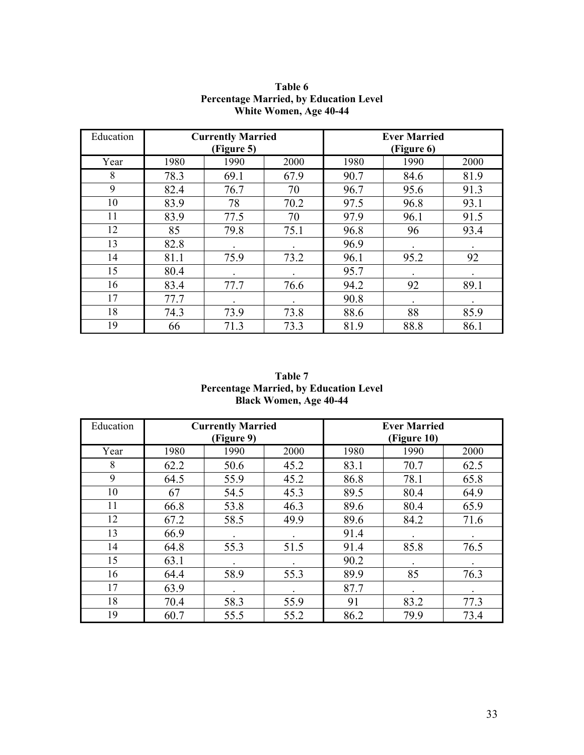**Table 6**
**Percentage Married, by Education Level**
**White Women, Age 40-44**

| Education | **Currently Married (Figure 5)** | | | **Ever Married (Figure 6)** | | |
|---|---|---|---|---|---|---|
| Year | 1980 | 1990 | 2000 | 1980 | 1990 | 2000 |
| 8 | 78.3 | 69.1 | 67.9 | 90.7 | 84.6 | 81.9 |
| 9 | 82.4 | 76.7 | 70 | 96.7 | 95.6 | 91.3 |
| 10 | 83.9 | 78 | 70.2 | 97.5 | 96.8 | 93.1 |
| 11 | 83.9 | 77.5 | 70 | 97.9 | 96.1 | 91.5 |
| 12 | 85 | 79.8 | 75.1 | 96.8 | 96 | 93.4 |
| 13 | 82.8 | . | . | 96.9 | . | . |
| 14 | 81.1 | 75.9 | 73.2 | 96.1 | 95.2 | 92 |
| 15 | 80.4 | . | . | 95.7 | . | . |
| 16 | 83.4 | 77.7 | 76.6 | 94.2 | 92 | 89.1 |
| 17 | 77.7 | . | . | 90.8 | . | . |
| 18 | 74.3 | 73.9 | 73.8 | 88.6 | 88 | 85.9 |
| 19 | 66 | 71.3 | 73.3 | 81.9 | 88.8 | 86.1 |

**Table 7**
**Percentage Married, by Education Level**
**Black Women, Age 40-44**

| Education | **Currently Married (Figure 9)** | | | **Ever Married (Figure 10)** | | |
|---|---|---|---|---|---|---|
| Year | 1980 | 1990 | 2000 | 1980 | 1990 | 2000 |
| 8 | 62.2 | 50.6 | 45.2 | 83.1 | 70.7 | 62.5 |
| 9 | 64.5 | 55.9 | 45.2 | 86.8 | 78.1 | 65.8 |
| 10 | 67 | 54.5 | 45.3 | 89.5 | 80.4 | 64.9 |
| 11 | 66.8 | 53.8 | 46.3 | 89.6 | 80.4 | 65.9 |
| 12 | 67.2 | 58.5 | 49.9 | 89.6 | 84.2 | 71.6 |
| 13 | 66.9 | . | . | 91.4 | . | . |
| 14 | 64.8 | 55.3 | 51.5 | 91.4 | 85.8 | 76.5 |
| 15 | 63.1 | . | . | 90.2 | . | . |
| 16 | 64.4 | 58.9 | 55.3 | 89.9 | 85 | 76.3 |
| 17 | 63.9 | . | . | 87.7 | . | . |
| 18 | 70.4 | 58.3 | 55.9 | 91 | 83.2 | 77.3 |
| 19 | 60.7 | 55.5 | 55.2 | 86.2 | 79.9 | 73.4 |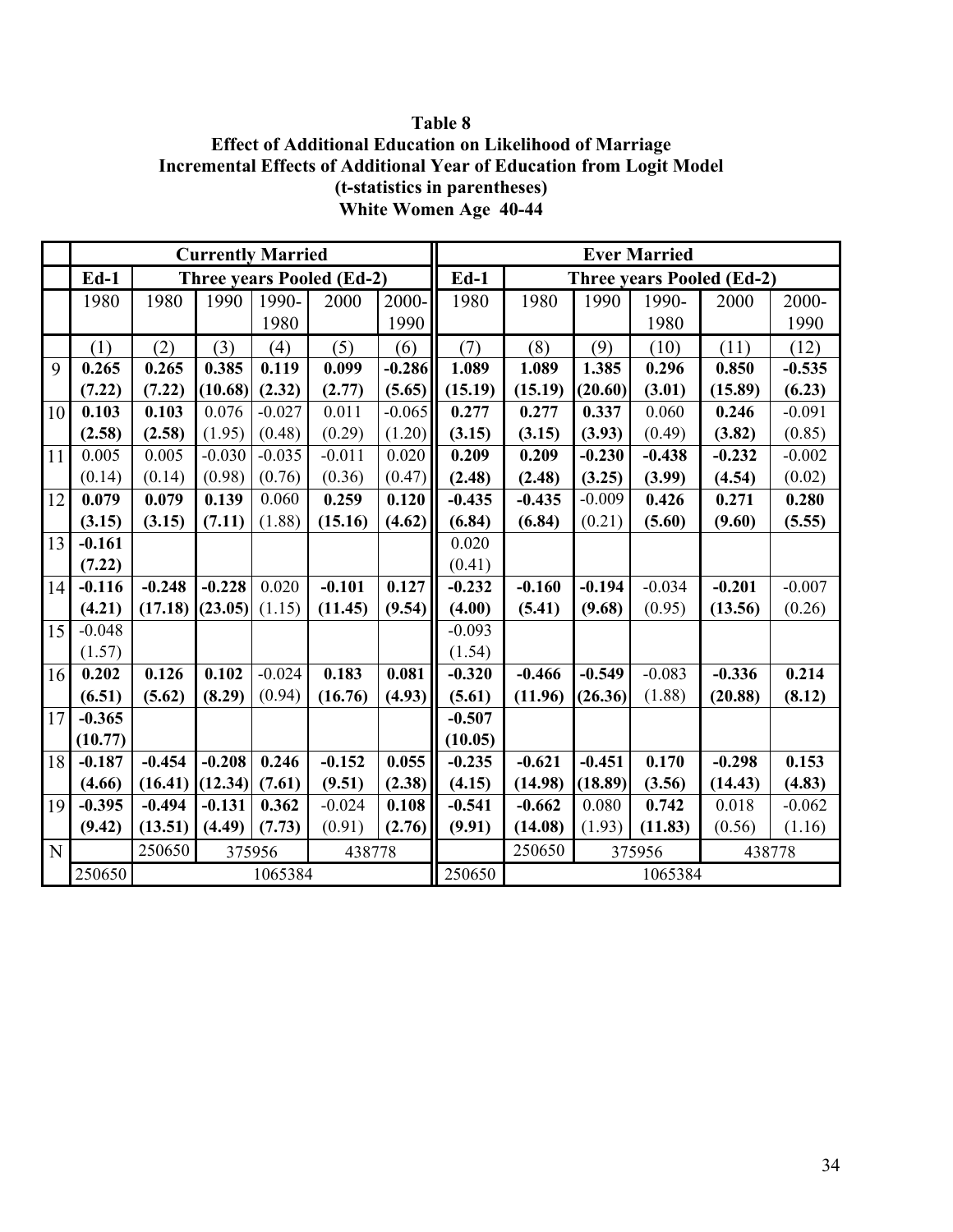**Table 8**
**Effect of Additional Education on Likelihood of Marriage**
**Incremental Effects of Additional Year of Education from Logit Model**
**(t-statistics in parentheses)**
**White Women Age 40-44**

| | Currently Married | | | | | | Ever Married | | | | | |
|---|---|---|---|---|---|---|---|---|---|---|---|---|
| | Ed-1 | Three years Pooled (Ed-2) | | | | | Ed-1 | Three years Pooled (Ed-2) | | | | |
| | 1980 | 1980 | 1990 | 1990-1980 | 2000 | 2000-1990 | 1980 | 1980 | 1990 | 1990-1980 | 2000 | 2000-1990 |
| | (1) | (2) | (3) | (4) | (5) | (6) | (7) | (8) | (9) | (10) | (11) | (12) |
| 9 | **0.265** | **0.265** | **0.385** | **0.119** | **0.099** | **-0.286** | **1.089** | **1.089** | **1.385** | **0.296** | **0.850** | **-0.535** |
| | **(7.22)** | **(7.22)** | **(10.68)** | **(2.32)** | **(2.77)** | **(5.65)** | **(15.19)** | **(15.19)** | **(20.60)** | **(3.01)** | **(15.89)** | **(6.23)** |
| 10 | **0.103** | **0.103** | 0.076 | -0.027 | 0.011 | -0.065 | **0.277** | **0.277** | **0.337** | 0.060 | **0.246** | -0.091 |
| | **(2.58)** | **(2.58)** | (1.95) | (0.48) | (0.29) | (1.20) | **(3.15)** | **(3.15)** | **(3.93)** | (0.49) | **(3.82)** | (0.85) |
| 11 | 0.005 | 0.005 | -0.030 | -0.035 | -0.011 | 0.020 | **0.209** | **0.209** | **-0.230** | **-0.438** | **-0.232** | -0.002 |
| | (0.14) | (0.14) | (0.98) | (0.76) | (0.36) | (0.47) | **(2.48)** | **(2.48)** | **(3.25)** | **(3.99)** | **(4.54)** | (0.02) |
| 12 | **0.079** | **0.079** | **0.139** | 0.060 | **0.259** | **0.120** | **-0.435** | **-0.435** | -0.009 | **0.426** | **0.271** | **0.280** |
| | **(3.15)** | **(3.15)** | **(7.11)** | (1.88) | **(15.16)** | **(4.62)** | **(6.84)** | **(6.84)** | (0.21) | **(5.60)** | **(9.60)** | **(5.55)** |
| 13 | **-0.161** | | | | | | 0.020 | | | | | |
| | **(7.22)** | | | | | | (0.41) | | | | | |
| 14 | **-0.116** | **-0.248** | **-0.228** | 0.020 | **-0.101** | **0.127** | **-0.232** | **-0.160** | **-0.194** | -0.034 | **-0.201** | -0.007 |
| | **(4.21)** | **(17.18)** | **(23.05)** | (1.15) | **(11.45)** | **(9.54)** | **(4.00)** | **(5.41)** | **(9.68)** | (0.95) | **(13.56)** | (0.26) |
| 15 | -0.048 | | | | | | -0.093 | | | | | |
| | (1.57) | | | | | | (1.54) | | | | | |
| 16 | **0.202** | **0.126** | **0.102** | -0.024 | **0.183** | **0.081** | **-0.320** | **-0.466** | **-0.549** | -0.083 | **-0.336** | **0.214** |
| | **(6.51)** | **(5.62)** | **(8.29)** | (0.94) | **(16.76)** | **(4.93)** | **(5.61)** | **(11.96)** | **(26.36)** | (1.88) | **(20.88)** | **(8.12)** |
| 17 | **-0.365** | | | | | | **-0.507** | | | | | |
| | **(10.77)** | | | | | | **(10.05)** | | | | | |
| 18 | **-0.187** | **-0.454** | **-0.208** | **0.246** | **-0.152** | **0.055** | **-0.235** | **-0.621** | **-0.451** | **0.170** | **-0.298** | **0.153** |
| | **(4.66)** | **(16.41)** | **(12.34)** | **(7.61)** | **(9.51)** | **(2.38)** | **(4.15)** | **(14.98)** | **(18.89)** | **(3.56)** | **(14.43)** | **(4.83)** |
| 19 | **-0.395** | **-0.494** | **-0.131** | **0.362** | -0.024 | **0.108** | **-0.541** | **-0.662** | 0.080 | **0.742** | 0.018 | -0.062 |
| | **(9.42)** | **(13.51)** | **(4.49)** | **(7.73)** | (0.91) | **(2.76)** | **(9.91)** | **(14.08)** | (1.93) | **(11.83)** | (0.56) | (1.16) |
| N | | 250650 | 375956 | | 438778 | | | 250650 | 375956 | | 438778 | |
| | 250650 | 1065384 | | | | | 250650 | 1065384 | | | | |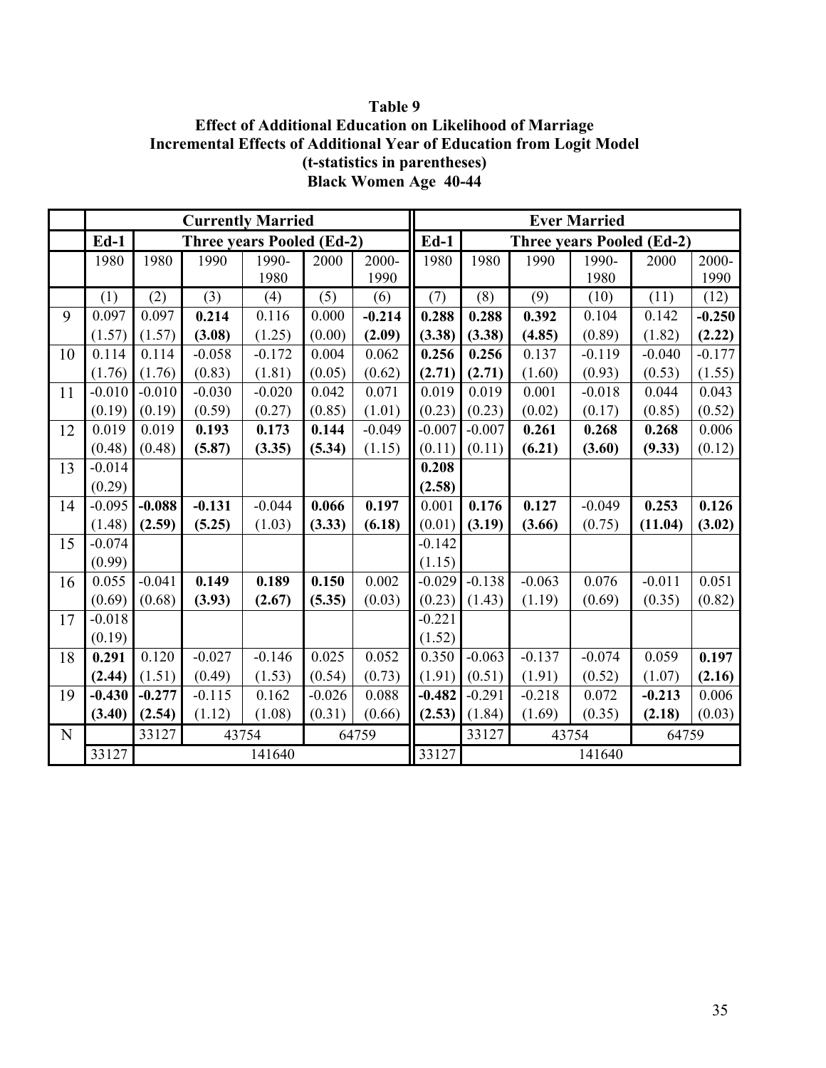**Table 9**
**Effect of Additional Education on Likelihood of Marriage**
**Incremental Effects of Additional Year of Education from Logit Model**
**(t-statistics in parentheses)**
**Black Women Age 40-44**

| | **Currently Married** | | | | | | **Ever Married** | | | | | |
|---|---|---|---|---|---|---|---|---|---|---|---|---|
| | **Ed-1** | **Three years Pooled (Ed-2)** | | | | | **Ed-1** | **Three years Pooled (Ed-2)** | | | | |
| | 1980 | 1980 | 1990 | 1990-1980 | 2000 | 2000-1990 | 1980 | 1980 | 1990 | 1990-1980 | 2000 | 2000-1990 |
| | (1) | (2) | (3) | (4) | (5) | (6) | (7) | (8) | (9) | (10) | (11) | (12) |
| 9 | 0.097 | 0.097 | **0.214** | 0.116 | 0.000 | **-0.214** | **0.288** | **0.288** | **0.392** | 0.104 | 0.142 | **-0.250** |
| | (1.57) | (1.57) | **(3.08)** | (1.25) | (0.00) | **(2.09)** | **(3.38)** | **(3.38)** | **(4.85)** | (0.89) | (1.82) | **(2.22)** |
| 10 | 0.114 | 0.114 | -0.058 | -0.172 | 0.004 | 0.062 | **0.256** | **0.256** | 0.137 | -0.119 | -0.040 | -0.177 |
| | (1.76) | (1.76) | (0.83) | (1.81) | (0.05) | (0.62) | **(2.71)** | **(2.71)** | (1.60) | (0.93) | (0.53) | (1.55) |
| 11 | -0.010 | -0.010 | -0.030 | -0.020 | 0.042 | 0.071 | 0.019 | 0.019 | 0.001 | -0.018 | 0.044 | 0.043 |
| | (0.19) | (0.19) | (0.59) | (0.27) | (0.85) | (1.01) | (0.23) | (0.23) | (0.02) | (0.17) | (0.85) | (0.52) |
| 12 | 0.019 | 0.019 | **0.193** | **0.173** | **0.144** | -0.049 | -0.007 | -0.007 | **0.261** | **0.268** | **0.268** | 0.006 |
| | (0.48) | (0.48) | **(5.87)** | **(3.35)** | **(5.34)** | (1.15) | (0.11) | (0.11) | **(6.21)** | **(3.60)** | **(9.33)** | (0.12) |
| 13 | -0.014 | | | | | | **0.208** | | | | | |
| | (0.29) | | | | | | **(2.58)** | | | | | |
| 14 | -0.095 | **-0.088** | **-0.131** | -0.044 | **0.066** | **0.197** | 0.001 | **0.176** | **0.127** | -0.049 | **0.253** | **0.126** |
| | (1.48) | **(2.59)** | **(5.25)** | (1.03) | **(3.33)** | **(6.18)** | (0.01) | **(3.19)** | **(3.66)** | (0.75) | **(11.04)** | **(3.02)** |
| 15 | -0.074 | | | | | | -0.142 | | | | | |
| | (0.99) | | | | | | (1.15) | | | | | |
| 16 | 0.055 | -0.041 | **0.149** | **0.189** | **0.150** | 0.002 | -0.029 | -0.138 | -0.063 | 0.076 | -0.011 | 0.051 |
| | (0.69) | (0.68) | **(3.93)** | **(2.67)** | **(5.35)** | (0.03) | (0.23) | (1.43) | (1.19) | (0.69) | (0.35) | (0.82) |
| 17 | -0.018 | | | | | | -0.221 | | | | | |
| | (0.19) | | | | | | (1.52) | | | | | |
| 18 | **0.291** | 0.120 | -0.027 | -0.146 | 0.025 | 0.052 | 0.350 | -0.063 | -0.137 | -0.074 | 0.059 | **0.197** |
| | **(2.44)** | (1.51) | (0.49) | (1.53) | (0.54) | (0.73) | (1.91) | (0.51) | (1.91) | (0.52) | (1.07) | **(2.16)** |
| 19 | **-0.430** | **-0.277** | -0.115 | 0.162 | -0.026 | 0.088 | **-0.482** | -0.291 | -0.218 | 0.072 | **-0.213** | 0.006 |
| | **(3.40)** | **(2.54)** | (1.12) | (1.08) | (0.31) | (0.66) | **(2.53)** | (1.84) | (1.69) | (0.35) | **(2.18)** | (0.03) |
| N | | 33127 | 43754 | | 64759 | | | 33127 | 43754 | | 64759 | |
| | 33127 | 141640 | | | | | 33127 | 141640 | | | | |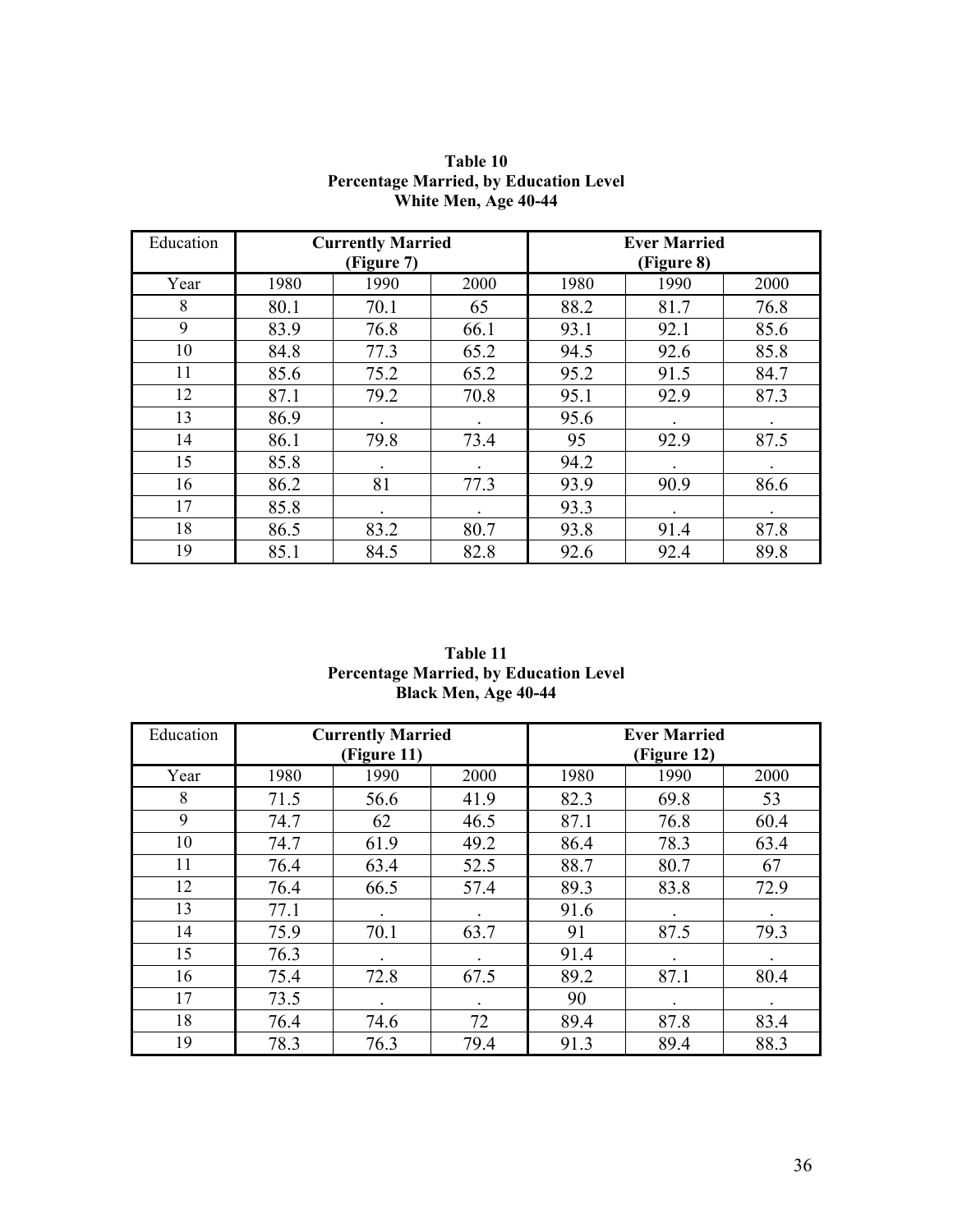**Table 10**
**Percentage Married, by Education Level**
**White Men, Age 40-44**

| Education | **Currently Married (Figure 7)** | | | **Ever Married (Figure 8)** | | |
|---|---|---|---|---|---|---|
| Year | 1980 | 1990 | 2000 | 1980 | 1990 | 2000 |
| 8 | 80.1 | 70.1 | 65 | 88.2 | 81.7 | 76.8 |
| 9 | 83.9 | 76.8 | 66.1 | 93.1 | 92.1 | 85.6 |
| 10 | 84.8 | 77.3 | 65.2 | 94.5 | 92.6 | 85.8 |
| 11 | 85.6 | 75.2 | 65.2 | 95.2 | 91.5 | 84.7 |
| 12 | 87.1 | 79.2 | 70.8 | 95.1 | 92.9 | 87.3 |
| 13 | 86.9 | . | . | 95.6 | . | . |
| 14 | 86.1 | 79.8 | 73.4 | 95 | 92.9 | 87.5 |
| 15 | 85.8 | . | . | 94.2 | . | . |
| 16 | 86.2 | 81 | 77.3 | 93.9 | 90.9 | 86.6 |
| 17 | 85.8 | . | . | 93.3 | . | . |
| 18 | 86.5 | 83.2 | 80.7 | 93.8 | 91.4 | 87.8 |
| 19 | 85.1 | 84.5 | 82.8 | 92.6 | 92.4 | 89.8 |

**Table 11**
**Percentage Married, by Education Level**
**Black Men, Age 40-44**

| Education | **Currently Married (Figure 11)** | | | **Ever Married (Figure 12)** | | |
|---|---|---|---|---|---|---|
| Year | 1980 | 1990 | 2000 | 1980 | 1990 | 2000 |
| 8 | 71.5 | 56.6 | 41.9 | 82.3 | 69.8 | 53 |
| 9 | 74.7 | 62 | 46.5 | 87.1 | 76.8 | 60.4 |
| 10 | 74.7 | 61.9 | 49.2 | 86.4 | 78.3 | 63.4 |
| 11 | 76.4 | 63.4 | 52.5 | 88.7 | 80.7 | 67 |
| 12 | 76.4 | 66.5 | 57.4 | 89.3 | 83.8 | 72.9 |
| 13 | 77.1 | . | . | 91.6 | . | . |
| 14 | 75.9 | 70.1 | 63.7 | 91 | 87.5 | 79.3 |
| 15 | 76.3 | . | . | 91.4 | . | . |
| 16 | 75.4 | 72.8 | 67.5 | 89.2 | 87.1 | 80.4 |
| 17 | 73.5 | . | . | 90 | . | . |
| 18 | 76.4 | 74.6 | 72 | 89.4 | 87.8 | 83.4 |
| 19 | 78.3 | 76.3 | 79.4 | 91.3 | 89.4 | 88.3 |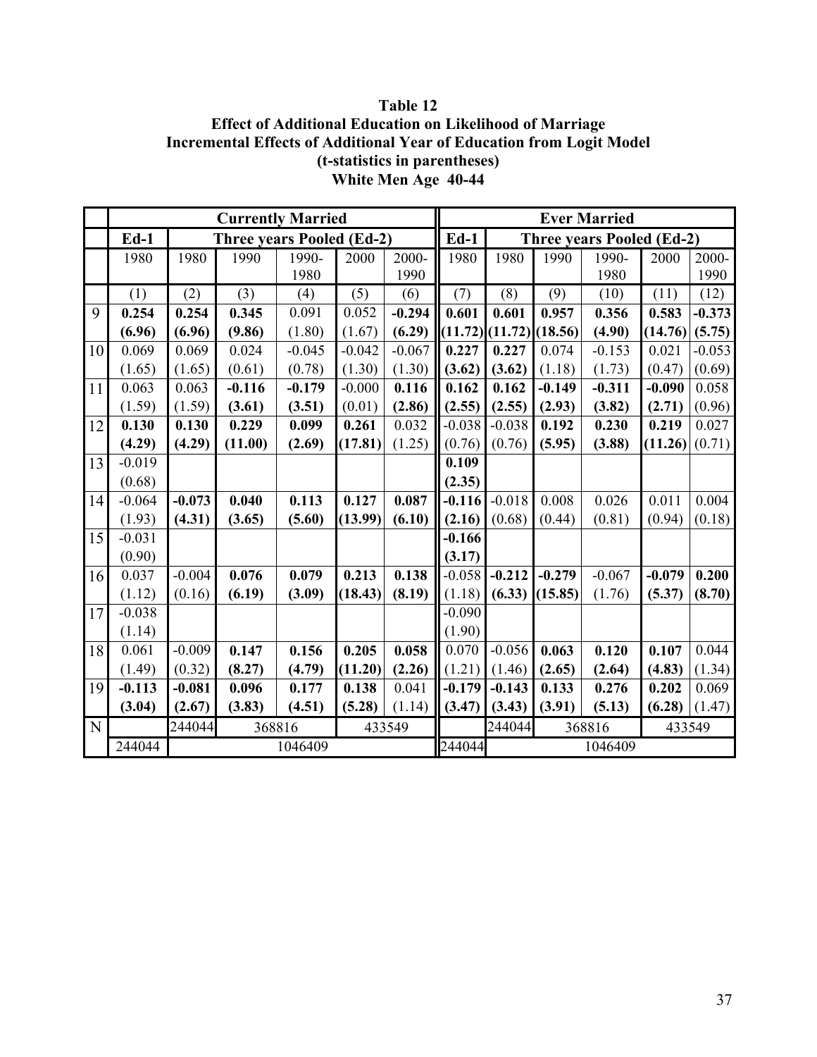**Table 12**
**Effect of Additional Education on Likelihood of Marriage**
**Incremental Effects of Additional Year of Education from Logit Model**
**(t-statistics in parentheses)**
**White Men Age 40-44**

| | **Currently Married** | | | | | | **Ever Married** | | | | | |
|---|---|---|---|---|---|---|---|---|---|---|---|---|
| | **Ed-1** | **Three years Pooled (Ed-2)** | | | | | **Ed-1** | **Three years Pooled (Ed-2)** | | | | |
| | 1980 | 1980 | 1990 | 1990-1980 | 2000 | 2000-1990 | 1980 | 1980 | 1990 | 1990-1980 | 2000 | 2000-1990 |
| | (1) | (2) | (3) | (4) | (5) | (6) | (7) | (8) | (9) | (10) | (11) | (12) |
| 9 | **0.254** | **0.254** | **0.345** | 0.091 | 0.052 | **-0.294** | **0.601** | **0.601** | **0.957** | **0.356** | **0.583** | **-0.373** |
| | **(6.96)** | **(6.96)** | **(9.86)** | (1.80) | (1.67) | **(6.29)** | **(11.72)** | **(11.72)** | **(18.56)** | **(4.90)** | **(14.76)** | **(5.75)** |
| 10 | 0.069 | 0.069 | 0.024 | -0.045 | -0.042 | -0.067 | **0.227** | **0.227** | 0.074 | -0.153 | 0.021 | -0.053 |
| | (1.65) | (1.65) | (0.61) | (0.78) | (1.30) | (1.30) | **(3.62)** | **(3.62)** | (1.18) | (1.73) | (0.47) | (0.69) |
| 11 | 0.063 | 0.063 | **-0.116** | **-0.179** | -0.000 | **0.116** | **0.162** | **0.162** | **-0.149** | **-0.311** | **-0.090** | 0.058 |
| | (1.59) | (1.59) | **(3.61)** | **(3.51)** | (0.01) | **(2.86)** | **(2.55)** | **(2.55)** | **(2.93)** | **(3.82)** | **(2.71)** | (0.96) |
| 12 | **0.130** | **0.130** | **0.229** | **0.099** | **0.261** | 0.032 | -0.038 | -0.038 | **0.192** | **0.230** | **0.219** | 0.027 |
| | **(4.29)** | **(4.29)** | **(11.00)** | **(2.69)** | **(17.81)** | (1.25) | (0.76) | (0.76) | **(5.95)** | **(3.88)** | **(11.26)** | (0.71) |
| 13 | -0.019 | | | | | | **0.109** | | | | | |
| | (0.68) | | | | | | **(2.35)** | | | | | |
| 14 | -0.064 | **-0.073** | **0.040** | **0.113** | **0.127** | **0.087** | **-0.116** | -0.018 | 0.008 | 0.026 | 0.011 | 0.004 |
| | (1.93) | **(4.31)** | **(3.65)** | **(5.60)** | **(13.99)** | **(6.10)** | **(2.16)** | (0.68) | (0.44) | (0.81) | (0.94) | (0.18) |
| 15 | -0.031 | | | | | | **-0.166** | | | | | |
| | (0.90) | | | | | | **(3.17)** | | | | | |
| 16 | 0.037 | -0.004 | **0.076** | **0.079** | **0.213** | **0.138** | -0.058 | **-0.212** | **-0.279** | -0.067 | **-0.079** | **0.200** |
| | (1.12) | (0.16) | **(6.19)** | **(3.09)** | **(18.43)** | **(8.19)** | (1.18) | **(6.33)** | **(15.85)** | (1.76) | **(5.37)** | **(8.70)** |
| 17 | -0.038 | | | | | | -0.090 | | | | | |
| | (1.14) | | | | | | (1.90) | | | | | |
| 18 | 0.061 | -0.009 | **0.147** | **0.156** | **0.205** | **0.058** | 0.070 | -0.056 | **0.063** | **0.120** | **0.107** | 0.044 |
| | (1.49) | (0.32) | **(8.27)** | **(4.79)** | **(11.20)** | **(2.26)** | (1.21) | (1.46) | **(2.65)** | **(2.64)** | **(4.83)** | (1.34) |
| 19 | **-0.113** | **-0.081** | **0.096** | **0.177** | **0.138** | 0.041 | **-0.179** | **-0.143** | **0.133** | **0.276** | **0.202** | 0.069 |
| | **(3.04)** | **(2.67)** | **(3.83)** | **(4.51)** | **(5.28)** | (1.14) | **(3.47)** | **(3.43)** | **(3.91)** | **(5.13)** | **(6.28)** | (1.47) |
| N | | 244044 | 368816 | | 433549 | | | 244044 | 368816 | | 433549 | |
| | 244044 | 1046409 | | | | | 244044 | 1046409 | | | | |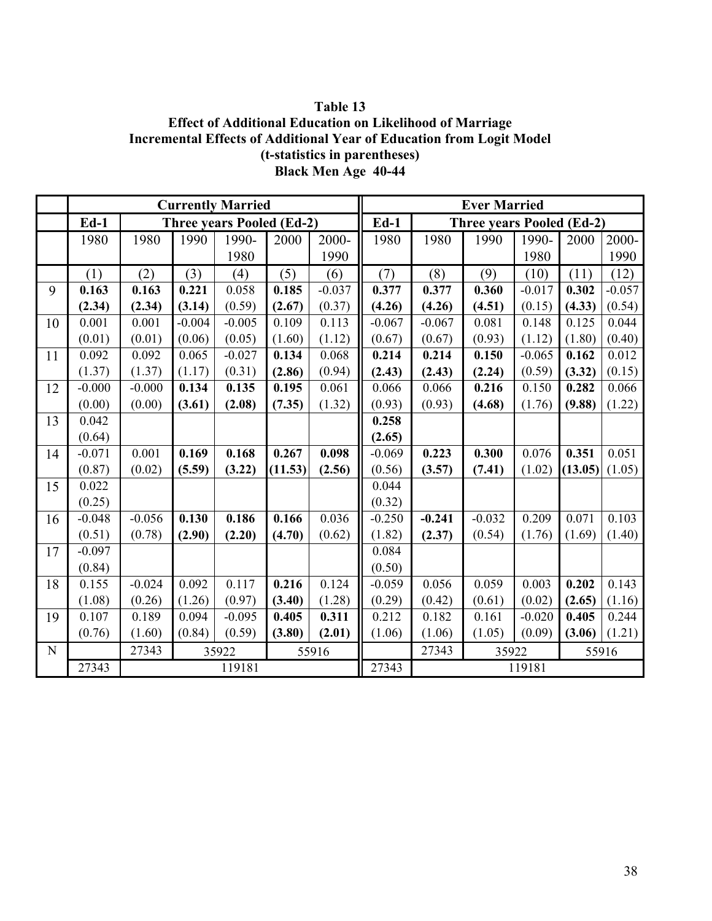**Table 13**
**Effect of Additional Education on Likelihood of Marriage**
**Incremental Effects of Additional Year of Education from Logit Model**
**(t-statistics in parentheses)**
**Black Men Age 40-44**

| | **Currently Married** | | | | | | **Ever Married** | | | | | |
|---|---|---|---|---|---|---|---|---|---|---|---|---|
| | **Ed-1** | **Three years Pooled (Ed-2)** | | | | | **Ed-1** | **Three years Pooled (Ed-2)** | | | | |
| | 1980 | 1980 | 1990 | 1990-1980 | 2000 | 2000-1990 | 1980 | 1980 | 1990 | 1990-1980 | 2000 | 2000-1990 |
| | (1) | (2) | (3) | (4) | (5) | (6) | (7) | (8) | (9) | (10) | (11) | (12) |
| 9 | **0.163** | **0.163** | **0.221** | 0.058 | **0.185** | -0.037 | **0.377** | **0.377** | **0.360** | -0.017 | **0.302** | -0.057 |
| | **(2.34)** | **(2.34)** | **(3.14)** | (0.59) | **(2.67)** | (0.37) | **(4.26)** | **(4.26)** | **(4.51)** | (0.15) | **(4.33)** | (0.54) |
| 10 | 0.001 | 0.001 | -0.004 | -0.005 | 0.109 | 0.113 | -0.067 | -0.067 | 0.081 | 0.148 | 0.125 | 0.044 |
| | (0.01) | (0.01) | (0.06) | (0.05) | (1.60) | (1.12) | (0.67) | (0.67) | (0.93) | (1.12) | (1.80) | (0.40) |
| 11 | 0.092 | 0.092 | 0.065 | -0.027 | **0.134** | 0.068 | **0.214** | **0.214** | **0.150** | -0.065 | **0.162** | 0.012 |
| | (1.37) | (1.37) | (1.17) | (0.31) | **(2.86)** | (0.94) | **(2.43)** | **(2.43)** | **(2.24)** | (0.59) | **(3.32)** | (0.15) |
| 12 | -0.000 | -0.000 | **0.134** | **0.135** | **0.195** | 0.061 | 0.066 | 0.066 | **0.216** | 0.150 | **0.282** | 0.066 |
| | (0.00) | (0.00) | **(3.61)** | **(2.08)** | **(7.35)** | (1.32) | (0.93) | (0.93) | **(4.68)** | (1.76) | **(9.88)** | (1.22) |
| 13 | 0.042 | | | | | | **0.258** | | | | | |
| | (0.64) | | | | | | **(2.65)** | | | | | |
| 14 | -0.071 | 0.001 | **0.169** | **0.168** | **0.267** | **0.098** | -0.069 | **0.223** | **0.300** | 0.076 | **0.351** | 0.051 |
| | (0.87) | (0.02) | **(5.59)** | **(3.22)** | **(11.53)** | **(2.56)** | (0.56) | **(3.57)** | **(7.41)** | (1.02) | **(13.05)** | (1.05) |
| 15 | 0.022 | | | | | | 0.044 | | | | | |
| | (0.25) | | | | | | (0.32) | | | | | |
| 16 | -0.048 | -0.056 | **0.130** | **0.186** | **0.166** | 0.036 | -0.250 | **-0.241** | -0.032 | 0.209 | 0.071 | 0.103 |
| | (0.51) | (0.78) | **(2.90)** | **(2.20)** | **(4.70)** | (0.62) | (1.82) | **(2.37)** | (0.54) | (1.76) | (1.69) | (1.40) |
| 17 | -0.097 | | | | | | 0.084 | | | | | |
| | (0.84) | | | | | | (0.50) | | | | | |
| 18 | 0.155 | -0.024 | 0.092 | 0.117 | **0.216** | 0.124 | -0.059 | 0.056 | 0.059 | 0.003 | **0.202** | 0.143 |
| | (1.08) | (0.26) | (1.26) | (0.97) | **(3.40)** | (1.28) | (0.29) | (0.42) | (0.61) | (0.02) | **(2.65)** | (1.16) |
| 19 | 0.107 | 0.189 | 0.094 | -0.095 | **0.405** | **0.311** | 0.212 | 0.182 | 0.161 | -0.020 | **0.405** | 0.244 |
| | (0.76) | (1.60) | (0.84) | (0.59) | **(3.80)** | **(2.01)** | (1.06) | (1.06) | (1.05) | (0.09) | **(3.06)** | (1.21) |
| N | | 27343 | 35922 | | 55916 | | | 27343 | 35922 | | 55916 | |
| | 27343 | 119181 | | | | | 27343 | 119181 | | | | |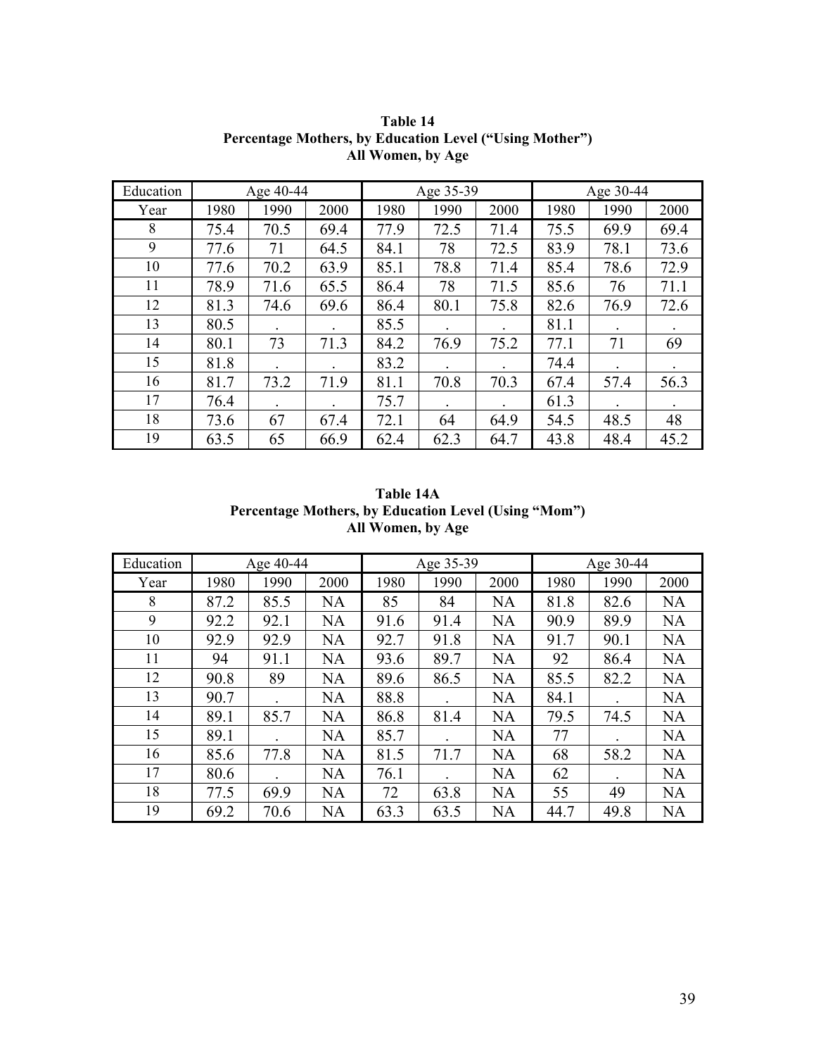**Table 14**
**Percentage Mothers, by Education Level ("Using Mother")**
**All Women, by Age**

| Education | Age 40-44 | | | Age 35-39 | | | Age 30-44 | | |
|---|---|---|---|---|---|---|---|---|---|
| Year | 1980 | 1990 | 2000 | 1980 | 1990 | 2000 | 1980 | 1990 | 2000 |
| 8 | 75.4 | 70.5 | 69.4 | 77.9 | 72.5 | 71.4 | 75.5 | 69.9 | 69.4 |
| 9 | 77.6 | 71 | 64.5 | 84.1 | 78 | 72.5 | 83.9 | 78.1 | 73.6 |
| 10 | 77.6 | 70.2 | 63.9 | 85.1 | 78.8 | 71.4 | 85.4 | 78.6 | 72.9 |
| 11 | 78.9 | 71.6 | 65.5 | 86.4 | 78 | 71.5 | 85.6 | 76 | 71.1 |
| 12 | 81.3 | 74.6 | 69.6 | 86.4 | 80.1 | 75.8 | 82.6 | 76.9 | 72.6 |
| 13 | 80.5 | . | . | 85.5 | . | . | 81.1 | . | . |
| 14 | 80.1 | 73 | 71.3 | 84.2 | 76.9 | 75.2 | 77.1 | 71 | 69 |
| 15 | 81.8 | . | . | 83.2 | . | . | 74.4 | . | . |
| 16 | 81.7 | 73.2 | 71.9 | 81.1 | 70.8 | 70.3 | 67.4 | 57.4 | 56.3 |
| 17 | 76.4 | . | . | 75.7 | . | . | 61.3 | . | . |
| 18 | 73.6 | 67 | 67.4 | 72.1 | 64 | 64.9 | 54.5 | 48.5 | 48 |
| 19 | 63.5 | 65 | 66.9 | 62.4 | 62.3 | 64.7 | 43.8 | 48.4 | 45.2 |

**Table 14A**
**Percentage Mothers, by Education Level (Using "Mom")**
**All Women, by Age**

| Education | Age 40-44 | | | Age 35-39 | | | Age 30-44 | | |
|---|---|---|---|---|---|---|---|---|---|
| Year | 1980 | 1990 | 2000 | 1980 | 1990 | 2000 | 1980 | 1990 | 2000 |
| 8 | 87.2 | 85.5 | NA | 85 | 84 | NA | 81.8 | 82.6 | NA |
| 9 | 92.2 | 92.1 | NA | 91.6 | 91.4 | NA | 90.9 | 89.9 | NA |
| 10 | 92.9 | 92.9 | NA | 92.7 | 91.8 | NA | 91.7 | 90.1 | NA |
| 11 | 94 | 91.1 | NA | 93.6 | 89.7 | NA | 92 | 86.4 | NA |
| 12 | 90.8 | 89 | NA | 89.6 | 86.5 | NA | 85.5 | 82.2 | NA |
| 13 | 90.7 | . | NA | 88.8 | . | NA | 84.1 | . | NA |
| 14 | 89.1 | 85.7 | NA | 86.8 | 81.4 | NA | 79.5 | 74.5 | NA |
| 15 | 89.1 | . | NA | 85.7 | . | NA | 77 | . | NA |
| 16 | 85.6 | 77.8 | NA | 81.5 | 71.7 | NA | 68 | 58.2 | NA |
| 17 | 80.6 | . | NA | 76.1 | . | NA | 62 | . | NA |
| 18 | 77.5 | 69.9 | NA | 72 | 63.8 | NA | 55 | 49 | NA |
| 19 | 69.2 | 70.6 | NA | 63.3 | 63.5 | NA | 44.7 | 49.8 | NA |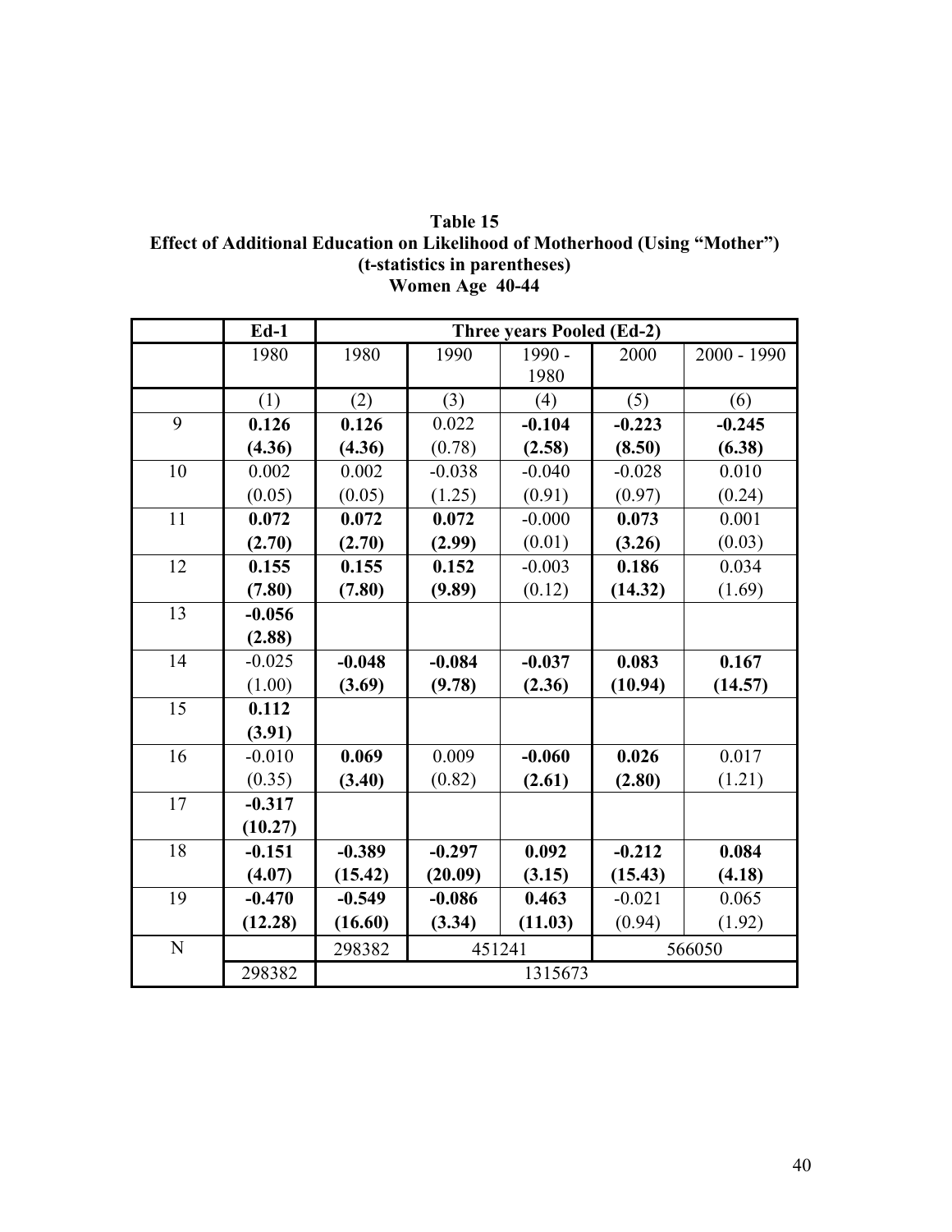**Table 15**
**Effect of Additional Education on Likelihood of Motherhood (Using "Mother")**
**(t-statistics in parentheses)**
**Women Age 40-44**

| | Ed-1 | Three years Pooled (Ed-2) | | | | |
|---|---|---|---|---|---|---|
| | 1980 | 1980 | 1990 | 1990 - 1980 | 2000 | 2000 - 1990 |
| | (1) | (2) | (3) | (4) | (5) | (6) |
| 9 | **0.126** | **0.126** | 0.022 | **-0.104** | **-0.223** | **-0.245** |
| | **(4.36)** | **(4.36)** | (0.78) | **(2.58)** | **(8.50)** | **(6.38)** |
| 10 | 0.002 | 0.002 | -0.038 | -0.040 | -0.028 | 0.010 |
| | (0.05) | (0.05) | (1.25) | (0.91) | (0.97) | (0.24) |
| 11 | **0.072** | **0.072** | **0.072** | -0.000 | **0.073** | 0.001 |
| | **(2.70)** | **(2.70)** | **(2.99)** | (0.01) | **(3.26)** | (0.03) |
| 12 | **0.155** | **0.155** | **0.152** | -0.003 | **0.186** | 0.034 |
| | **(7.80)** | **(7.80)** | **(9.89)** | (0.12) | **(14.32)** | (1.69) |
| 13 | **-0.056** | | | | | |
| | **(2.88)** | | | | | |
| 14 | -0.025 | **-0.048** | **-0.084** | **-0.037** | **0.083** | **0.167** |
| | (1.00) | **(3.69)** | **(9.78)** | **(2.36)** | **(10.94)** | **(14.57)** |
| 15 | **0.112** | | | | | |
| | **(3.91)** | | | | | |
| 16 | -0.010 | **0.069** | 0.009 | **-0.060** | **0.026** | 0.017 |
| | (0.35) | **(3.40)** | (0.82) | **(2.61)** | **(2.80)** | (1.21) |
| 17 | **-0.317** | | | | | |
| | **(10.27)** | | | | | |
| 18 | **-0.151** | **-0.389** | **-0.297** | **0.092** | **-0.212** | **0.084** |
| | **(4.07)** | **(15.42)** | **(20.09)** | **(3.15)** | **(15.43)** | **(4.18)** |
| 19 | **-0.470** | **-0.549** | **-0.086** | **0.463** | -0.021 | 0.065 |
| | **(12.28)** | **(16.60)** | **(3.34)** | **(11.03)** | (0.94) | (1.92) |
| N | | 298382 | 451241 | | 566050 | |
| | 298382 | 1315673 | | | | |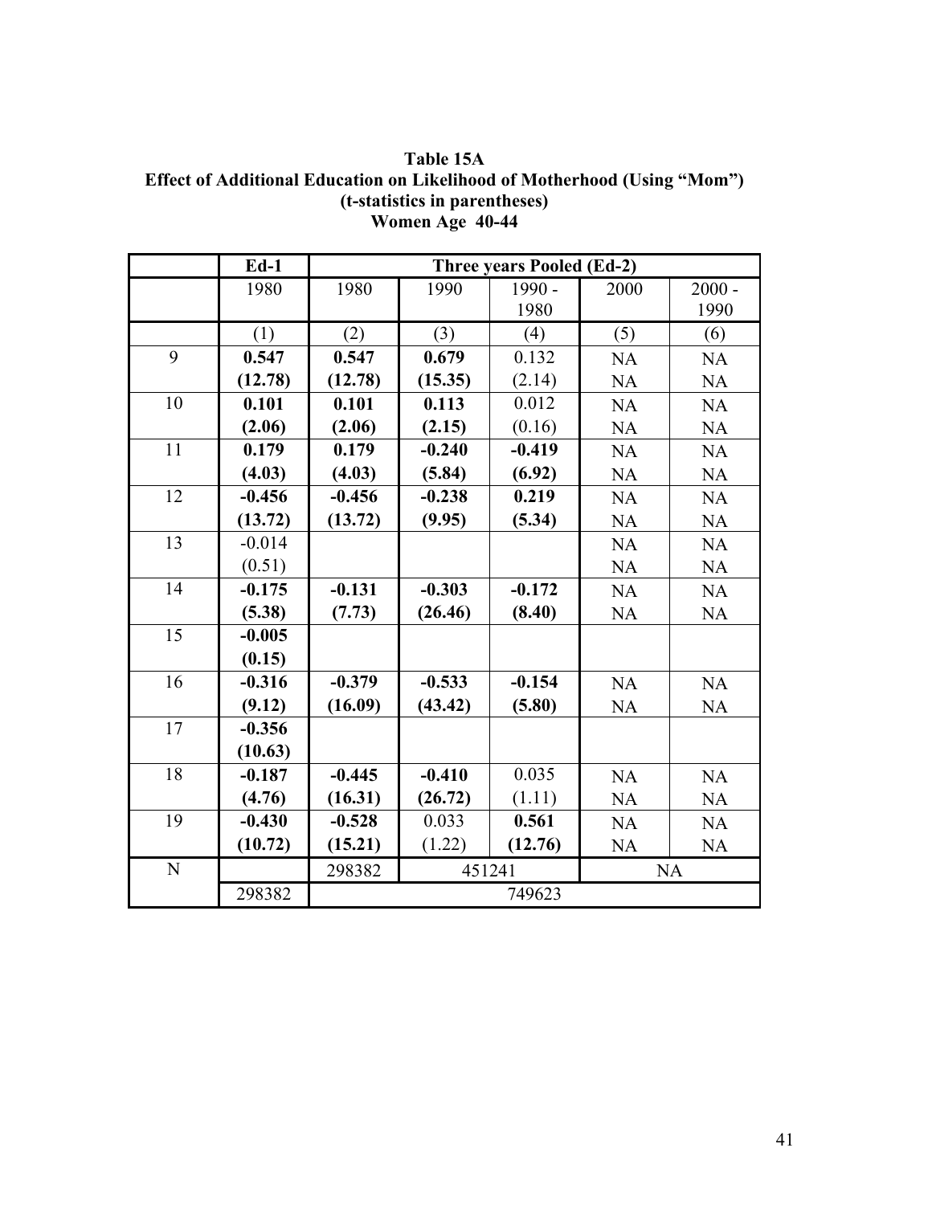**Table 15A**
**Effect of Additional Education on Likelihood of Motherhood (Using "Mom")**
**(t-statistics in parentheses)**
**Women Age 40-44**

| | **Ed-1** | **Three years Pooled (Ed-2)** | | | | |
|---|---|---|---|---|---|---|
| | 1980 | 1980 | 1990 | 1990 - 1980 | 2000 | 2000 - 1990 |
| | (1) | (2) | (3) | (4) | (5) | (6) |
| 9 | **0.547** | **0.547** | **0.679** | 0.132 | NA | NA |
| | **(12.78)** | **(12.78)** | **(15.35)** | (2.14) | NA | NA |
| 10 | **0.101** | **0.101** | **0.113** | 0.012 | NA | NA |
| | **(2.06)** | **(2.06)** | **(2.15)** | (0.16) | NA | NA |
| 11 | **0.179** | **0.179** | **-0.240** | **-0.419** | NA | NA |
| | **(4.03)** | **(4.03)** | **(5.84)** | **(6.92)** | NA | NA |
| 12 | **-0.456** | **-0.456** | **-0.238** | **0.219** | NA | NA |
| | **(13.72)** | **(13.72)** | **(9.95)** | **(5.34)** | NA | NA |
| 13 | -0.014 | | | | NA | NA |
| | (0.51) | | | | NA | NA |
| 14 | **-0.175** | **-0.131** | **-0.303** | **-0.172** | NA | NA |
| | **(5.38)** | **(7.73)** | **(26.46)** | **(8.40)** | NA | NA |
| 15 | **-0.005** | | | | | |
| | **(0.15)** | | | | | |
| 16 | **-0.316** | **-0.379** | **-0.533** | **-0.154** | NA | NA |
| | **(9.12)** | **(16.09)** | **(43.42)** | **(5.80)** | NA | NA |
| 17 | **-0.356** | | | | | |
| | **(10.63)** | | | | | |
| 18 | **-0.187** | **-0.445** | **-0.410** | 0.035 | NA | NA |
| | **(4.76)** | **(16.31)** | **(26.72)** | (1.11) | NA | NA |
| 19 | **-0.430** | **-0.528** | 0.033 | **0.561** | NA | NA |
| | **(10.72)** | **(15.21)** | (1.22) | **(12.76)** | NA | NA |
| N | | 298382 | 451241 | | NA | |
| | 298382 | 749623 | | | | |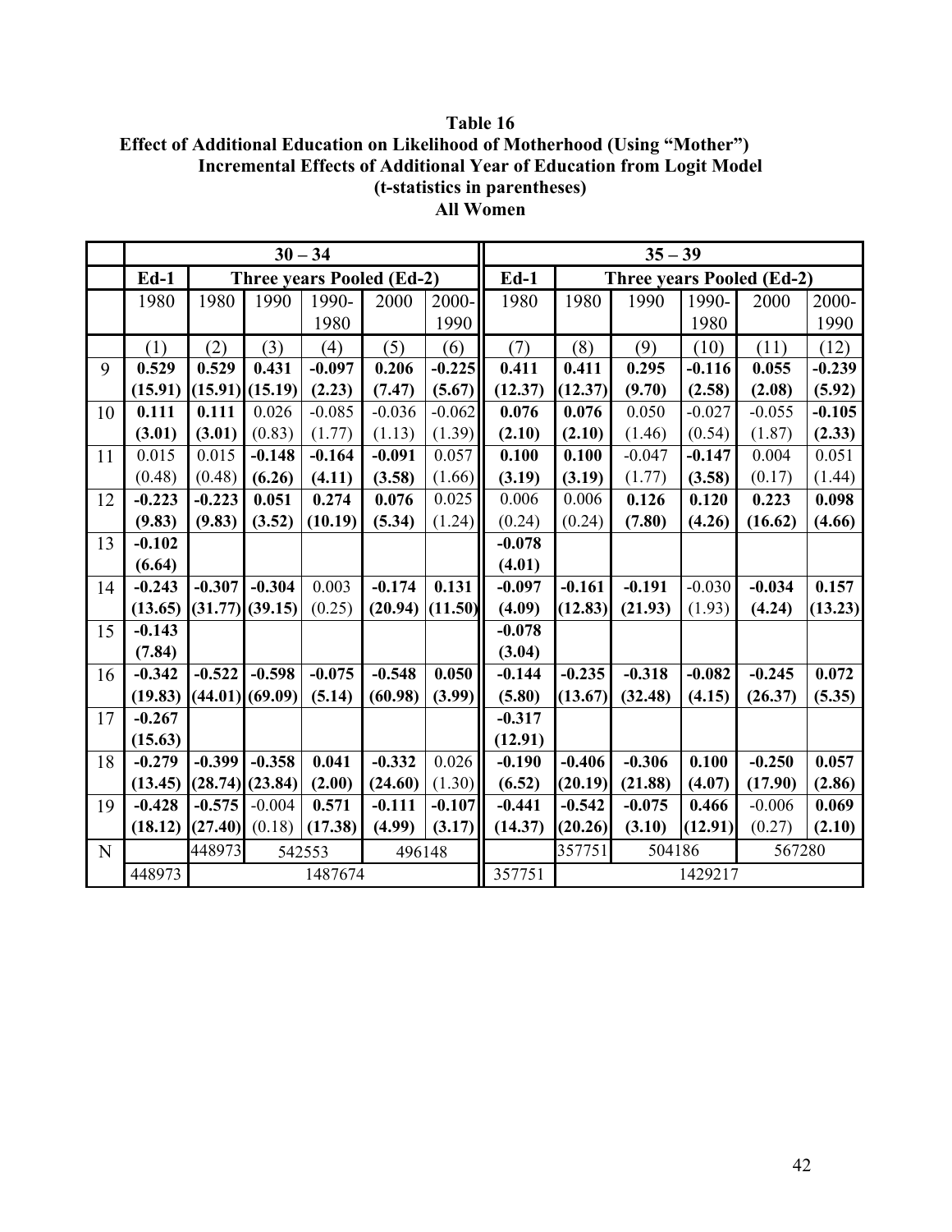**Table 16**
**Effect of Additional Education on Likelihood of Motherhood (Using "Mother")**
**Incremental Effects of Additional Year of Education from Logit Model**
**(t-statistics in parentheses)**
**All Women**

| | 30 – 34 | | | | | | 35 – 39 | | | | | |
|---|---|---|---|---|---|---|---|---|---|---|---|---|
| | **Ed-1** | **Three years Pooled (Ed-2)** | | | | | **Ed-1** | **Three years Pooled (Ed-2)** | | | | |
| | 1980 | 1980 | 1990 | 1990-1980 | 2000 | 2000-1990 | 1980 | 1980 | 1990 | 1990-1980 | 2000 | 2000-1990 |
| | (1) | (2) | (3) | (4) | (5) | (6) | (7) | (8) | (9) | (10) | (11) | (12) |
| 9 | **0.529** | **0.529** | **0.431** | **-0.097** | **0.206** | **-0.225** | **0.411** | **0.411** | **0.295** | **-0.116** | **0.055** | **-0.239** |
| | **(15.91)** | **(15.91)** | **(15.19)** | **(2.23)** | **(7.47)** | **(5.67)** | **(12.37)** | **(12.37)** | **(9.70)** | **(2.58)** | **(2.08)** | **(5.92)** |
| 10 | **0.111** | **0.111** | 0.026 | -0.085 | -0.036 | -0.062 | **0.076** | **0.076** | 0.050 | -0.027 | -0.055 | **-0.105** |
| | **(3.01)** | **(3.01)** | (0.83) | (1.77) | (1.13) | (1.39) | **(2.10)** | **(2.10)** | (1.46) | (0.54) | (1.87) | **(2.33)** |
| 11 | 0.015 | 0.015 | **-0.148** | **-0.164** | **-0.091** | 0.057 | **0.100** | **0.100** | -0.047 | **-0.147** | 0.004 | 0.051 |
| | (0.48) | (0.48) | **(6.26)** | **(4.11)** | **(3.58)** | (1.66) | **(3.19)** | **(3.19)** | (1.77) | **(3.58)** | (0.17) | (1.44) |
| 12 | **-0.223** | **-0.223** | **0.051** | **0.274** | **0.076** | 0.025 | 0.006 | 0.006 | **0.126** | **0.120** | **0.223** | **0.098** |
| | **(9.83)** | **(9.83)** | **(3.52)** | **(10.19)** | **(5.34)** | (1.24) | (0.24) | (0.24) | **(7.80)** | **(4.26)** | **(16.62)** | **(4.66)** |
| 13 | **-0.102** | | | | | | **-0.078** | | | | | |
| | **(6.64)** | | | | | | **(4.01)** | | | | | |
| 14 | **-0.243** | **-0.307** | **-0.304** | 0.003 | **-0.174** | **0.131** | **-0.097** | **-0.161** | **-0.191** | -0.030 | **-0.034** | **0.157** |
| | **(13.65)** | **(31.77)** | **(39.15)** | (0.25) | **(20.94)** | **(11.50)** | **(4.09)** | **(12.83)** | **(21.93)** | (1.93) | **(4.24)** | **(13.23)** |
| 15 | **-0.143** | | | | | | **-0.078** | | | | | |
| | **(7.84)** | | | | | | **(3.04)** | | | | | |
| 16 | **-0.342** | **-0.522** | **-0.598** | **-0.075** | **-0.548** | **0.050** | **-0.144** | **-0.235** | **-0.318** | **-0.082** | **-0.245** | **0.072** |
| | **(19.83)** | **(44.01)** | **(69.09)** | **(5.14)** | **(60.98)** | **(3.99)** | **(5.80)** | **(13.67)** | **(32.48)** | **(4.15)** | **(26.37)** | **(5.35)** |
| 17 | **-0.267** | | | | | | **-0.317** | | | | | |
| | **(15.63)** | | | | | | **(12.91)** | | | | | |
| 18 | **-0.279** | **-0.399** | **-0.358** | **0.041** | **-0.332** | 0.026 | **-0.190** | **-0.406** | **-0.306** | **0.100** | **-0.250** | **0.057** |
| | **(13.45)** | **(28.74)** | **(23.84)** | **(2.00)** | **(24.60)** | (1.30) | **(6.52)** | **(20.19)** | **(21.88)** | **(4.07)** | **(17.90)** | **(2.86)** |
| 19 | **-0.428** | **-0.575** | -0.004 | **0.571** | **-0.111** | **-0.107** | **-0.441** | **-0.542** | **-0.075** | **0.466** | -0.006 | **0.069** |
| | **(18.12)** | **(27.40)** | (0.18) | **(17.38)** | **(4.99)** | **(3.17)** | **(14.37)** | **(20.26)** | **(3.10)** | **(12.91)** | (0.27) | **(2.10)** |
| N | | 448973 | 542553 | | 496148 | | | 357751 | 504186 | | 567280 | |
| | 448973 | 1487674 | | | | | 357751 | 1429217 | | | | |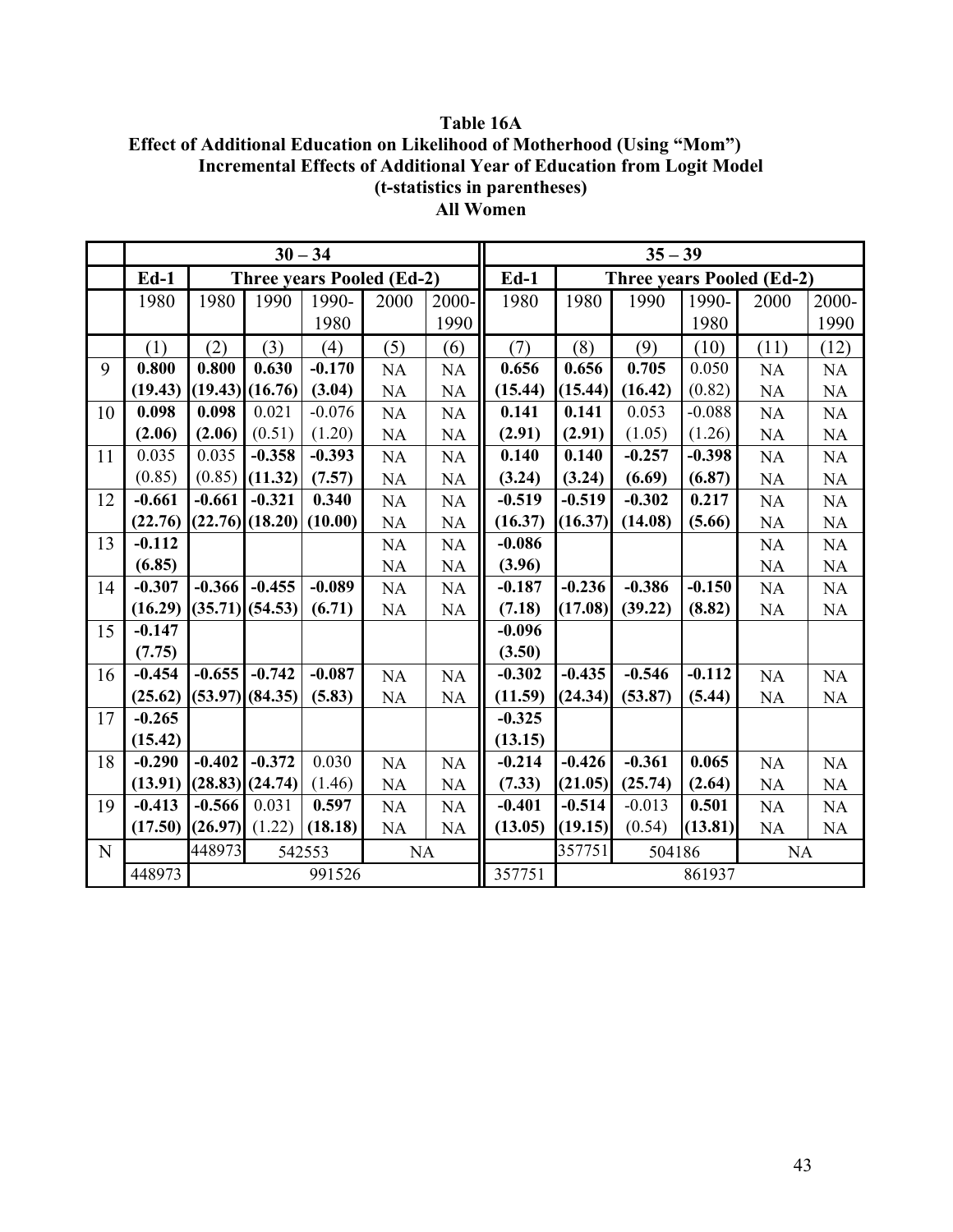**Table 16A**
**Effect of Additional Education on Likelihood of Motherhood (Using "Mom")**
**Incremental Effects of Additional Year of Education from Logit Model**
**(t-statistics in parentheses)**
**All Women**

| | 30 – 34 | | | | | | 35 – 39 | | | | | |
|---|---|---|---|---|---|---|---|---|---|---|---|---|
| | Ed-1 | Three years Pooled (Ed-2) | | | | | Ed-1 | Three years Pooled (Ed-2) | | | | |
| | 1980 | 1980 | 1990 | 1990-1980 | 2000 | 2000-1990 | 1980 | 1980 | 1990 | 1990-1980 | 2000 | 2000-1990 |
| | (1) | (2) | (3) | (4) | (5) | (6) | (7) | (8) | (9) | (10) | (11) | (12) |
| 9 | **0.800** | **0.800** | **0.630** | **-0.170** | NA | NA | **0.656** | **0.656** | **0.705** | 0.050 | NA | NA |
| | **(19.43)** | **(19.43)** | **(16.76)** | **(3.04)** | NA | NA | **(15.44)** | **(15.44)** | **(16.42)** | (0.82) | NA | NA |
| 10 | **0.098** | **0.098** | 0.021 | -0.076 | NA | NA | **0.141** | **0.141** | 0.053 | -0.088 | NA | NA |
| | **(2.06)** | **(2.06)** | (0.51) | (1.20) | NA | NA | **(2.91)** | **(2.91)** | (1.05) | (1.26) | NA | NA |
| 11 | 0.035 | 0.035 | **-0.358** | **-0.393** | NA | NA | **0.140** | **0.140** | **-0.257** | **-0.398** | NA | NA |
| | (0.85) | (0.85) | **(11.32)** | **(7.57)** | NA | NA | **(3.24)** | **(3.24)** | **(6.69)** | **(6.87)** | NA | NA |
| 12 | **-0.661** | **-0.661** | **-0.321** | **0.340** | NA | NA | **-0.519** | **-0.519** | **-0.302** | **0.217** | NA | NA |
| | **(22.76)** | **(22.76)** | **(18.20)** | **(10.00)** | NA | NA | **(16.37)** | **(16.37)** | **(14.08)** | **(5.66)** | NA | NA |
| 13 | **-0.112** | | | | NA | NA | **-0.086** | | | | NA | NA |
| | **(6.85)** | | | | NA | NA | **(3.96)** | | | | NA | NA |
| 14 | **-0.307** | **-0.366** | **-0.455** | **-0.089** | NA | NA | **-0.187** | **-0.236** | **-0.386** | **-0.150** | NA | NA |
| | **(16.29)** | **(35.71)** | **(54.53)** | **(6.71)** | NA | NA | **(7.18)** | **(17.08)** | **(39.22)** | **(8.82)** | NA | NA |
| 15 | **-0.147** | | | | | | **-0.096** | | | | | |
| | **(7.75)** | | | | | | **(3.50)** | | | | | |
| 16 | **-0.454** | **-0.655** | **-0.742** | **-0.087** | NA | NA | **-0.302** | **-0.435** | **-0.546** | **-0.112** | NA | NA |
| | **(25.62)** | **(53.97)** | **(84.35)** | **(5.83)** | NA | NA | **(11.59)** | **(24.34)** | **(53.87)** | **(5.44)** | NA | NA |
| 17 | **-0.265** | | | | | | **-0.325** | | | | | |
| | **(15.42)** | | | | | | **(13.15)** | | | | | |
| 18 | **-0.290** | **-0.402** | **-0.372** | 0.030 | NA | NA | **-0.214** | **-0.426** | **-0.361** | **0.065** | NA | NA |
| | **(13.91)** | **(28.83)** | **(24.74)** | (1.46) | NA | NA | **(7.33)** | **(21.05)** | **(25.74)** | **(2.64)** | NA | NA |
| 19 | **-0.413** | **-0.566** | 0.031 | **0.597** | NA | NA | **-0.401** | **-0.514** | -0.013 | **0.501** | NA | NA |
| | **(17.50)** | **(26.97)** | (1.22) | **(18.18)** | NA | NA | **(13.05)** | **(19.15)** | (0.54) | **(13.81)** | NA | NA |
| N | | 448973 | 542553 | | NA | | | 357751 | 504186 | | NA | |
| | 448973 | 991526 | | | | | 357751 | 861937 | | | | |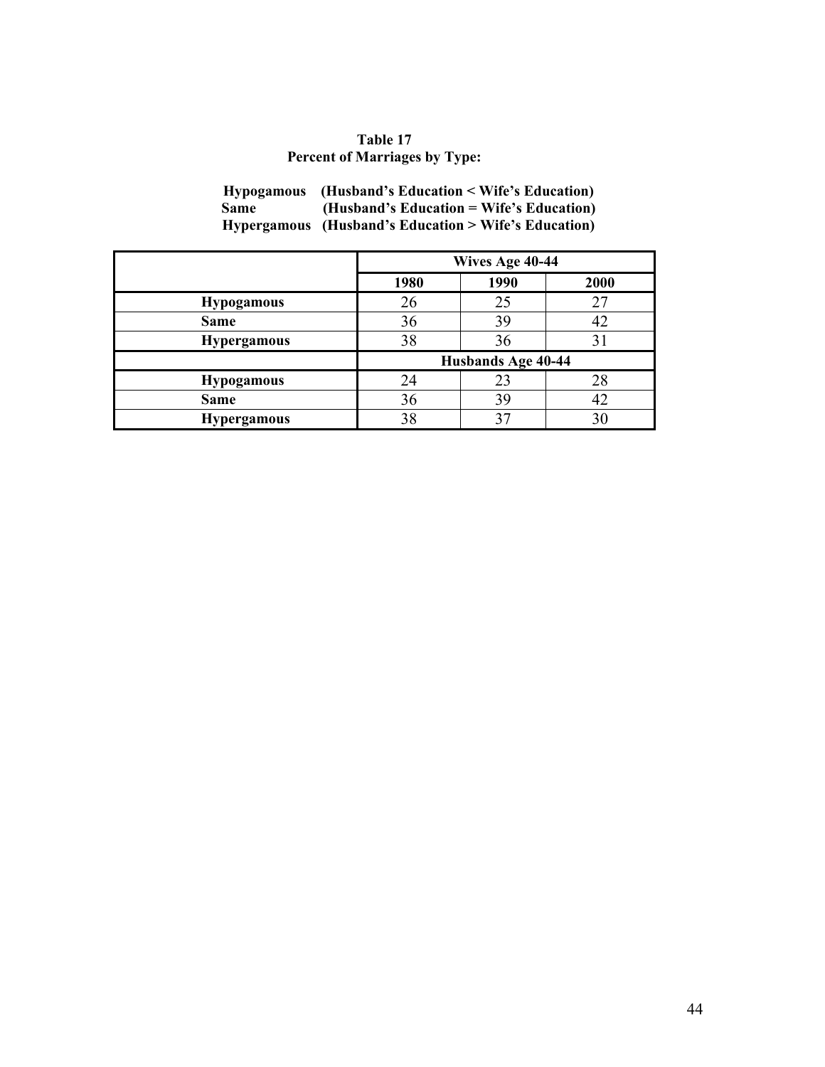**Table 17**
**Percent of Marriages by Type:**

**Hypogamous (Husband's Education < Wife's Education)**
**Same (Husband's Education = Wife's Education)**
**Hypergamous (Husband's Education > Wife's Education)**

| | Wives Age 40-44 | | |
|---|---|---|---|
| | **1980** | **1990** | **2000** |
| **Hypogamous** | 26 | 25 | 27 |
| **Same** | 36 | 39 | 42 |
| **Hypergamous** | 38 | 36 | 31 |
| | **Husbands Age 40-44** | | |
| **Hypogamous** | 24 | 23 | 28 |
| **Same** | 36 | 39 | 42 |
| **Hypergamous** | 38 | 37 | 30 |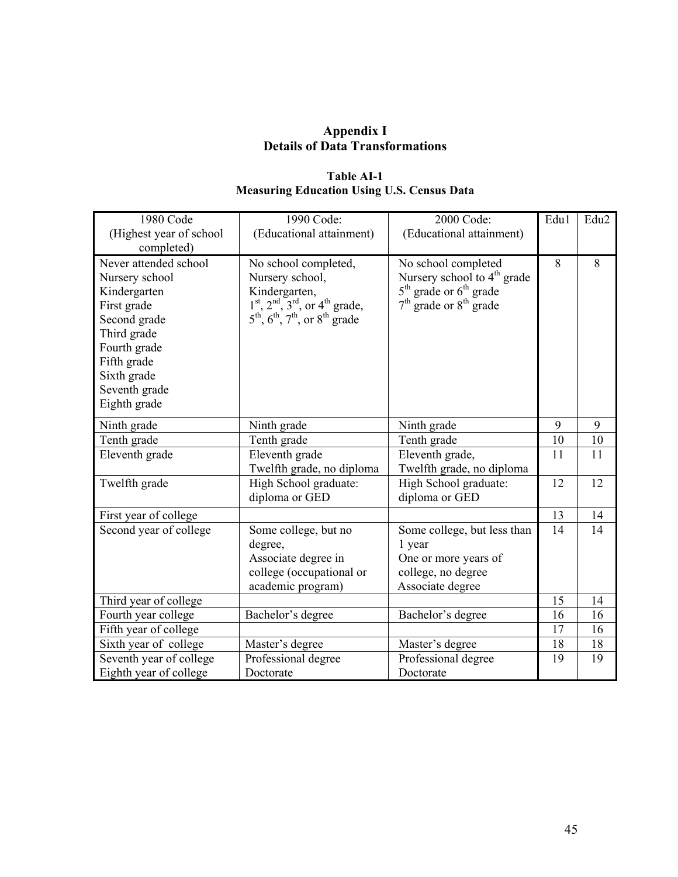## Appendix I
## Details of Data Transformations

**Table AI-1**
**Measuring Education Using U.S. Census Data**

| 1980 Code (Highest year of school completed) | 1990 Code: (Educational attainment) | 2000 Code: (Educational attainment) | Edu1 | Edu2 |
|---|---|---|---|---|
| Never attended school<br>Nursery school<br>Kindergarten<br>First grade<br>Second grade<br>Third grade<br>Fourth grade<br>Fifth grade<br>Sixth grade<br>Seventh grade<br>Eighth grade | No school completed,<br>Nursery school,<br>Kindergarten,<br>1st, 2nd, 3rd, or 4th grade,<br>5th, 6th, 7th, or 8th grade | No school completed<br>Nursery school to 4th grade<br>5th grade or 6th grade<br>7th grade or 8th grade | 8 | 8 |
| Ninth grade | Ninth grade | Ninth grade | 9 | 9 |
| Tenth grade | Tenth grade | Tenth grade | 10 | 10 |
| Eleventh grade | Eleventh grade<br>Twelfth grade, no diploma | Eleventh grade,<br>Twelfth grade, no diploma | 11 | 11 |
| Twelfth grade | High School graduate: diploma or GED | High School graduate: diploma or GED | 12 | 12 |
| First year of college | | | 13 | 14 |
| Second year of college | Some college, but no degree,<br>Associate degree in college (occupational or academic program) | Some college, but less than 1 year<br>One or more years of college, no degree<br>Associate degree | 14 | 14 |
| Third year of college | | | 15 | 14 |
| Fourth year college | Bachelor's degree | Bachelor's degree | 16 | 16 |
| Fifth year of college | | | 17 | 16 |
| Sixth year of college | Master's degree | Master's degree | 18 | 18 |
| Seventh year of college<br>Eighth year of college | Professional degree<br>Doctorate | Professional degree<br>Doctorate | 19 | 19 |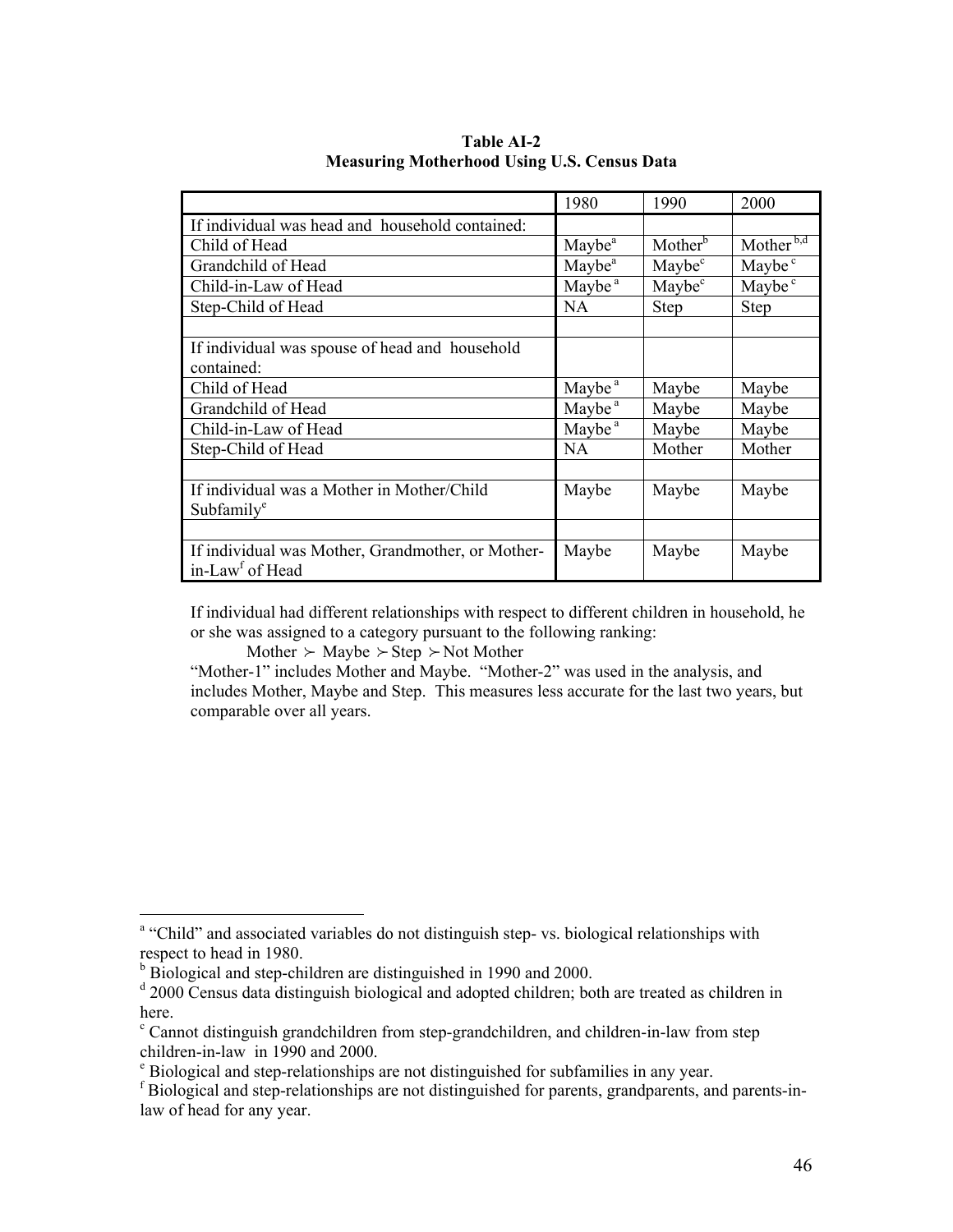**Table AI-2**
**Measuring Motherhood Using U.S. Census Data**

| | 1980 | 1990 | 2000 |
|---|---|---|---|
| If individual was head and household contained: | | | |
| Child of Head | Maybe[a] | Mother[b] | Mother[b,d] |
| Grandchild of Head | Maybe[a] | Maybe[c] | Maybe[c] |
| Child-in-Law of Head | Maybe[a] | Maybe[c] | Maybe[c] |
| Step-Child of Head | NA | Step | Step |
| | | | |
| If individual was spouse of head and household contained: | | | |
| Child of Head | Maybe[a] | Maybe | Maybe |
| Grandchild of Head | Maybe[a] | Maybe | Maybe |
| Child-in-Law of Head | Maybe[a] | Maybe | Maybe |
| Step-Child of Head | NA | Mother | Mother |
| | | | |
| If individual was a Mother in Mother/Child Subfamily[e] | Maybe | Maybe | Maybe |
| | | | |
| If individual was Mother, Grandmother, or Mother-in-Law[f] of Head | Maybe | Maybe | Maybe |

If individual had different relationships with respect to different children in household, he or she was assigned to a category pursuant to the following ranking:

$\text{Mother} \succ \text{Maybe} \succ \text{Step} \succ \text{Not Mother}$

"Mother-1" includes Mother and Maybe. "Mother-2" was used in the analysis, and includes Mother, Maybe and Step. This measures less accurate for the last two years, but comparable over all years.

---

[a] "Child" and associated variables do not distinguish step- vs. biological relationships with respect to head in 1980.

[b] Biological and step-children are distinguished in 1990 and 2000.

[d] 2000 Census data distinguish biological and adopted children; both are treated as children in here.

[c] Cannot distinguish grandchildren from step-grandchildren, and children-in-law from step children-in-law in 1990 and 2000.

[e] Biological and step-relationships are not distinguished for subfamilies in any year.

[f] Biological and step-relationships are not distinguished for parents, grandparents, and parents-in-law of head for any year.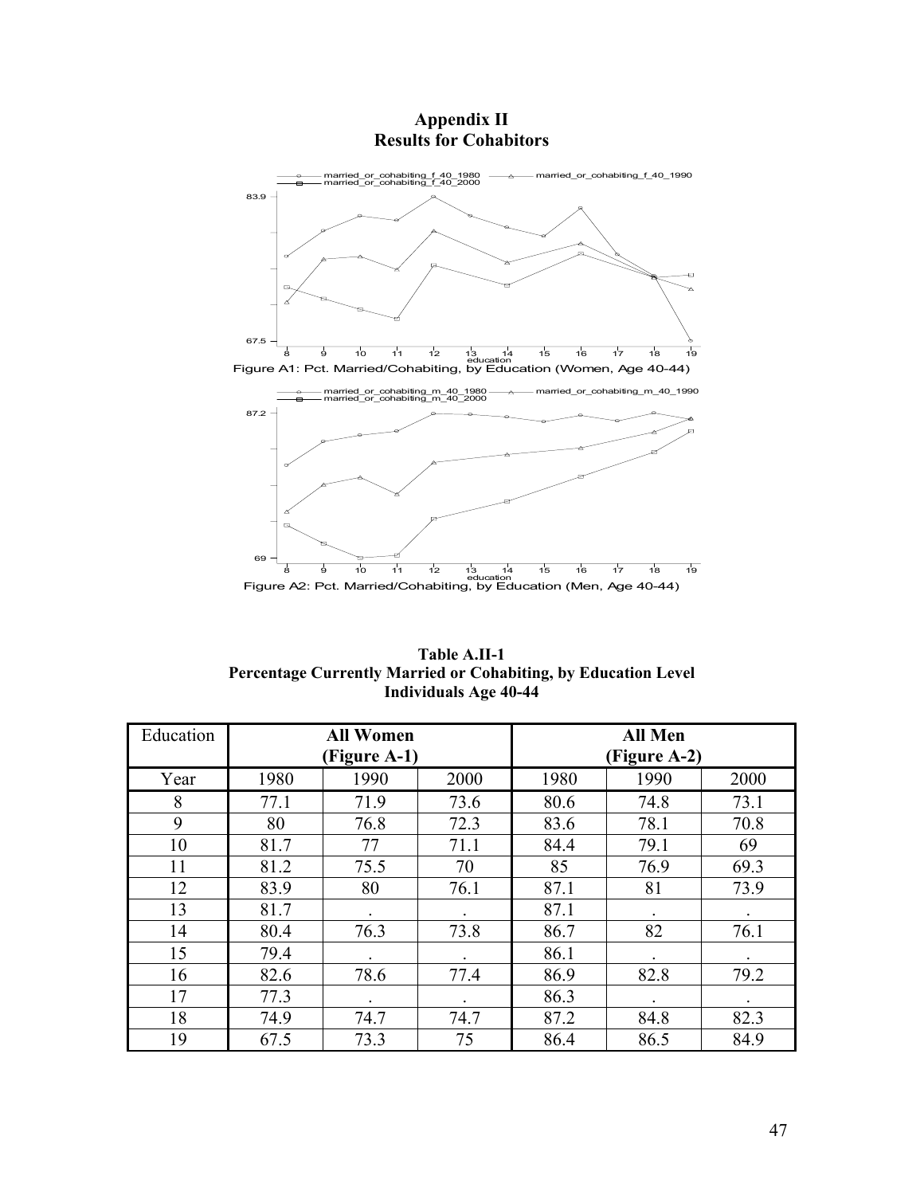# Appendix II
## Results for Cohabitors

Figure A1: Pct. Married/Cohabiting, by Education (Women, Age 40-44)

Figure A2: Pct. Married/Cohabiting, by Education (Men, Age 40-44)

**Table A.II-1**
**Percentage Currently Married or Cohabiting, by Education Level**
**Individuals Age 40-44**

| Education | **All Women (Figure A-1)** | | | **All Men (Figure A-2)** | | |
|---|---|---|---|---|---|---|
| Year | 1980 | 1990 | 2000 | 1980 | 1990 | 2000 |
| 8 | 77.1 | 71.9 | 73.6 | 80.6 | 74.8 | 73.1 |
| 9 | 80 | 76.8 | 72.3 | 83.6 | 78.1 | 70.8 |
| 10 | 81.7 | 77 | 71.1 | 84.4 | 79.1 | 69 |
| 11 | 81.2 | 75.5 | 70 | 85 | 76.9 | 69.3 |
| 12 | 83.9 | 80 | 76.1 | 87.1 | 81 | 73.9 |
| 13 | 81.7 | . | . | 87.1 | . | . |
| 14 | 80.4 | 76.3 | 73.8 | 86.7 | 82 | 76.1 |
| 15 | 79.4 | . | . | 86.1 | . | . |
| 16 | 82.6 | 78.6 | 77.4 | 86.9 | 82.8 | 79.2 |
| 17 | 77.3 | . | . | 86.3 | . | . |
| 18 | 74.9 | 74.7 | 74.7 | 87.2 | 84.8 | 82.3 |
| 19 | 67.5 | 73.3 | 75 | 86.4 | 86.5 | 84.9 |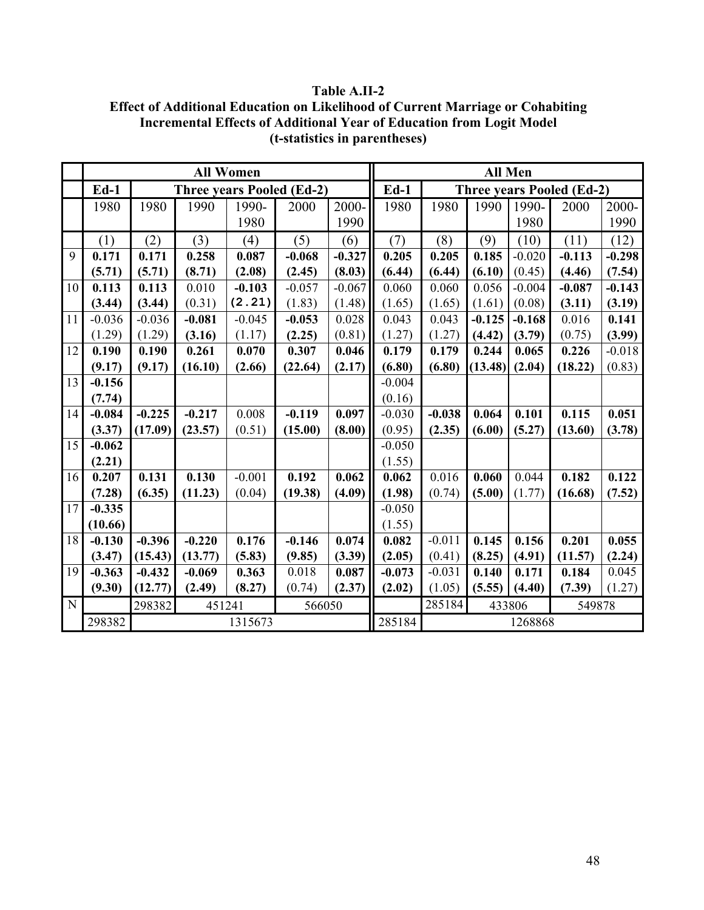**Table A.II-2**
**Effect of Additional Education on Likelihood of Current Marriage or Cohabiting**
**Incremental Effects of Additional Year of Education from Logit Model**
**(t-statistics in parentheses)**

| | **All Women** | | | | | | **All Men** | | | | | |
|---|---|---|---|---|---|---|---|---|---|---|---|---|
| | **Ed-1** | **Three years Pooled (Ed-2)** | | | | | **Ed-1** | **Three years Pooled (Ed-2)** | | | | |
| | 1980 | 1980 | 1990 | 1990-1980 | 2000 | 2000-1990 | 1980 | 1980 | 1990 | 1990-1980 | 2000 | 2000-1990 |
| | (1) | (2) | (3) | (4) | (5) | (6) | (7) | (8) | (9) | (10) | (11) | (12) |
| 9 | **0.171** | **0.171** | **0.258** | **0.087** | **-0.068** | **-0.327** | **0.205** | **0.205** | **0.185** | -0.020 | **-0.113** | **-0.298** |
| | **(5.71)** | **(5.71)** | **(8.71)** | **(2.08)** | **(2.45)** | **(8.03)** | **(6.44)** | **(6.44)** | **(6.10)** | (0.45) | **(4.46)** | **(7.54)** |
| 10 | **0.113** | **0.113** | 0.010 | **-0.103** | -0.057 | -0.067 | 0.060 | 0.060 | 0.056 | -0.004 | **-0.087** | **-0.143** |
| | **(3.44)** | **(3.44)** | (0.31) | **(2.21)** | (1.83) | (1.48) | (1.65) | (1.65) | (1.61) | (0.08) | **(3.11)** | **(3.19)** |
| 11 | -0.036 | -0.036 | **-0.081** | -0.045 | **-0.053** | 0.028 | 0.043 | 0.043 | **-0.125** | **-0.168** | 0.016 | **0.141** |
| | (1.29) | (1.29) | **(3.16)** | (1.17) | **(2.25)** | (0.81) | (1.27) | (1.27) | **(4.42)** | **(3.79)** | (0.75) | **(3.99)** |
| 12 | **0.190** | **0.190** | **0.261** | **0.070** | **0.307** | **0.046** | **0.179** | **0.179** | **0.244** | **0.065** | **0.226** | -0.018 |
| | **(9.17)** | **(9.17)** | **(16.10)** | **(2.66)** | **(22.64)** | **(2.17)** | **(6.80)** | **(6.80)** | **(13.48)** | **(2.04)** | **(18.22)** | (0.83) |
| 13 | **-0.156** | | | | | | -0.004 | | | | | |
| | **(7.74)** | | | | | | (0.16) | | | | | |
| 14 | **-0.084** | **-0.225** | **-0.217** | 0.008 | **-0.119** | **0.097** | -0.030 | **-0.038** | **0.064** | **0.101** | **0.115** | **0.051** |
| | **(3.37)** | **(17.09)** | **(23.57)** | (0.51) | **(15.00)** | **(8.00)** | (0.95) | **(2.35)** | **(6.00)** | **(5.27)** | **(13.60)** | **(3.78)** |
| 15 | **-0.062** | | | | | | -0.050 | | | | | |
| | **(2.21)** | | | | | | (1.55) | | | | | |
| 16 | **0.207** | **0.131** | **0.130** | -0.001 | **0.192** | **0.062** | **0.062** | 0.016 | **0.060** | 0.044 | **0.182** | **0.122** |
| | **(7.28)** | **(6.35)** | **(11.23)** | (0.04) | **(19.38)** | **(4.09)** | **(1.98)** | (0.74) | **(5.00)** | (1.77) | **(16.68)** | **(7.52)** |
| 17 | **-0.335** | | | | | | -0.050 | | | | | |
| | **(10.66)** | | | | | | (1.55) | | | | | |
| 18 | **-0.130** | **-0.396** | **-0.220** | **0.176** | **-0.146** | **0.074** | **0.082** | -0.011 | **0.145** | **0.156** | **0.201** | **0.055** |
| | **(3.47)** | **(15.43)** | **(13.77)** | **(5.83)** | **(9.85)** | **(3.39)** | **(2.05)** | (0.41) | **(8.25)** | **(4.91)** | **(11.57)** | **(2.24)** |
| 19 | **-0.363** | **-0.432** | **-0.069** | **0.363** | 0.018 | **0.087** | **-0.073** | -0.031 | **0.140** | **0.171** | **0.184** | 0.045 |
| | **(9.30)** | **(12.77)** | **(2.49)** | **(8.27)** | (0.74) | **(2.37)** | **(2.02)** | (1.05) | **(5.55)** | **(4.40)** | **(7.39)** | (1.27) |
| N | | 298382 | 451241 | | 566050 | | | 285184 | 433806 | | 549878 | |
| | 298382 | 1315673 | | | | | 285184 | 1268868 | | | | |